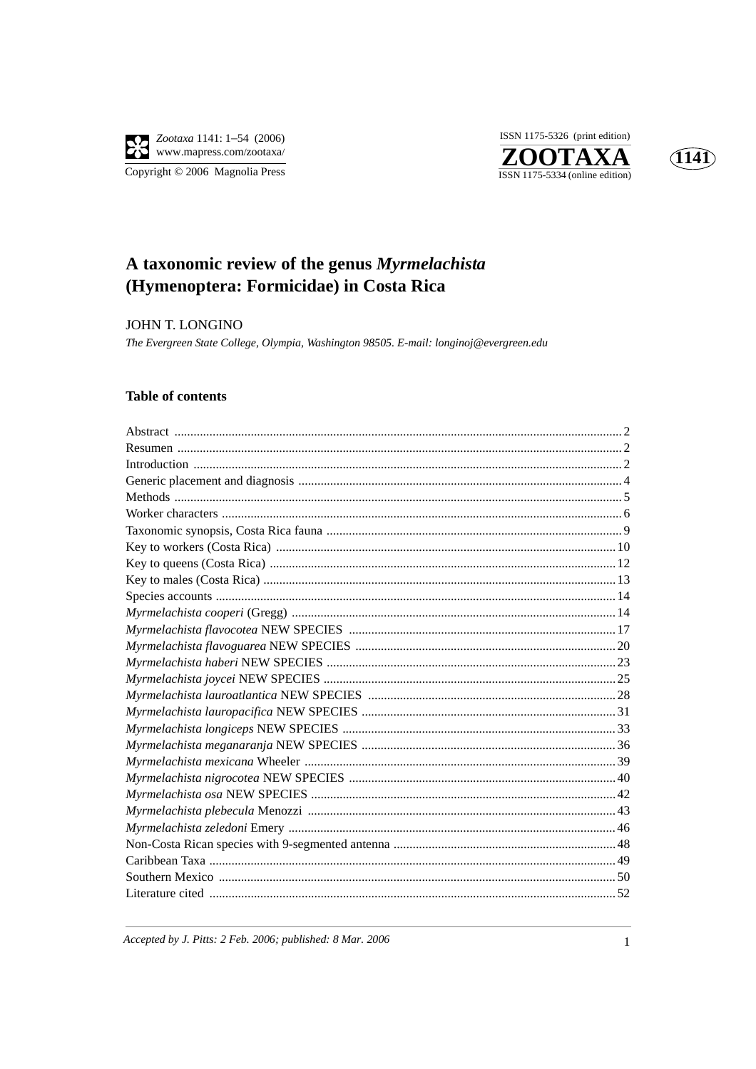# A taxonomic review of the genus *Myrmelachista* (Hymenoptera: Formicidae) in Costa Rica

JOHN T. LONGINO

*The Evergreen State College, Olympia, Washington 98505. E-mail: longinoj@evergreen.edu*

## Table of contents

| | |
|---|---|
| Abstract | 2 |
| Resumen | 2 |
| Introduction | 2 |
| Generic placement and diagnosis | 4 |
| Methods | 5 |
| Worker characters | 6 |
| Taxonomic synopsis, Costa Rica fauna | 9 |
| Key to workers (Costa Rica) | 10 |
| Key to queens (Costa Rica) | 12 |
| Key to males (Costa Rica) | 13 |
| Species accounts | 14 |
| *Myrmelachista cooperi* (Gregg) | 14 |
| *Myrmelachista flavocotea* NEW SPECIES | 17 |
| *Myrmelachista flavoguarea* NEW SPECIES | 20 |
| *Myrmelachista haberi* NEW SPECIES | 23 |
| *Myrmelachista joycei* NEW SPECIES | 25 |
| *Myrmelachista lauroatlantica* NEW SPECIES | 28 |
| *Myrmelachista lauropacifica* NEW SPECIES | 31 |
| *Myrmelachista longiceps* NEW SPECIES | 33 |
| *Myrmelachista meganaranja* NEW SPECIES | 36 |
| *Myrmelachista mexicana* Wheeler | 39 |
| *Myrmelachista nigrocotea* NEW SPECIES | 40 |
| *Myrmelachista osa* NEW SPECIES | 42 |
| *Myrmelachista plebecula* Menozzi | 43 |
| *Myrmelachista zeledoni* Emery | 46 |
| Non-Costa Rican species with 9-segmented antenna | 48 |
| Caribbean Taxa | 49 |
| Southern Mexico | 50 |
| Literature cited | 52 |

*Accepted by J. Pitts: 2 Feb. 2006; published: 8 Mar. 2006*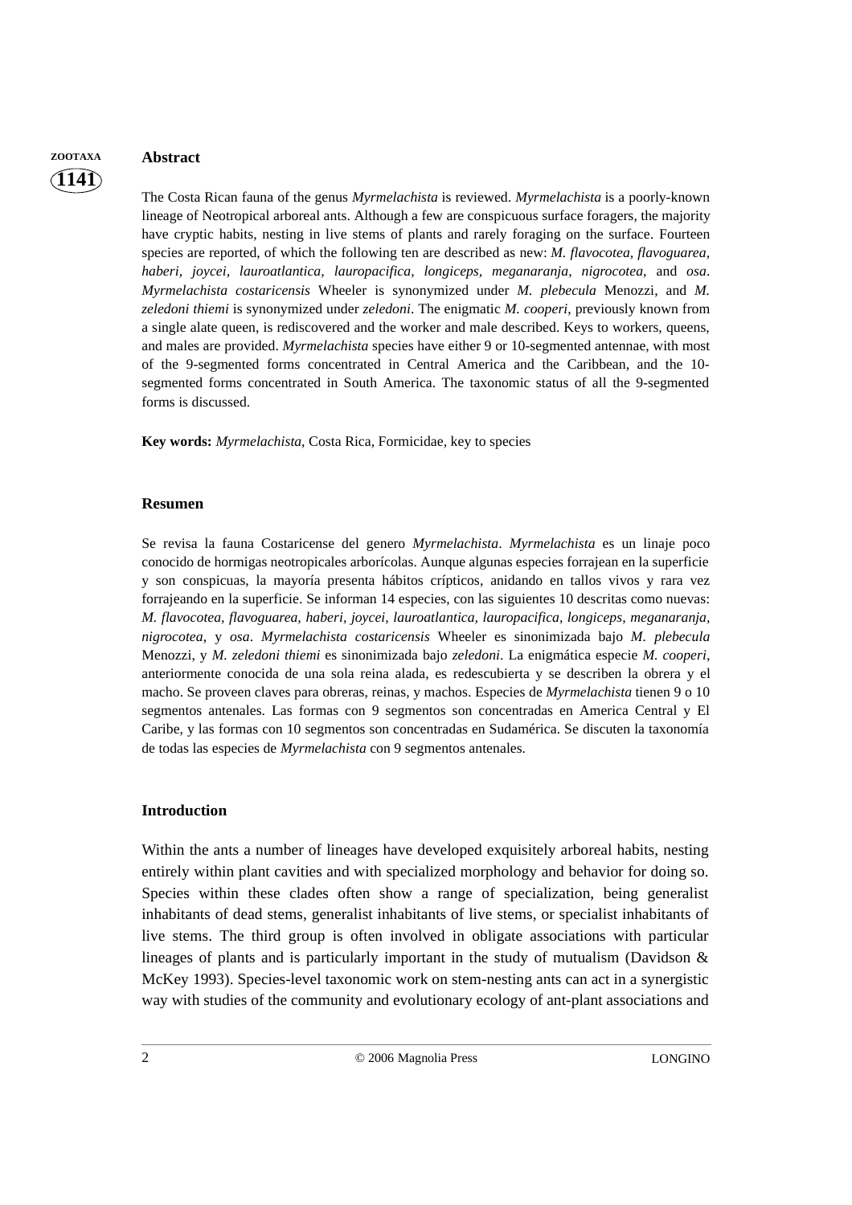## Abstract

The Costa Rican fauna of the genus *Myrmelachista* is reviewed. *Myrmelachista* is a poorly-known lineage of Neotropical arboreal ants. Although a few are conspicuous surface foragers, the majority have cryptic habits, nesting in live stems of plants and rarely foraging on the surface. Fourteen species are reported, of which the following ten are described as new: *M. flavocotea, flavoguarea, haberi, joycei, lauroatlantica, lauropacifica, longiceps, meganaranja, nigrocotea*, and *osa*. *Myrmelachista costaricensis* Wheeler is synonymized under *M. plebecula* Menozzi, and *M. zeledoni thiemi* is synonymized under *zeledoni*. The enigmatic *M. cooperi*, previously known from a single alate queen, is rediscovered and the worker and male described. Keys to workers, queens, and males are provided. *Myrmelachista* species have either 9 or 10-segmented antennae, with most of the 9-segmented forms concentrated in Central America and the Caribbean, and the 10-segmented forms concentrated in South America. The taxonomic status of all the 9-segmented forms is discussed.

**Key words:** *Myrmelachista*, Costa Rica, Formicidae, key to species

## Resumen

Se revisa la fauna Costaricense del genero *Myrmelachista*. *Myrmelachista* es un linaje poco conocido de hormigas neotropicales arborícolas. Aunque algunas especies forrajean en la superficie y son conspicuas, la mayoría presenta hábitos crípticos, anidando en tallos vivos y rara vez forrajeando en la superficie. Se informan 14 especies, con las siguientes 10 descritas como nuevas: *M. flavocotea, flavoguarea, haberi, joycei, lauroatlantica, lauropacifica, longiceps, meganaranja, nigrocotea*, y *osa*. *Myrmelachista costaricensis* Wheeler es sinonimizada bajo *M. plebecula* Menozzi, y *M. zeledoni thiemi* es sinonimizada bajo *zeledoni*. La enigmática especie *M. cooperi*, anteriormente conocida de una sola reina alada, es redescubierta y se describen la obrera y el macho. Se proveen claves para obreras, reinas, y machos. Especies de *Myrmelachista* tienen 9 o 10 segmentos antenales. Las formas con 9 segmentos son concentradas en America Central y El Caribe, y las formas con 10 segmentos son concentradas en Sudamérica. Se discuten la taxonomía de todas las especies de *Myrmelachista* con 9 segmentos antenales.

## Introduction

Within the ants a number of lineages have developed exquisitely arboreal habits, nesting entirely within plant cavities and with specialized morphology and behavior for doing so. Species within these clades often show a range of specialization, being generalist inhabitants of dead stems, generalist inhabitants of live stems, or specialist inhabitants of live stems. The third group is often involved in obligate associations with particular lineages of plants and is particularly important in the study of mutualism (Davidson & McKey 1993). Species-level taxonomic work on stem-nesting ants can act in a synergistic way with studies of the community and evolutionary ecology of ant-plant associations and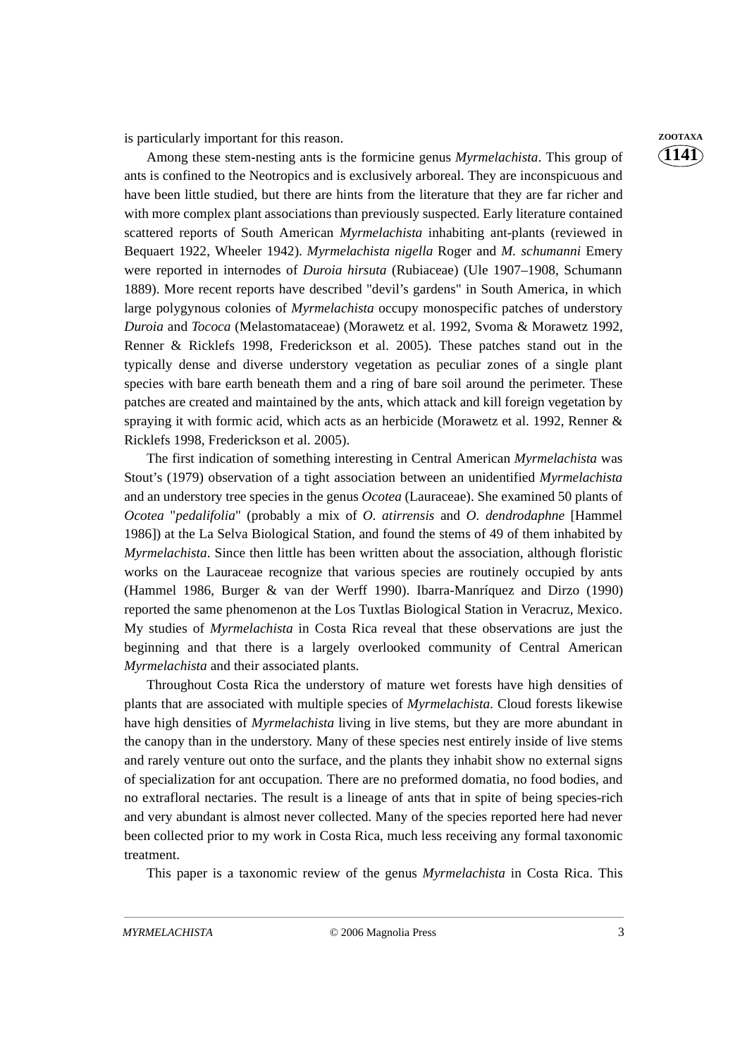is particularly important for this reason.

Among these stem-nesting ants is the formicine genus *Myrmelachista*. This group of ants is confined to the Neotropics and is exclusively arboreal. They are inconspicuous and have been little studied, but there are hints from the literature that they are far richer and with more complex plant associations than previously suspected. Early literature contained scattered reports of South American *Myrmelachista* inhabiting ant-plants (reviewed in Bequaert 1922, Wheeler 1942). *Myrmelachista nigella* Roger and *M. schumanni* Emery were reported in internodes of *Duroia hirsuta* (Rubiaceae) (Ule 1907–1908, Schumann 1889). More recent reports have described "devil's gardens" in South America, in which large polygynous colonies of *Myrmelachista* occupy monospecific patches of understory *Duroia* and *Tococa* (Melastomataceae) (Morawetz et al. 1992, Svoma & Morawetz 1992, Renner & Ricklefs 1998, Frederickson et al. 2005). These patches stand out in the typically dense and diverse understory vegetation as peculiar zones of a single plant species with bare earth beneath them and a ring of bare soil around the perimeter. These patches are created and maintained by the ants, which attack and kill foreign vegetation by spraying it with formic acid, which acts as an herbicide (Morawetz et al. 1992, Renner & Ricklefs 1998, Frederickson et al. 2005).

The first indication of something interesting in Central American *Myrmelachista* was Stout's (1979) observation of a tight association between an unidentified *Myrmelachista* and an understory tree species in the genus *Ocotea* (Lauraceae). She examined 50 plants of *Ocotea* "*pedalifolia*" (probably a mix of *O. atirrensis* and *O. dendrodaphne* [Hammel 1986]) at the La Selva Biological Station, and found the stems of 49 of them inhabited by *Myrmelachista*. Since then little has been written about the association, although floristic works on the Lauraceae recognize that various species are routinely occupied by ants (Hammel 1986, Burger & van der Werff 1990). Ibarra-Manríquez and Dirzo (1990) reported the same phenomenon at the Los Tuxtlas Biological Station in Veracruz, Mexico. My studies of *Myrmelachista* in Costa Rica reveal that these observations are just the beginning and that there is a largely overlooked community of Central American *Myrmelachista* and their associated plants.

Throughout Costa Rica the understory of mature wet forests have high densities of plants that are associated with multiple species of *Myrmelachista*. Cloud forests likewise have high densities of *Myrmelachista* living in live stems, but they are more abundant in the canopy than in the understory. Many of these species nest entirely inside of live stems and rarely venture out onto the surface, and the plants they inhabit show no external signs of specialization for ant occupation. There are no preformed domatia, no food bodies, and no extrafloral nectaries. The result is a lineage of ants that in spite of being species-rich and very abundant is almost never collected. Many of the species reported here had never been collected prior to my work in Costa Rica, much less receiving any formal taxonomic treatment.

This paper is a taxonomic review of the genus *Myrmelachista* in Costa Rica. This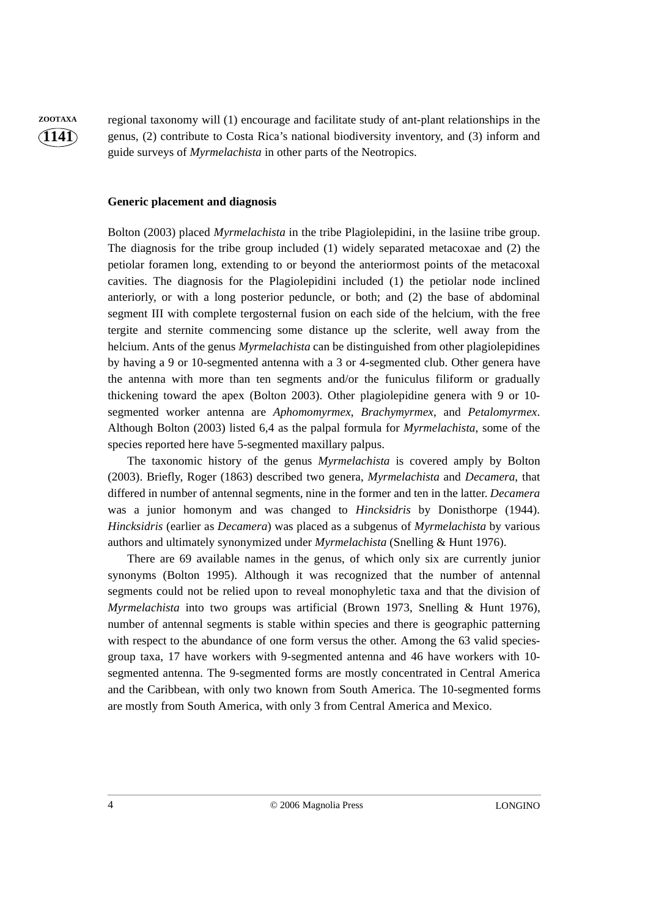regional taxonomy will (1) encourage and facilitate study of ant-plant relationships in the genus, (2) contribute to Costa Rica's national biodiversity inventory, and (3) inform and guide surveys of *Myrmelachista* in other parts of the Neotropics.

### Generic placement and diagnosis

Bolton (2003) placed *Myrmelachista* in the tribe Plagiolepidini, in the lasiine tribe group. The diagnosis for the tribe group included (1) widely separated metacoxae and (2) the petiolar foramen long, extending to or beyond the anteriormost points of the metacoxal cavities. The diagnosis for the Plagiolepidini included (1) the petiolar node inclined anteriorly, or with a long posterior peduncle, or both; and (2) the base of abdominal segment III with complete tergosternal fusion on each side of the helcium, with the free tergite and sternite commencing some distance up the sclerite, well away from the helcium. Ants of the genus *Myrmelachista* can be distinguished from other plagiolepidines by having a 9 or 10-segmented antenna with a 3 or 4-segmented club. Other genera have the antenna with more than ten segments and/or the funiculus filiform or gradually thickening toward the apex (Bolton 2003). Other plagiolepidine genera with 9 or 10-segmented worker antenna are *Aphomomyrmex*, *Brachymyrmex*, and *Petalomyrmex*. Although Bolton (2003) listed 6,4 as the palpal formula for *Myrmelachista*, some of the species reported here have 5-segmented maxillary palpus.

The taxonomic history of the genus *Myrmelachista* is covered amply by Bolton (2003). Briefly, Roger (1863) described two genera, *Myrmelachista* and *Decamera*, that differed in number of antennal segments, nine in the former and ten in the latter. *Decamera* was a junior homonym and was changed to *Hincksidris* by Donisthorpe (1944). *Hincksidris* (earlier as *Decamera*) was placed as a subgenus of *Myrmelachista* by various authors and ultimately synonymized under *Myrmelachista* (Snelling & Hunt 1976).

There are 69 available names in the genus, of which only six are currently junior synonyms (Bolton 1995). Although it was recognized that the number of antennal segments could not be relied upon to reveal monophyletic taxa and that the division of *Myrmelachista* into two groups was artificial (Brown 1973, Snelling & Hunt 1976), number of antennal segments is stable within species and there is geographic patterning with respect to the abundance of one form versus the other. Among the 63 valid species-group taxa, 17 have workers with 9-segmented antenna and 46 have workers with 10-segmented antenna. The 9-segmented forms are mostly concentrated in Central America and the Caribbean, with only two known from South America. The 10-segmented forms are mostly from South America, with only 3 from Central America and Mexico.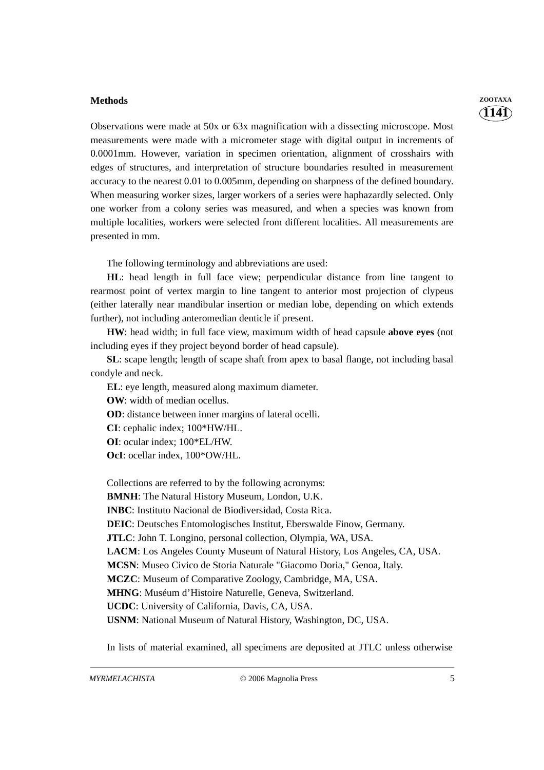## Methods

Observations were made at 50x or 63x magnification with a dissecting microscope. Most measurements were made with a micrometer stage with digital output in increments of 0.0001mm. However, variation in specimen orientation, alignment of crosshairs with edges of structures, and interpretation of structure boundaries resulted in measurement accuracy to the nearest 0.01 to 0.005mm, depending on sharpness of the defined boundary. When measuring worker sizes, larger workers of a series were haphazardly selected. Only one worker from a colony series was measured, and when a species was known from multiple localities, workers were selected from different localities. All measurements are presented in mm.

The following terminology and abbreviations are used:

**HL**: head length in full face view; perpendicular distance from line tangent to rearmost point of vertex margin to line tangent to anterior most projection of clypeus (either laterally near mandibular insertion or median lobe, depending on which extends further), not including anteromedian denticle if present.

**HW**: head width; in full face view, maximum width of head capsule **above eyes** (not including eyes if they project beyond border of head capsule).

**SL**: scape length; length of scape shaft from apex to basal flange, not including basal condyle and neck.

**EL**: eye length, measured along maximum diameter.

**OW**: width of median ocellus.

**OD**: distance between inner margins of lateral ocelli.

**CI**: cephalic index; 100*HW/HL.

**OI**: ocular index; 100*EL/HW.

**OcI**: ocellar index, 100*OW/HL.

Collections are referred to by the following acronyms:

**BMNH**: The Natural History Museum, London, U.K.

**INBC**: Instituto Nacional de Biodiversidad, Costa Rica.

**DEIC**: Deutsches Entomologisches Institut, Eberswalde Finow, Germany.

**JTLC**: John T. Longino, personal collection, Olympia, WA, USA.

**LACM**: Los Angeles County Museum of Natural History, Los Angeles, CA, USA.

**MCSN**: Museo Civico de Storia Naturale "Giacomo Doria," Genoa, Italy.

**MCZC**: Museum of Comparative Zoology, Cambridge, MA, USA.

**MHNG**: Muséum d'Histoire Naturelle, Geneva, Switzerland.

**UCDC**: University of California, Davis, CA, USA.

**USNM**: National Museum of Natural History, Washington, DC, USA.

In lists of material examined, all specimens are deposited at JTLC unless otherwise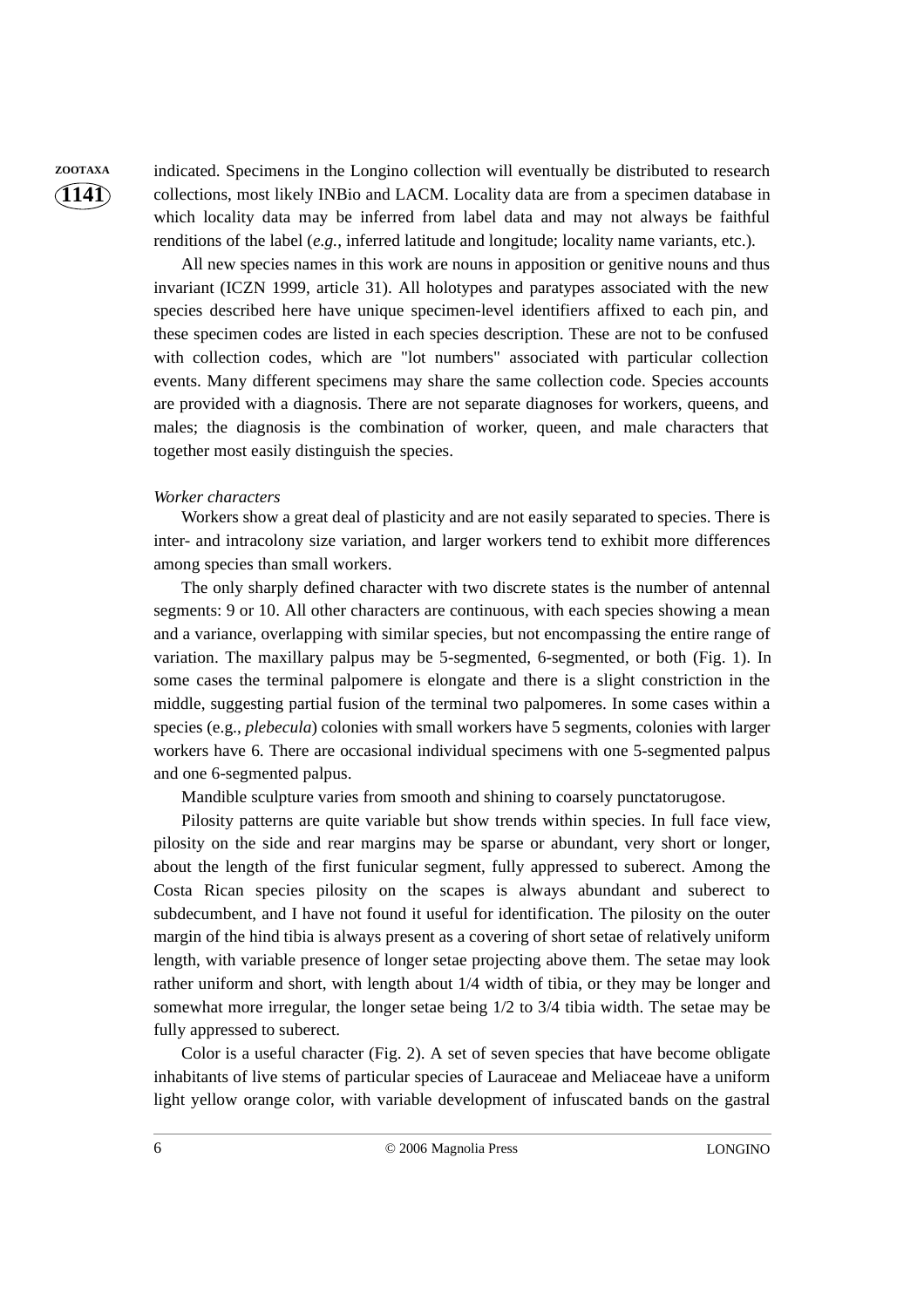indicated. Specimens in the Longino collection will eventually be distributed to research collections, most likely INBio and LACM. Locality data are from a specimen database in which locality data may be inferred from label data and may not always be faithful renditions of the label (*e.g.*, inferred latitude and longitude; locality name variants, etc.).

All new species names in this work are nouns in apposition or genitive nouns and thus invariant (ICZN 1999, article 31). All holotypes and paratypes associated with the new species described here have unique specimen-level identifiers affixed to each pin, and these specimen codes are listed in each species description. These are not to be confused with collection codes, which are "lot numbers" associated with particular collection events. Many different specimens may share the same collection code. Species accounts are provided with a diagnosis. There are not separate diagnoses for workers, queens, and males; the diagnosis is the combination of worker, queen, and male characters that together most easily distinguish the species.

*Worker characters*

Workers show a great deal of plasticity and are not easily separated to species. There is inter- and intracolony size variation, and larger workers tend to exhibit more differences among species than small workers.

The only sharply defined character with two discrete states is the number of antennal segments: 9 or 10. All other characters are continuous, with each species showing a mean and a variance, overlapping with similar species, but not encompassing the entire range of variation. The maxillary palpus may be 5-segmented, 6-segmented, or both (Fig. 1). In some cases the terminal palpomere is elongate and there is a slight constriction in the middle, suggesting partial fusion of the terminal two palpomeres. In some cases within a species (e.g., *plebecula*) colonies with small workers have 5 segments, colonies with larger workers have 6. There are occasional individual specimens with one 5-segmented palpus and one 6-segmented palpus.

Mandible sculpture varies from smooth and shining to coarsely punctatorugose.

Pilosity patterns are quite variable but show trends within species. In full face view, pilosity on the side and rear margins may be sparse or abundant, very short or longer, about the length of the first funicular segment, fully appressed to suberect. Among the Costa Rican species pilosity on the scapes is always abundant and suberect to subdecumbent, and I have not found it useful for identification. The pilosity on the outer margin of the hind tibia is always present as a covering of short setae of relatively uniform length, with variable presence of longer setae projecting above them. The setae may look rather uniform and short, with length about 1/4 width of tibia, or they may be longer and somewhat more irregular, the longer setae being 1/2 to 3/4 tibia width. The setae may be fully appressed to suberect.

Color is a useful character (Fig. 2). A set of seven species that have become obligate inhabitants of live stems of particular species of Lauraceae and Meliaceae have a uniform light yellow orange color, with variable development of infuscated bands on the gastral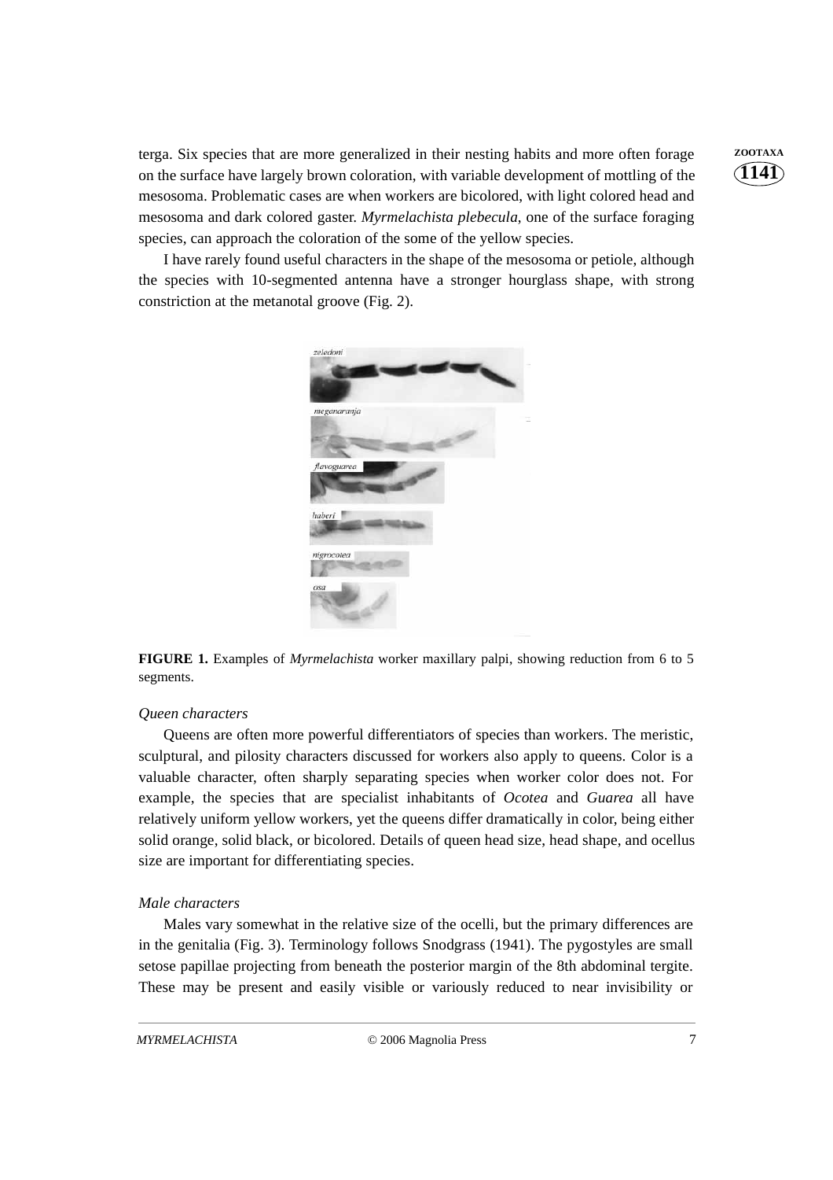terga. Six species that are more generalized in their nesting habits and more often forage on the surface have largely brown coloration, with variable development of mottling of the mesosoma. Problematic cases are when workers are bicolored, with light colored head and mesosoma and dark colored gaster. *Myrmelachista plebecula*, one of the surface foraging species, can approach the coloration of the some of the yellow species.

I have rarely found useful characters in the shape of the mesosoma or petiole, although the species with 10-segmented antenna have a stronger hourglass shape, with strong constriction at the metanotal groove (Fig. 2).

**FIGURE 1.** Examples of *Myrmelachista* worker maxillary palpi, showing reduction from 6 to 5 segments.

### *Queen characters*

Queens are often more powerful differentiators of species than workers. The meristic, sculptural, and pilosity characters discussed for workers also apply to queens. Color is a valuable character, often sharply separating species when worker color does not. For example, the species that are specialist inhabitants of *Ocotea* and *Guarea* all have relatively uniform yellow workers, yet the queens differ dramatically in color, being either solid orange, solid black, or bicolored. Details of queen head size, head shape, and ocellus size are important for differentiating species.

### *Male characters*

Males vary somewhat in the relative size of the ocelli, but the primary differences are in the genitalia (Fig. 3). Terminology follows Snodgrass (1941). The pygostyles are small setose papillae projecting from beneath the posterior margin of the 8th abdominal tergite. These may be present and easily visible or variously reduced to near invisibility or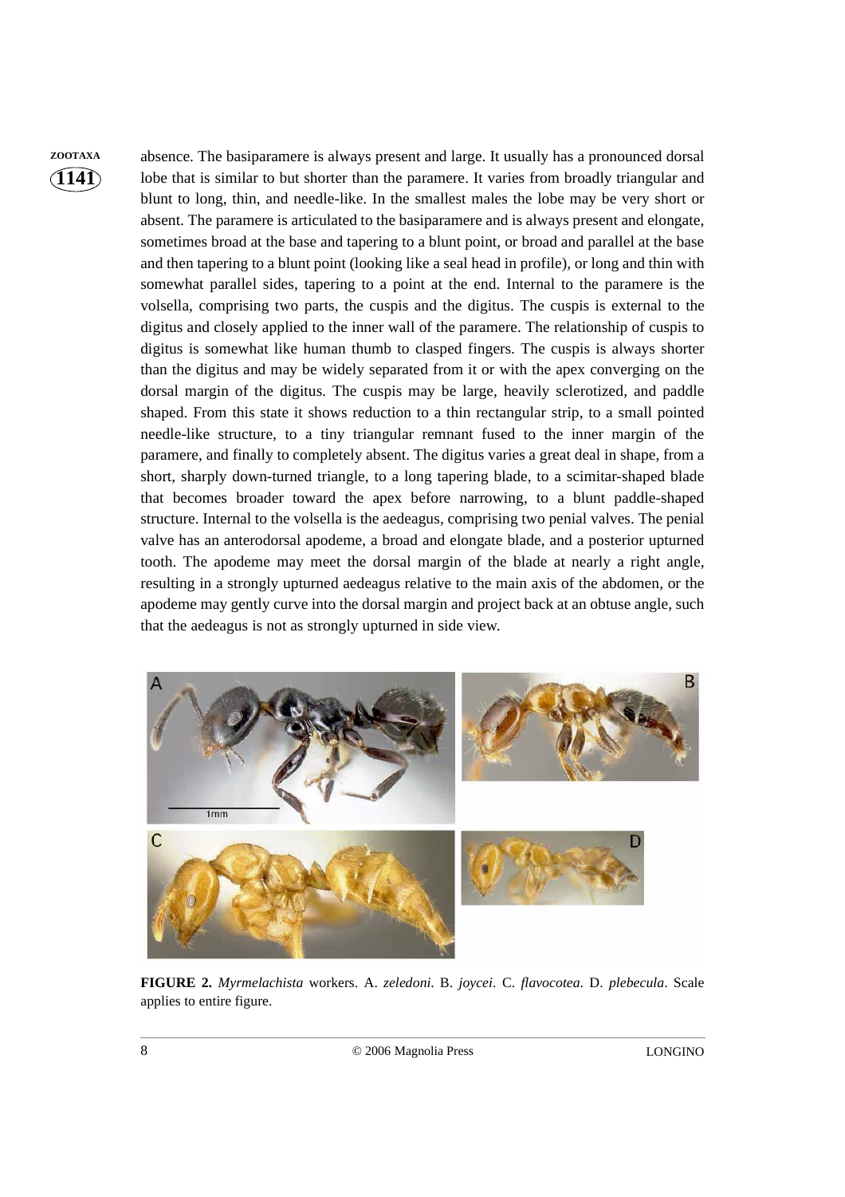absence. The basiparamere is always present and large. It usually has a pronounced dorsal lobe that is similar to but shorter than the paramere. It varies from broadly triangular and blunt to long, thin, and needle-like. In the smallest males the lobe may be very short or absent. The paramere is articulated to the basiparamere and is always present and elongate, sometimes broad at the base and tapering to a blunt point, or broad and parallel at the base and then tapering to a blunt point (looking like a seal head in profile), or long and thin with somewhat parallel sides, tapering to a point at the end. Internal to the paramere is the volsella, comprising two parts, the cuspis and the digitus. The cuspis is external to the digitus and closely applied to the inner wall of the paramere. The relationship of cuspis to digitus is somewhat like human thumb to clasped fingers. The cuspis is always shorter than the digitus and may be widely separated from it or with the apex converging on the dorsal margin of the digitus. The cuspis may be large, heavily sclerotized, and paddle shaped. From this state it shows reduction to a thin rectangular strip, to a small pointed needle-like structure, to a tiny triangular remnant fused to the inner margin of the paramere, and finally to completely absent. The digitus varies a great deal in shape, from a short, sharply down-turned triangle, to a long tapering blade, to a scimitar-shaped blade that becomes broader toward the apex before narrowing, to a blunt paddle-shaped structure. Internal to the volsella is the aedeagus, comprising two penial valves. The penial valve has an anterodorsal apodeme, a broad and elongate blade, and a posterior upturned tooth. The apodeme may meet the dorsal margin of the blade at nearly a right angle, resulting in a strongly upturned aedeagus relative to the main axis of the abdomen, or the apodeme may gently curve into the dorsal margin and project back at an obtuse angle, such that the aedeagus is not as strongly upturned in side view.

**FIGURE 2.** *Myrmelachista* workers. A. *zeledoni*. B. *joycei*. C. *flavocotea*. D. *plebecula*. Scale applies to entire figure.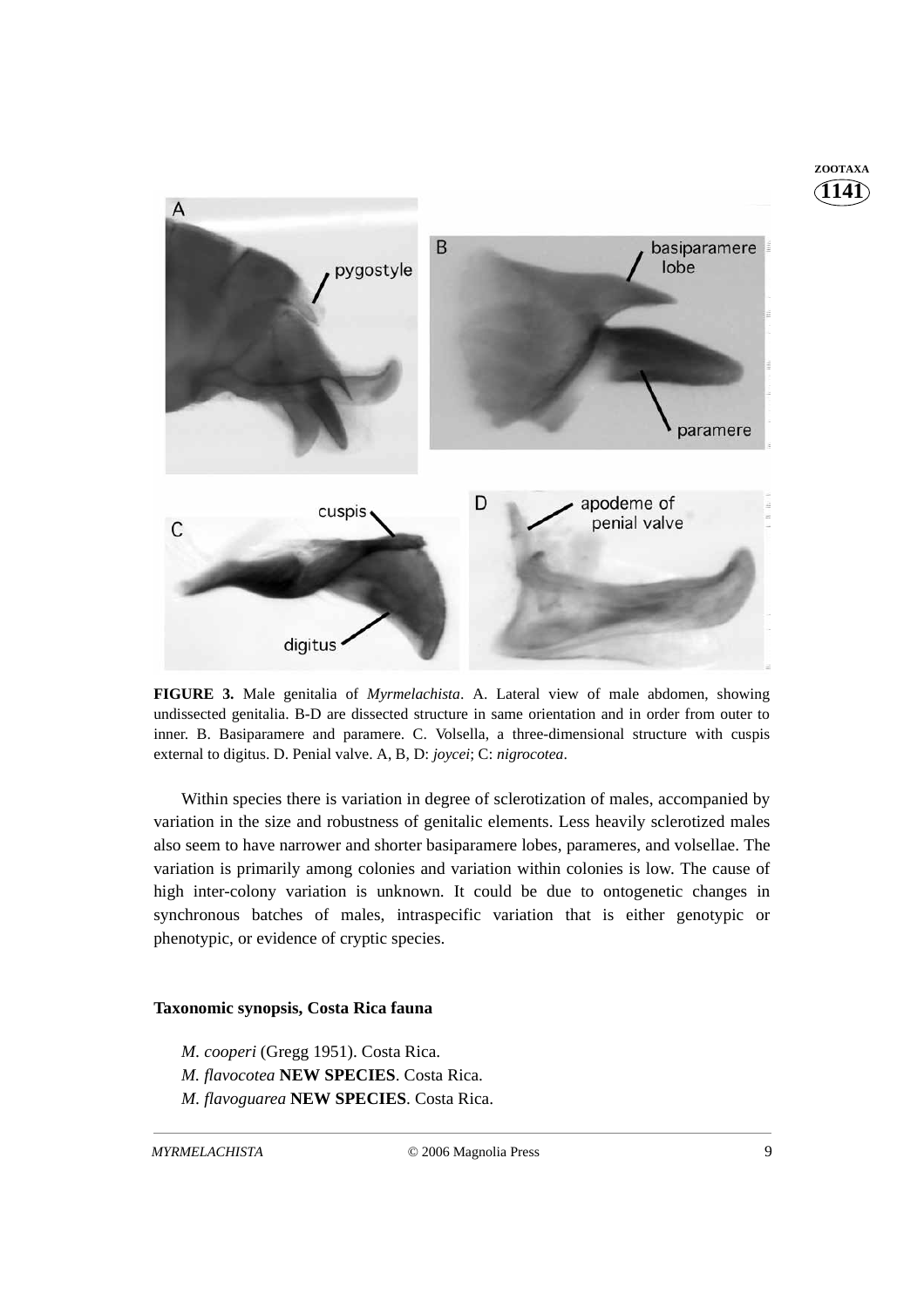**FIGURE 3.** Male genitalia of *Myrmelachista*. A. Lateral view of male abdomen, showing undissected genitalia. B-D are dissected structure in same orientation and in order from outer to inner. B. Basiparamere and paramere. C. Volsella, a three-dimensional structure with cuspis external to digitus. D. Penial valve. A, B, D: *joycei*; C: *nigrocotea*.

Within species there is variation in degree of sclerotization of males, accompanied by variation in the size and robustness of genitalic elements. Less heavily sclerotized males also seem to have narrower and shorter basiparamere lobes, parameres, and volsellae. The variation is primarily among colonies and variation within colonies is low. The cause of high inter-colony variation is unknown. It could be due to ontogenetic changes in synchronous batches of males, intraspecific variation that is either genotypic or phenotypic, or evidence of cryptic species.

### Taxonomic synopsis, Costa Rica fauna

*M. cooperi* (Gregg 1951). Costa Rica.
*M. flavocotea* **NEW SPECIES**. Costa Rica.
*M. flavoguarea* **NEW SPECIES**. Costa Rica.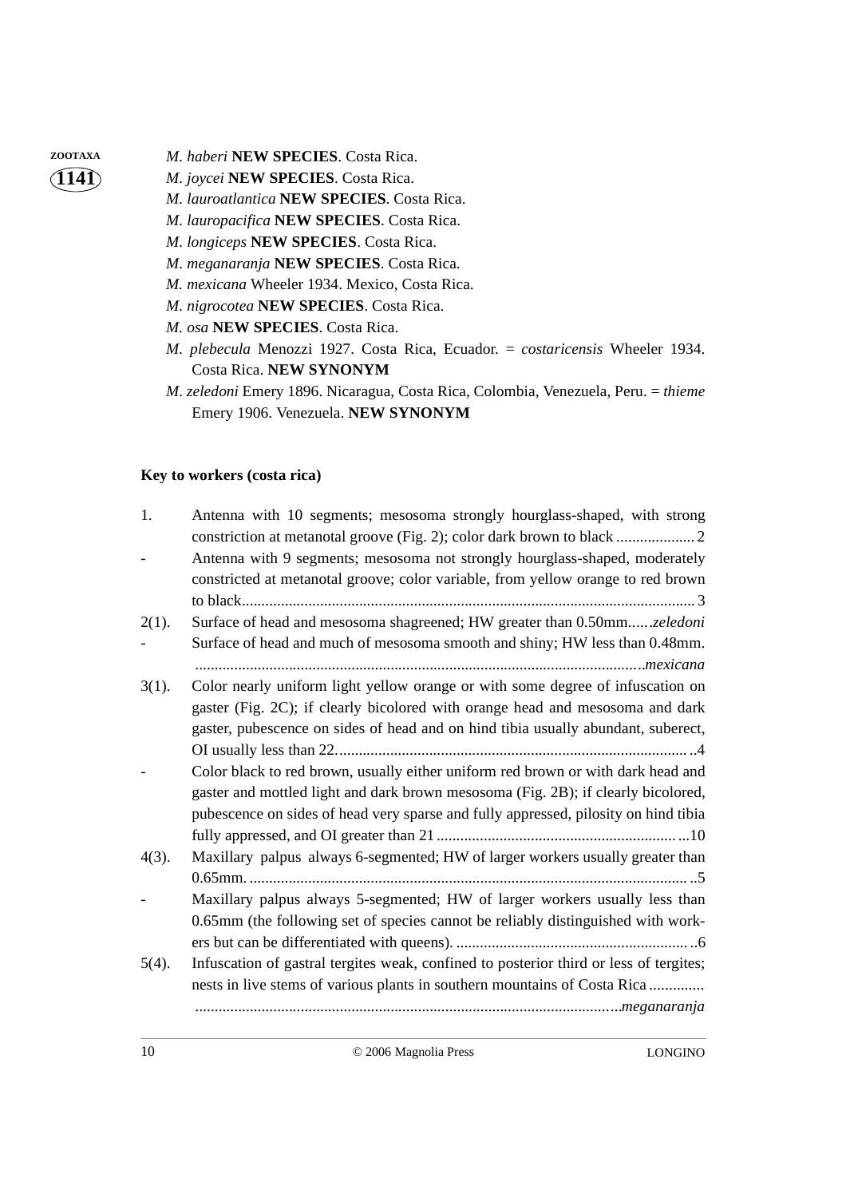*M. haberi* **NEW SPECIES**. Costa Rica.

*M. joycei* **NEW SPECIES**. Costa Rica.

*M. lauroatlantica* **NEW SPECIES**. Costa Rica.

*M. lauropacifica* **NEW SPECIES**. Costa Rica.

*M. longiceps* **NEW SPECIES**. Costa Rica.

*M. meganaranja* **NEW SPECIES**. Costa Rica.

*M. mexicana* Wheeler 1934. Mexico, Costa Rica.

*M. nigrocotea* **NEW SPECIES**. Costa Rica.

*M. osa* **NEW SPECIES**. Costa Rica.

*M. plebecula* Menozzi 1927. Costa Rica, Ecuador. = *costaricensis* Wheeler 1934. Costa Rica. **NEW SYNONYM**

*M. zeledoni* Emery 1896. Nicaragua, Costa Rica, Colombia, Venezuela, Peru. = *thieme* Emery 1906. Venezuela. **NEW SYNONYM**

**Key to workers (costa rica)**

1. Antenna with 10 segments; mesosoma strongly hourglass-shaped, with strong constriction at metanotal groove (Fig. 2); color dark brown to black .................... 2

- Antenna with 9 segments; mesosoma not strongly hourglass-shaped, moderately constricted at metanotal groove; color variable, from yellow orange to red brown to black.................................................................................................................... 3

2(1). Surface of head and mesosoma shagreened; HW greater than 0.50mm......*zeledoni*

- Surface of head and much of mesosoma smooth and shiny; HW less than 0.48mm. .................................................................................................................*mexicana*

3(1). Color nearly uniform light yellow orange or with some degree of infuscation on gaster (Fig. 2C); if clearly bicolored with orange head and mesosoma and dark gaster, pubescence on sides of head and on hind tibia usually abundant, suberect, OI usually less than 22.......................................................................................... ..4

- Color black to red brown, usually either uniform red brown or with dark head and gaster and mottled light and dark brown mesosoma (Fig. 2B); if clearly bicolored, pubescence on sides of head very sparse and fully appressed, pilosity on hind tibia fully appressed, and OI greater than 21 .............................................................. ...10

4(3). Maxillary palpus always 6-segmented; HW of larger workers usually greater than 0.65mm. ................................................................................................................ ..5

- Maxillary palpus always 5-segmented; HW of larger workers usually less than 0.65mm (the following set of species cannot be reliably distinguished with workers but can be differentiated with queens). ........................................................... ..6

5(4). Infuscation of gastral tergites weak, confined to posterior third or less of tergites; nests in live stems of various plants in southern mountains of Costa Rica .............. ...........................................................................................................*meganaranja*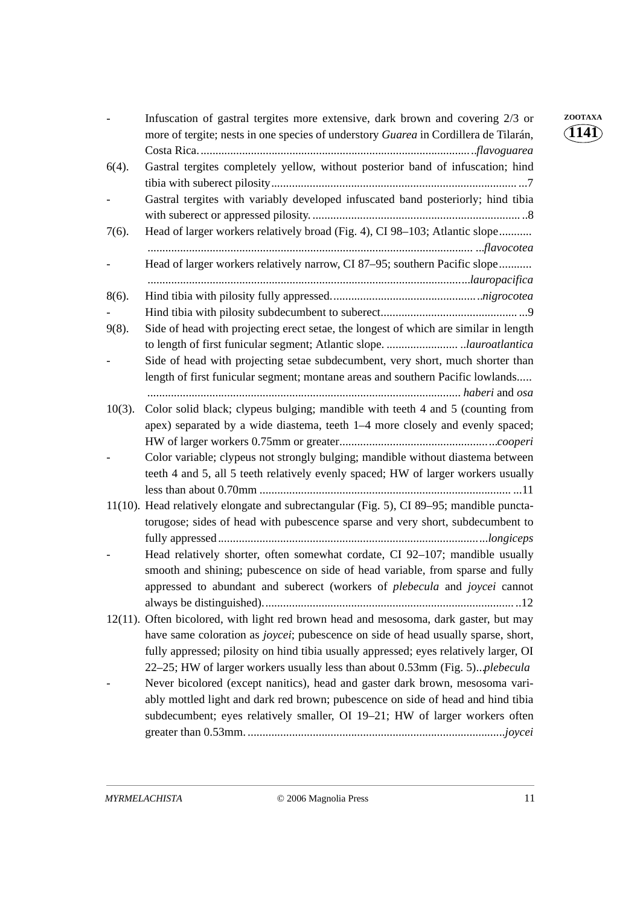- Infuscation of gastral tergites more extensive, dark brown and covering 2/3 or more of tergite; nests in one species of understory *Guarea* in Cordillera de Tilarán, Costa Rica. ........................................................................................ *flavoguarea*

6(4). Gastral tergites completely yellow, without posterior band of infuscation; hind tibia with suberect pilosity........................................................................................ 7

- Gastral tergites with variably developed infuscated band posteriorly; hind tibia with suberect or appressed pilosity. ........................................................................ 8

7(6). Head of larger workers relatively broad (Fig. 4), CI 98–103; Atlantic slope.......... ........................................................................................................ *flavocotea*

- Head of larger workers relatively narrow, CI 87–95; southern Pacific slope.......... ........................................................................................................ *lauropacifica*

8(6). Hind tibia with pilosity fully appressed.................................................. *nigrocotea*

- Hind tibia with pilosity subdecumbent to suberect............................................... 9

9(8). Side of head with projecting erect setae, the longest of which are similar in length to length of first funicular segment; Atlantic slope. ......................... *lauroatlantica*

- Side of head with projecting setae subdecumbent, very short, much shorter than length of first funicular segment; montane areas and southern Pacific lowlands..... ........................................................................................................ *haberi* and *osa*

10(3). Color solid black; clypeus bulging; mandible with teeth 4 and 5 (counting from apex) separated by a wide diastema, teeth 1–4 more closely and evenly spaced; HW of larger workers 0.75mm or greater.................................................... *cooperi*

- Color variable; clypeus not strongly bulging; mandible without diastema between teeth 4 and 5, all 5 teeth relatively evenly spaced; HW of larger workers usually less than about 0.70mm ........................................................................................ 11

11(10). Head relatively elongate and subrectangular (Fig. 5), CI 89–95; mandible punctatorugose; sides of head with pubescence sparse and very short, subdecumbent to fully appressed........................................................................................ *longiceps*

- Head relatively shorter, often somewhat cordate, CI 92–107; mandible usually smooth and shining; pubescence on side of head variable, from sparse and fully appressed to abundant and suberect (workers of *plebecula* and *joycei* cannot always be distinguished). ...................................................................................... 12

12(11). Often bicolored, with light red brown head and mesosoma, dark gaster, but may have same coloration as *joycei*; pubescence on side of head usually sparse, short, fully appressed; pilosity on hind tibia usually appressed; eyes relatively larger, OI 22–25; HW of larger workers usually less than about 0.53mm (Fig. 5)... *plebecula*

- Never bicolored (except nanitics), head and gaster dark brown, mesosoma variably mottled light and dark red brown; pubescence on side of head and hind tibia subdecumbent; eyes relatively smaller, OI 19–21; HW of larger workers often greater than 0.53mm. ........................................................................................ *joycei*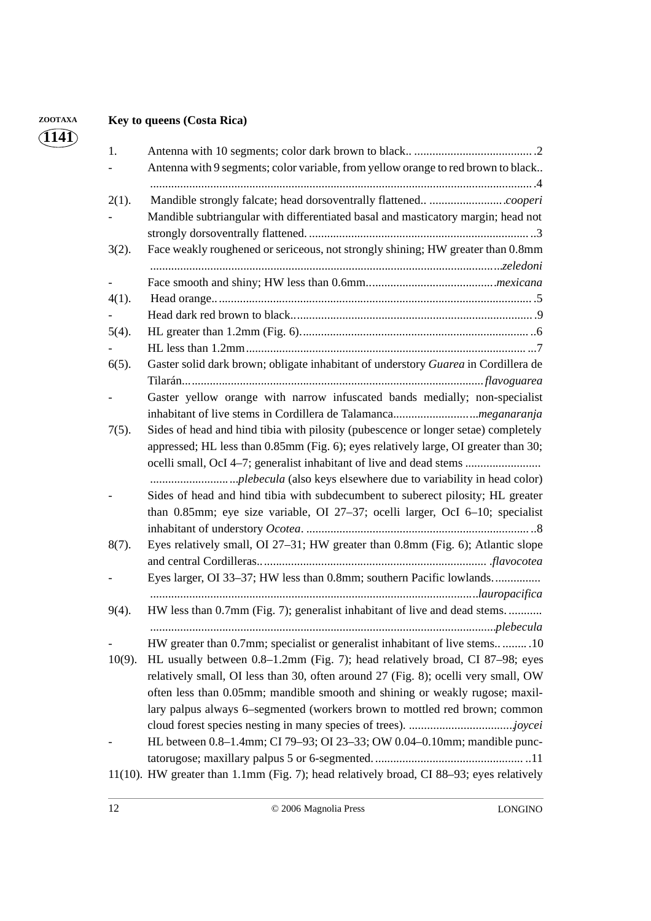**Key to queens (Costa Rica)**

1. Antenna with 10 segments; color dark brown to black.. ....................................... .2
- Antenna with 9 segments; color variable, from yellow orange to red brown to black.. ............................................................................................................................ .4

2(1). Mandible strongly falcate; head dorsoventrally flattened.. ......................... *cooperi*
- Mandible subtriangular with differentiated basal and masticatory margin; head not strongly dorsoventrally flattened. ......................................................................... ..3

3(2). Face weakly roughened or sericeous, not strongly shining; HW greater than 0.8mm ..................................................................................................................*zeledoni*
- Face smooth and shiny; HW less than 0.6mm...........................................*mexicana*

4(1). Head orange.. ...................................................................................................... .5
- Head dark red brown to black.. ............................................................................. .9

5(4). HL greater than 1.2mm (Fig. 6)......................................................................... ..6
- HL less than 1.2mm............................................................................................ ...7

6(5). Gaster solid dark brown; obligate inhabitant of understory *Guarea* in Cordillera de Tilarán.. ................................................................................................. *flavoguarea*
- Gaster yellow orange with narrow infuscated bands medially; non-specialist inhabitant of live stems in Cordillera de Talamanca.........................*meganaranja*

7(5). Sides of head and hind tibia with pilosity (pubescence or longer setae) completely appressed; HL less than 0.85mm (Fig. 6); eyes relatively large, OI greater than 30; ocelli small, OcI 4–7; generalist inhabitant of live and dead stems ......................... ..........................*plebecula* (also keys elsewhere due to variability in head color)
- Sides of head and hind tibia with subdecumbent to suberect pilosity; HL greater than 0.85mm; eye size variable, OI 27–37; ocelli larger, OcI 6–10; specialist inhabitant of understory *Ocotea*. ......................................................................... ..8

8(7). Eyes relatively small, OI 27–31; HW greater than 0.8mm (Fig. 6); Atlantic slope and central Cordilleras.. ........................................................................ .*flavocotea*
- Eyes larger, OI 33–37; HW less than 0.8mm; southern Pacific lowlands. ............... ..........................................................................................................*lauropacifica*

9(4). HW less than 0.7mm (Fig. 7); generalist inhabitant of live and dead stems. ........... ................................................................................................................*plebecula*
- HW greater than 0.7mm; specialist or generalist inhabitant of live stems.. ........ .10

10(9). HL usually between 0.8–1.2mm (Fig. 7); head relatively broad, CI 87–98; eyes relatively small, OI less than 30, often around 27 (Fig. 8); ocelli very small, OW often less than 0.05mm; mandible smooth and shining or weakly rugose; maxillary palpus always 6–segmented (workers brown to mottled red brown; common cloud forest species nesting in many species of trees). ..................................*joycei*
- HL between 0.8–1.4mm; CI 79–93; OI 23–33; OW 0.04–0.10mm; mandible punctatorugose; maxillary palpus 5 or 6-segmented. ................................................ ..11

11(10). HW greater than 1.1mm (Fig. 7); head relatively broad, CI 88–93; eyes relatively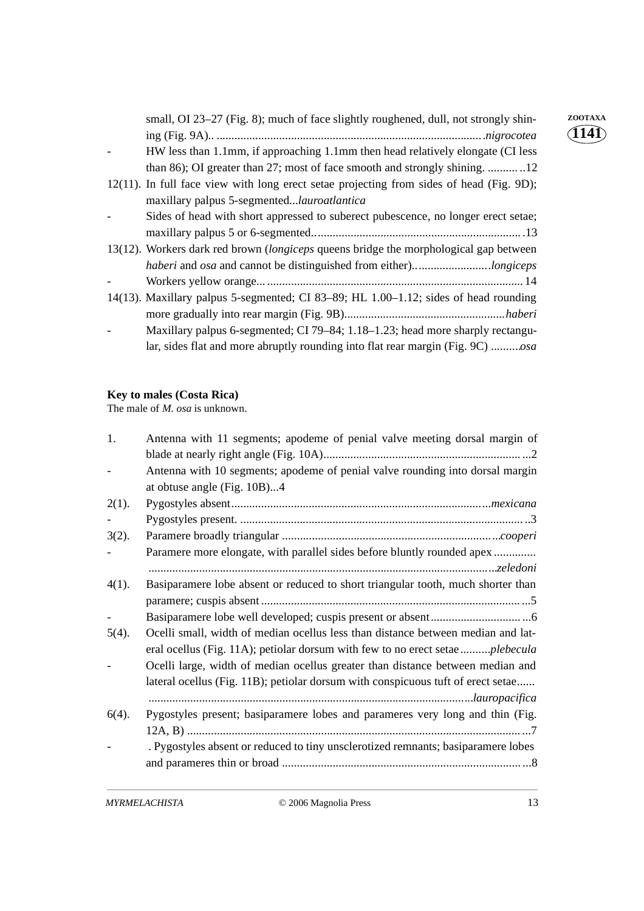small, OI 23–27 (Fig. 8); much of face slightly roughened, dull, not strongly shining (Fig. 9A).. ........................................................................................ *nigrocotea*

- HW less than 1.1mm, if approaching 1.1mm then head relatively elongate (CI less than 86); OI greater than 27; most of face smooth and strongly shining. .......... ..12

12(11). In full face view with long erect setae projecting from sides of head (Fig. 9D); maxillary palpus 5-segmented...*lauroatlantica*

- Sides of head with short appressed to suberect pubescence, no longer erect setae; maxillary palpus 5 or 6-segmented.. ................................................................... .13

13(12). Workers dark red brown (*longiceps* queens bridge the morphological gap between *haberi* and *osa* and cannot be distinguished from either).. ....................... *longiceps*

- Workers yellow orange... ..................................................................................... 14

14(13). Maxillary palpus 5-segmented; CI 83–89; HL 1.00–1.12; sides of head rounding more gradually into rear margin (Fig. 9B)..................................................... *haberi*

- Maxillary palpus 6-segmented; CI 79–84; 1.18–1.23; head more sharply rectangular, sides flat and more abruptly rounding into flat rear margin (Fig. 9C) .........*osa*

**Key to males (Costa Rica)**

The male of *M. osa* is unknown.

1. Antenna with 11 segments; apodeme of penial valve meeting dorsal margin of blade at nearly right angle (Fig. 10A)................................................................. ...2

- Antenna with 10 segments; apodeme of penial valve rounding into dorsal margin at obtuse angle (Fig. 10B)...4

2(1). Pygostyles absent.................................................................................... *mexicana*

- Pygostyles present. .............................................................................................. ..3

3(2). Paramere broadly triangular ...................................................................... *cooperi*

- Paramere more elongate, with parallel sides before bluntly rounded apex .............. ................................................................................................................... *zeledoni*

4(1). Basiparamere lobe absent or reduced to short triangular tooth, much shorter than paramere; cuspis absent ....................................................................................... ...5

- Basiparamere lobe well developed; cuspis present or absent .............................. ...6

5(4). Ocelli small, width of median ocellus less than distance between median and lateral ocellus (Fig. 11A); petiolar dorsum with few to no erect setae ..........*plebecula*

- Ocelli large, width of median ocellus greater than distance between median and lateral ocellus (Fig. 11B); petiolar dorsum with conspicuous tuft of erect setae...... .......................................................................................................... *lauropacifica*

6(4). Pygostyles present; basiparamere lobes and parameres very long and thin (Fig. 12A, B) ............................................................................................................... ...7

- . Pygostyles absent or reduced to tiny unsclerotized remnants; basiparamere lobes and parameres thin or broad ................................................................................ ...8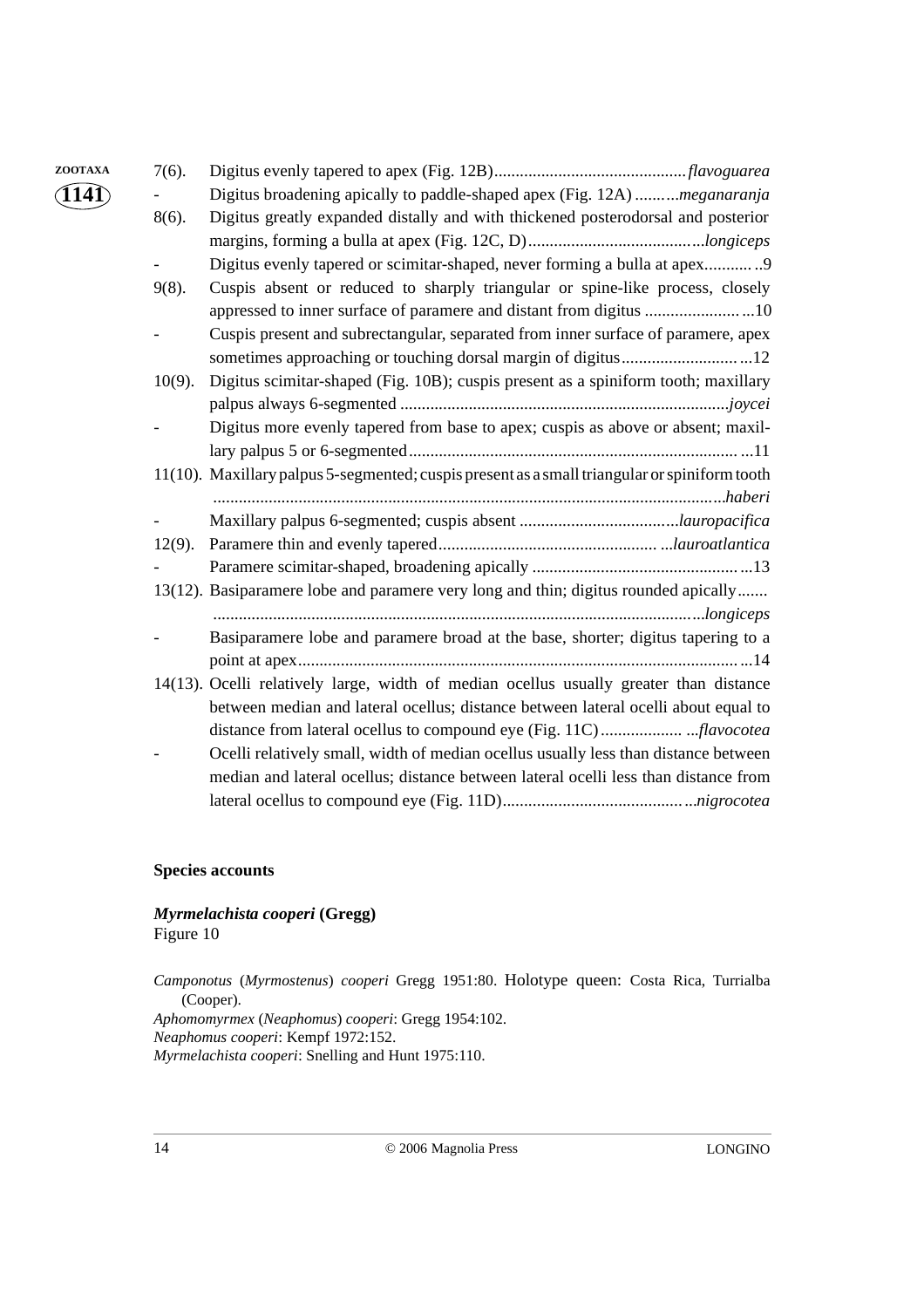7(6). Digitus evenly tapered to apex (Fig. 12B)............................................. *flavoguarea*

\- Digitus broadening apically to paddle-shaped apex (Fig. 12A) ..........*meganaranja*

8(6). Digitus greatly expanded distally and with thickened posterodorsal and posterior margins, forming a bulla at apex (Fig. 12C, D).........................................*longiceps*

\- Digitus evenly tapered or scimitar-shaped, never forming a bulla at apex...........9

9(8). Cuspis absent or reduced to sharply triangular or spine-like process, closely appressed to inner surface of paramere and distant from digitus .........................10

\- Cuspis present and subrectangular, separated from inner surface of paramere, apex sometimes approaching or touching dorsal margin of digitus..............................12

10(9). Digitus scimitar-shaped (Fig. 10B); cuspis present as a spiniform tooth; maxillary palpus always 6-segmented .............................................................................*joycei*

\- Digitus more evenly tapered from base to apex; cuspis as above or absent; maxillary palpus 5 or 6-segmented..............................................................................11

11(10). Maxillary palpus 5-segmented; cuspis present as a small triangular or spiniform tooth ......................................................................................................................*haberi*

\- Maxillary palpus 6-segmented; cuspis absent .......................................*lauropacifica*

12(9). Paramere thin and evenly tapered.....................................................*lauroatlantica*

\- Paramere scimitar-shaped, broadening apically ..................................................13

13(12). Basiparamere lobe and paramere very long and thin; digitus rounded apically....... ...................................................................................................................*longiceps*

\- Basiparamere lobe and paramere broad at the base, shorter; digitus tapering to a point at apex.........................................................................................................14

14(13). Ocelli relatively large, width of median ocellus usually greater than distance between median and lateral ocellus; distance between lateral ocelli about equal to distance from lateral ocellus to compound eye (Fig. 11C).......................*flavocotea*

\- Ocelli relatively small, width of median ocellus usually less than distance between median and lateral ocellus; distance between lateral ocelli less than distance from lateral ocellus to compound eye (Fig. 11D)...........................................*nigrocotea*

## Species accounts

### *Myrmelachista cooperi* (Gregg)

Figure 10

*Camponotus* (*Myrmostenus*) *cooperi* Gregg 1951:80. Holotype queen: Costa Rica, Turrialba (Cooper).
*Aphomomyrmex* (*Neaphomus*) *cooperi*: Gregg 1954:102.
*Neaphomus cooperi*: Kempf 1972:152.
*Myrmelachista cooperi*: Snelling and Hunt 1975:110.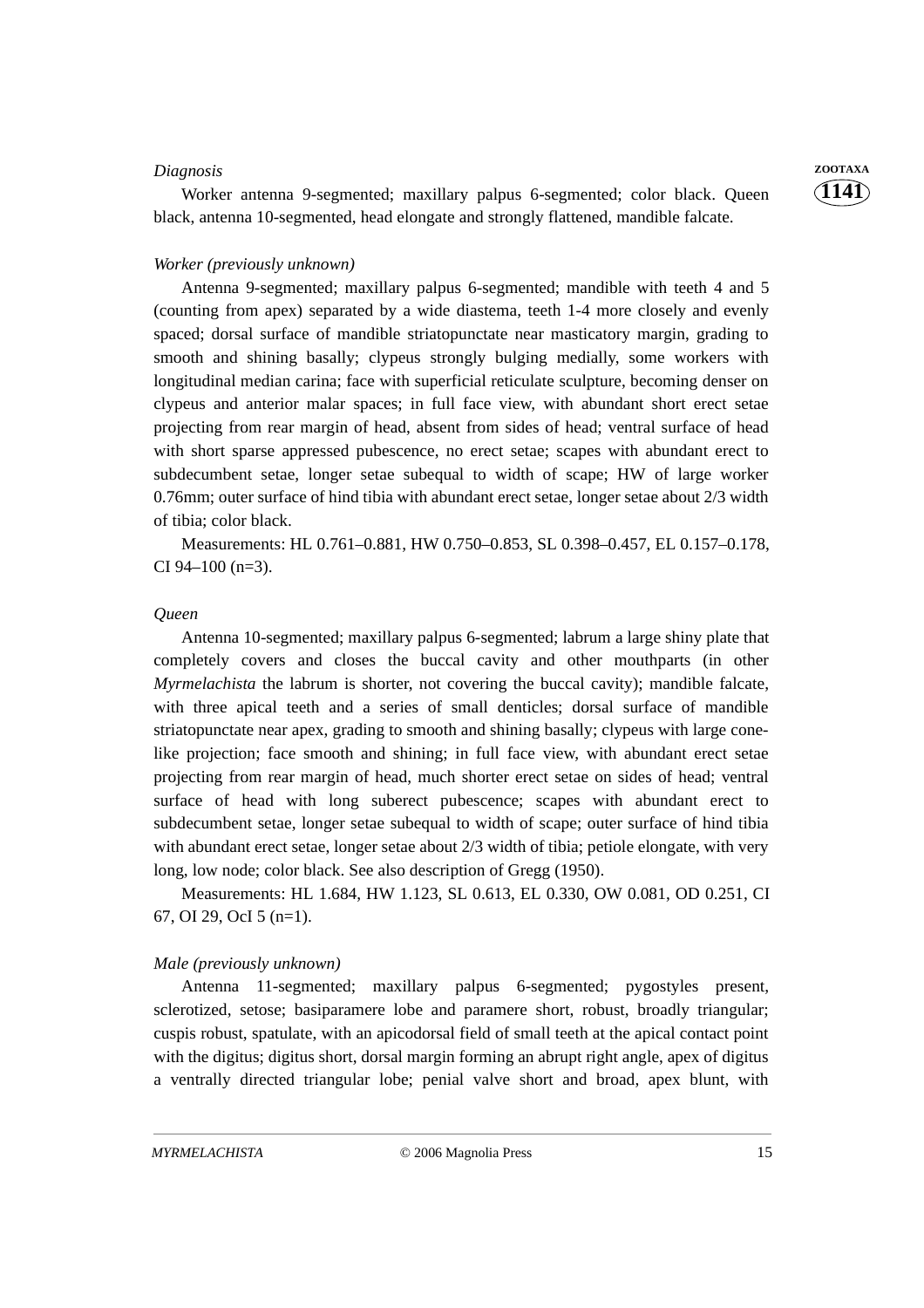*Diagnosis*

Worker antenna 9-segmented; maxillary palpus 6-segmented; color black. Queen black, antenna 10-segmented, head elongate and strongly flattened, mandible falcate.

*Worker (previously unknown)*

Antenna 9-segmented; maxillary palpus 6-segmented; mandible with teeth 4 and 5 (counting from apex) separated by a wide diastema, teeth 1-4 more closely and evenly spaced; dorsal surface of mandible striatopunctate near masticatory margin, grading to smooth and shining basally; clypeus strongly bulging medially, some workers with longitudinal median carina; face with superficial reticulate sculpture, becoming denser on clypeus and anterior malar spaces; in full face view, with abundant short erect setae projecting from rear margin of head, absent from sides of head; ventral surface of head with short sparse appressed pubescence, no erect setae; scapes with abundant erect to subdecumbent setae, longer setae subequal to width of scape; HW of large worker 0.76mm; outer surface of hind tibia with abundant erect setae, longer setae about 2/3 width of tibia; color black.

Measurements: HL 0.761–0.881, HW 0.750–0.853, SL 0.398–0.457, EL 0.157–0.178, CI 94–100 (n=3).

*Queen*

Antenna 10-segmented; maxillary palpus 6-segmented; labrum a large shiny plate that completely covers and closes the buccal cavity and other mouthparts (in other *Myrmelachista* the labrum is shorter, not covering the buccal cavity); mandible falcate, with three apical teeth and a series of small denticles; dorsal surface of mandible striatopunctate near apex, grading to smooth and shining basally; clypeus with large cone-like projection; face smooth and shining; in full face view, with abundant erect setae projecting from rear margin of head, much shorter erect setae on sides of head; ventral surface of head with long suberect pubescence; scapes with abundant erect to subdecumbent setae, longer setae subequal to width of scape; outer surface of hind tibia with abundant erect setae, longer setae about 2/3 width of tibia; petiole elongate, with very long, low node; color black. See also description of Gregg (1950).

Measurements: HL 1.684, HW 1.123, SL 0.613, EL 0.330, OW 0.081, OD 0.251, CI 67, OI 29, OcI 5 (n=1).

*Male (previously unknown)*

Antenna 11-segmented; maxillary palpus 6-segmented; pygostyles present, sclerotized, setose; basiparamere lobe and paramere short, robust, broadly triangular; cuspis robust, spatulate, with an apicodorsal field of small teeth at the apical contact point with the digitus; digitus short, dorsal margin forming an abrupt right angle, apex of digitus a ventrally directed triangular lobe; penial valve short and broad, apex blunt, with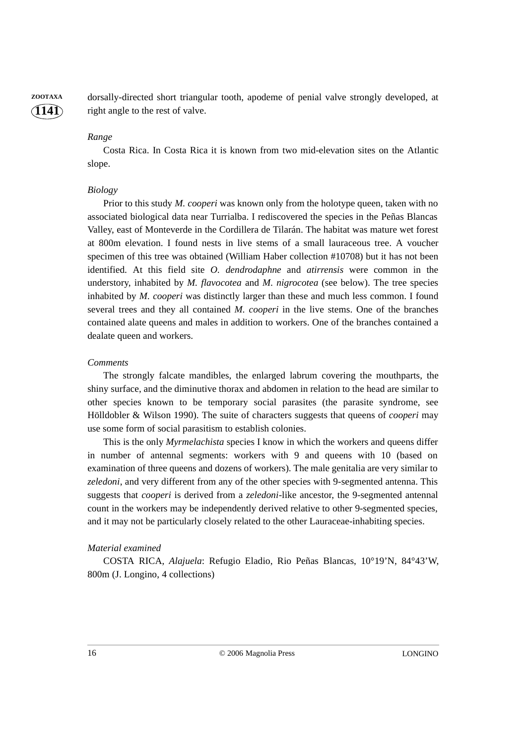dorsally-directed short triangular tooth, apodeme of penial valve strongly developed, at right angle to the rest of valve.

*Range*

Costa Rica. In Costa Rica it is known from two mid-elevation sites on the Atlantic slope.

*Biology*

Prior to this study *M. cooperi* was known only from the holotype queen, taken with no associated biological data near Turrialba. I rediscovered the species in the Peñas Blancas Valley, east of Monteverde in the Cordillera de Tilarán. The habitat was mature wet forest at 800m elevation. I found nests in live stems of a small lauraceous tree. A voucher specimen of this tree was obtained (William Haber collection #10708) but it has not been identified. At this field site *O. dendrodaphne* and *atirrensis* were common in the understory, inhabited by *M. flavocotea* and *M. nigrocotea* (see below). The tree species inhabited by *M. cooperi* was distinctly larger than these and much less common. I found several trees and they all contained *M. cooperi* in the live stems. One of the branches contained alate queens and males in addition to workers. One of the branches contained a dealate queen and workers.

*Comments*

The strongly falcate mandibles, the enlarged labrum covering the mouthparts, the shiny surface, and the diminutive thorax and abdomen in relation to the head are similar to other species known to be temporary social parasites (the parasite syndrome, see Hölldobler & Wilson 1990). The suite of characters suggests that queens of *cooperi* may use some form of social parasitism to establish colonies.

This is the only *Myrmelachista* species I know in which the workers and queens differ in number of antennal segments: workers with 9 and queens with 10 (based on examination of three queens and dozens of workers). The male genitalia are very similar to *zeledoni*, and very different from any of the other species with 9-segmented antenna. This suggests that *cooperi* is derived from a *zeledoni*-like ancestor, the 9-segmented antennal count in the workers may be independently derived relative to other 9-segmented species, and it may not be particularly closely related to the other Lauraceae-inhabiting species.

*Material examined*

COSTA RICA, *Alajuela*: Refugio Eladio, Rio Peñas Blancas, 10°19'N, 84°43'W, 800m (J. Longino, 4 collections)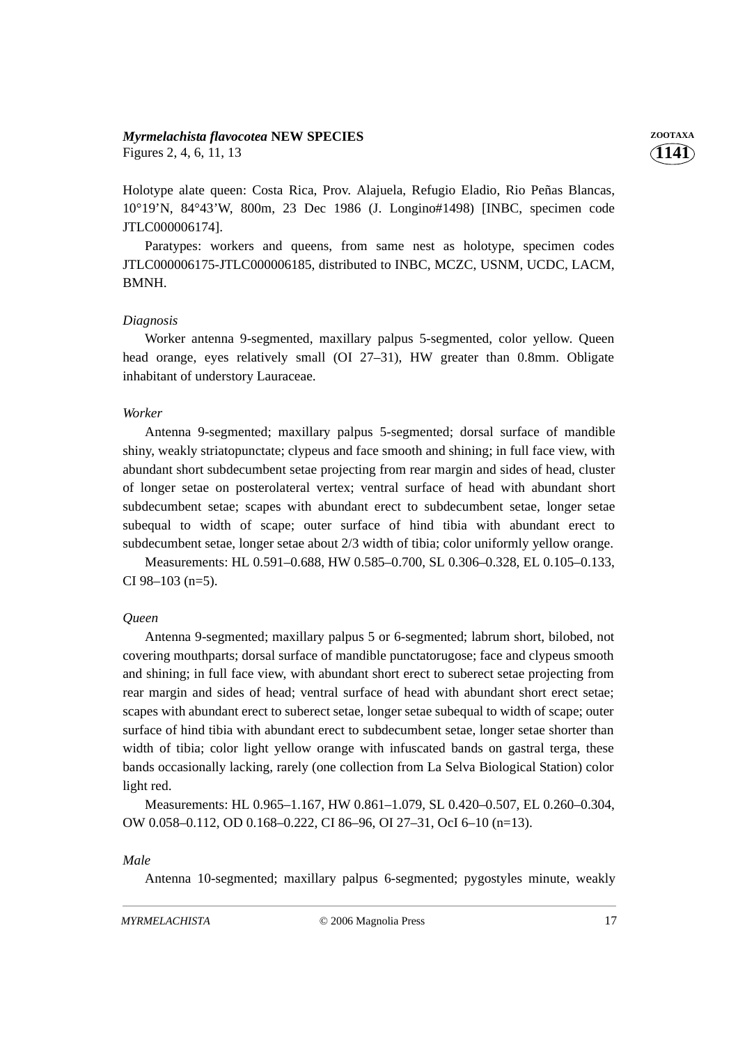***Myrmelachista flavocotea*** **NEW SPECIES**
Figures 2, 4, 6, 11, 13

Holotype alate queen: Costa Rica, Prov. Alajuela, Refugio Eladio, Rio Peñas Blancas, 10°19'N, 84°43'W, 800m, 23 Dec 1986 (J. Longino#1498) [INBC, specimen code JTLC000006174].

Paratypes: workers and queens, from same nest as holotype, specimen codes JTLC000006175-JTLC000006185, distributed to INBC, MCZC, USNM, UCDC, LACM, BMNH.

*Diagnosis*

Worker antenna 9-segmented, maxillary palpus 5-segmented, color yellow. Queen head orange, eyes relatively small (OI 27–31), HW greater than 0.8mm. Obligate inhabitant of understory Lauraceae.

*Worker*

Antenna 9-segmented; maxillary palpus 5-segmented; dorsal surface of mandible shiny, weakly striatopunctate; clypeus and face smooth and shining; in full face view, with abundant short subdecumbent setae projecting from rear margin and sides of head, cluster of longer setae on posterolateral vertex; ventral surface of head with abundant short subdecumbent setae; scapes with abundant erect to subdecumbent setae, longer setae subequal to width of scape; outer surface of hind tibia with abundant erect to subdecumbent setae, longer setae about 2/3 width of tibia; color uniformly yellow orange.

Measurements: HL 0.591–0.688, HW 0.585–0.700, SL 0.306–0.328, EL 0.105–0.133, CI 98–103 (n=5).

*Queen*

Antenna 9-segmented; maxillary palpus 5 or 6-segmented; labrum short, bilobed, not covering mouthparts; dorsal surface of mandible punctatorugose; face and clypeus smooth and shining; in full face view, with abundant short erect to suberect setae projecting from rear margin and sides of head; ventral surface of head with abundant short erect setae; scapes with abundant erect to suberect setae, longer setae subequal to width of scape; outer surface of hind tibia with abundant erect to subdecumbent setae, longer setae shorter than width of tibia; color light yellow orange with infuscated bands on gastral terga, these bands occasionally lacking, rarely (one collection from La Selva Biological Station) color light red.

Measurements: HL 0.965–1.167, HW 0.861–1.079, SL 0.420–0.507, EL 0.260–0.304, OW 0.058–0.112, OD 0.168–0.222, CI 86–96, OI 27–31, OcI 6–10 (n=13).

*Male*

Antenna 10-segmented; maxillary palpus 6-segmented; pygostyles minute, weakly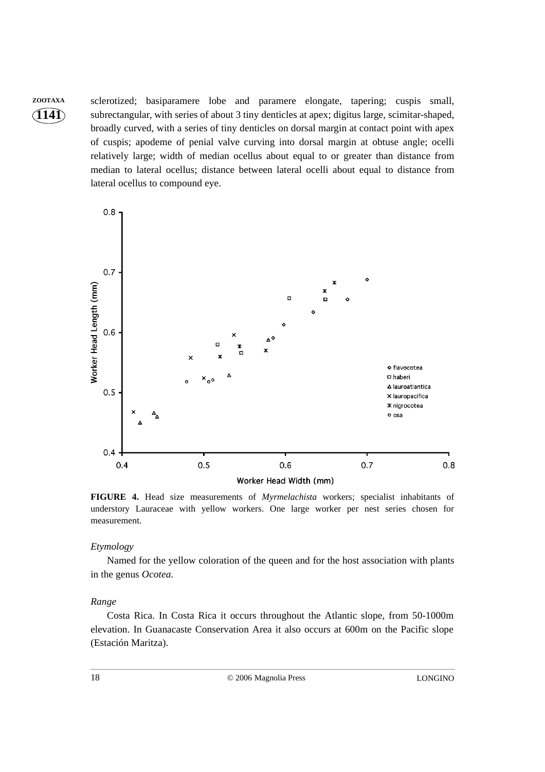sclerotized; basiparamere lobe and paramere elongate, tapering; cuspis small, subrectangular, with series of about 3 tiny denticles at apex; digitus large, scimitar-shaped, broadly curved, with a series of tiny denticles on dorsal margin at contact point with apex of cuspis; apodeme of penial valve curving into dorsal margin at obtuse angle; ocelli relatively large; width of median ocellus about equal to or greater than distance from median to lateral ocellus; distance between lateral ocelli about equal to distance from lateral ocellus to compound eye.

**FIGURE 4.** Head size measurements of *Myrmelachista* workers; specialist inhabitants of understory Lauraceae with yellow workers. One large worker per nest series chosen for measurement.

*Etymology*

Named for the yellow coloration of the queen and for the host association with plants in the genus *Ocotea*.

*Range*

Costa Rica. In Costa Rica it occurs throughout the Atlantic slope, from 50-1000m elevation. In Guanacaste Conservation Area it also occurs at 600m on the Pacific slope (Estación Maritza).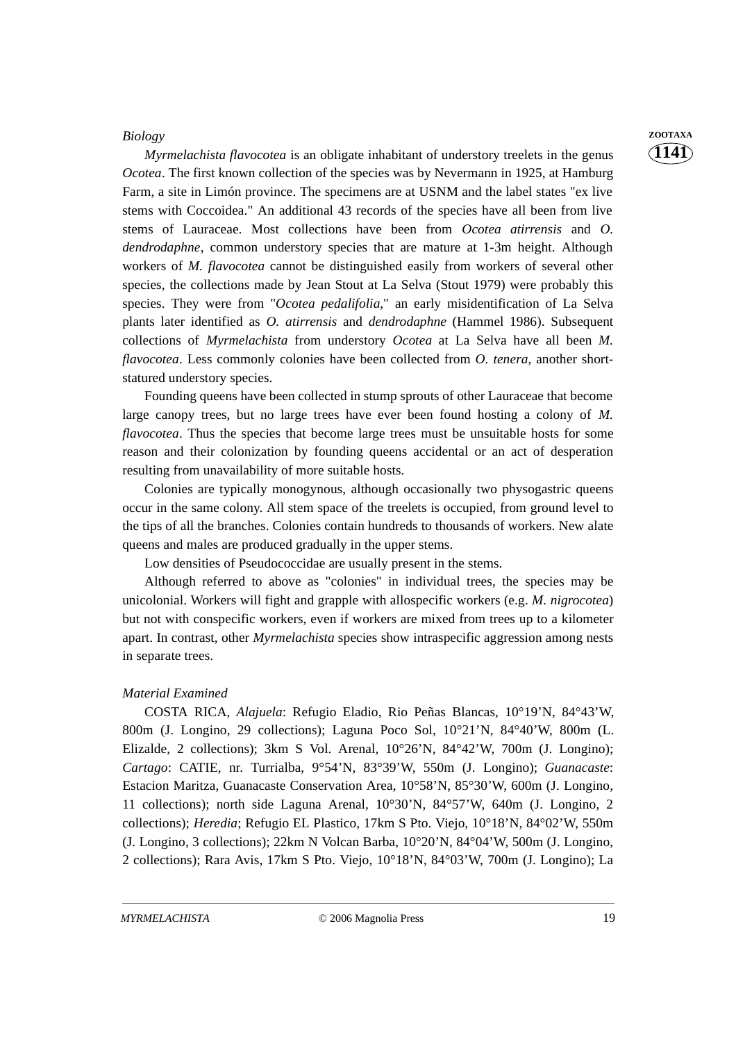*Biology*

*Myrmelachista flavocotea* is an obligate inhabitant of understory treelets in the genus *Ocotea*. The first known collection of the species was by Nevermann in 1925, at Hamburg Farm, a site in Limón province. The specimens are at USNM and the label states "ex live stems with Coccoidea." An additional 43 records of the species have all been from live stems of Lauraceae. Most collections have been from *Ocotea atirrensis* and *O. dendrodaphne*, common understory species that are mature at 1-3m height. Although workers of *M. flavocotea* cannot be distinguished easily from workers of several other species, the collections made by Jean Stout at La Selva (Stout 1979) were probably this species. They were from "*Ocotea pedalifolia*," an early misidentification of La Selva plants later identified as *O. atirrensis* and *dendrodaphne* (Hammel 1986). Subsequent collections of *Myrmelachista* from understory *Ocotea* at La Selva have all been *M. flavocotea*. Less commonly colonies have been collected from *O. tenera*, another short-statured understory species.

Founding queens have been collected in stump sprouts of other Lauraceae that become large canopy trees, but no large trees have ever been found hosting a colony of *M. flavocotea*. Thus the species that become large trees must be unsuitable hosts for some reason and their colonization by founding queens accidental or an act of desperation resulting from unavailability of more suitable hosts.

Colonies are typically monogynous, although occasionally two physogastric queens occur in the same colony. All stem space of the treelets is occupied, from ground level to the tips of all the branches. Colonies contain hundreds to thousands of workers. New alate queens and males are produced gradually in the upper stems.

Low densities of Pseudococcidae are usually present in the stems.

Although referred to above as "colonies" in individual trees, the species may be unicolonial. Workers will fight and grapple with allospecific workers (e.g. *M. nigrocotea*) but not with conspecific workers, even if workers are mixed from trees up to a kilometer apart. In contrast, other *Myrmelachista* species show intraspecific aggression among nests in separate trees.

*Material Examined*

COSTA RICA, *Alajuela*: Refugio Eladio, Rio Peñas Blancas, 10°19'N, 84°43'W, 800m (J. Longino, 29 collections); Laguna Poco Sol, 10°21'N, 84°40'W, 800m (L. Elizalde, 2 collections); 3km S Vol. Arenal, 10°26'N, 84°42'W, 700m (J. Longino); *Cartago*: CATIE, nr. Turrialba, 9°54'N, 83°39'W, 550m (J. Longino); *Guanacaste*: Estacion Maritza, Guanacaste Conservation Area, 10°58'N, 85°30'W, 600m (J. Longino, 11 collections); north side Laguna Arenal, 10°30'N, 84°57'W, 640m (J. Longino, 2 collections); *Heredia*; Refugio EL Plastico, 17km S Pto. Viejo, 10°18'N, 84°02'W, 550m (J. Longino, 3 collections); 22km N Volcan Barba, 10°20'N, 84°04'W, 500m (J. Longino, 2 collections); Rara Avis, 17km S Pto. Viejo, 10°18'N, 84°03'W, 700m (J. Longino); La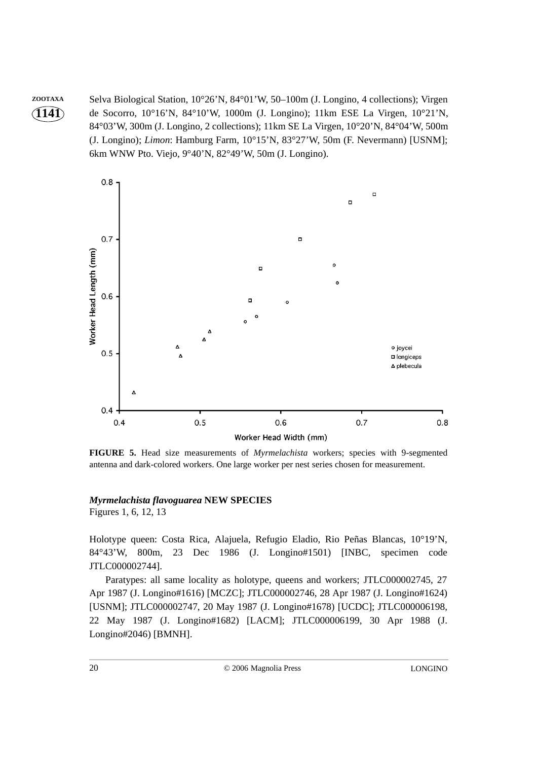Selva Biological Station, 10°26’N, 84°01’W, 50–100m (J. Longino, 4 collections); Virgen de Socorro, 10°16’N, 84°10’W, 1000m (J. Longino); 11km ESE La Virgen, 10°21’N, 84°03’W, 300m (J. Longino, 2 collections); 11km SE La Virgen, 10°20’N, 84°04’W, 500m (J. Longino); *Limon*: Hamburg Farm, 10°15’N, 83°27’W, 50m (F. Nevermann) [USNM]; 6km WNW Pto. Viejo, 9°40’N, 82°49’W, 50m (J. Longino).

**FIGURE 5.** Head size measurements of *Myrmelachista* workers; species with 9-segmented antenna and dark-colored workers. One large worker per nest series chosen for measurement.

***Myrmelachista flavoguarea*** **NEW SPECIES**
Figures 1, 6, 12, 13

Holotype queen: Costa Rica, Alajuela, Refugio Eladio, Rio Peñas Blancas, 10°19’N, 84°43’W, 800m, 23 Dec 1986 (J. Longino#1501) [INBC, specimen code JTLC000002744].

Paratypes: all same locality as holotype, queens and workers; JTLC000002745, 27 Apr 1987 (J. Longino#1616) [MCZC]; JTLC000002746, 28 Apr 1987 (J. Longino#1624) [USNM]; JTLC000002747, 20 May 1987 (J. Longino#1678) [UCDC]; JTLC000006198, 22 May 1987 (J. Longino#1682) [LACM]; JTLC000006199, 30 Apr 1988 (J. Longino#2046) [BMNH].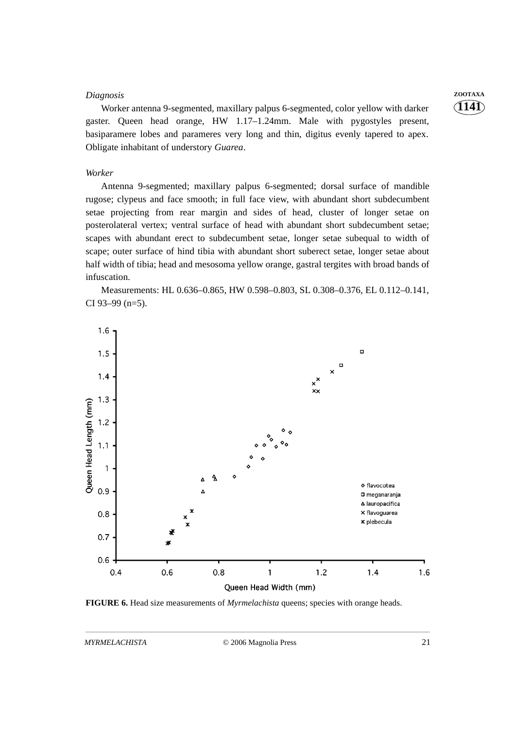*Diagnosis*

Worker antenna 9-segmented, maxillary palpus 6-segmented, color yellow with darker gaster. Queen head orange, HW 1.17–1.24mm. Male with pygostyles present, basiparamere lobes and parameres very long and thin, digitus evenly tapered to apex. Obligate inhabitant of understory *Guarea*.

*Worker*

Antenna 9-segmented; maxillary palpus 6-segmented; dorsal surface of mandible rugose; clypeus and face smooth; in full face view, with abundant short subdecumbent setae projecting from rear margin and sides of head, cluster of longer setae on posterolateral vertex; ventral surface of head with abundant short subdecumbent setae; scapes with abundant erect to subdecumbent setae, longer setae subequal to width of scape; outer surface of hind tibia with abundant short suberect setae, longer setae about half width of tibia; head and mesosoma yellow orange, gastral tergites with broad bands of infuscation.

Measurements: HL 0.636–0.865, HW 0.598–0.803, SL 0.308–0.376, EL 0.112–0.141, CI 93–99 (n=5).

**FIGURE 6.** Head size measurements of *Myrmelachista* queens; species with orange heads.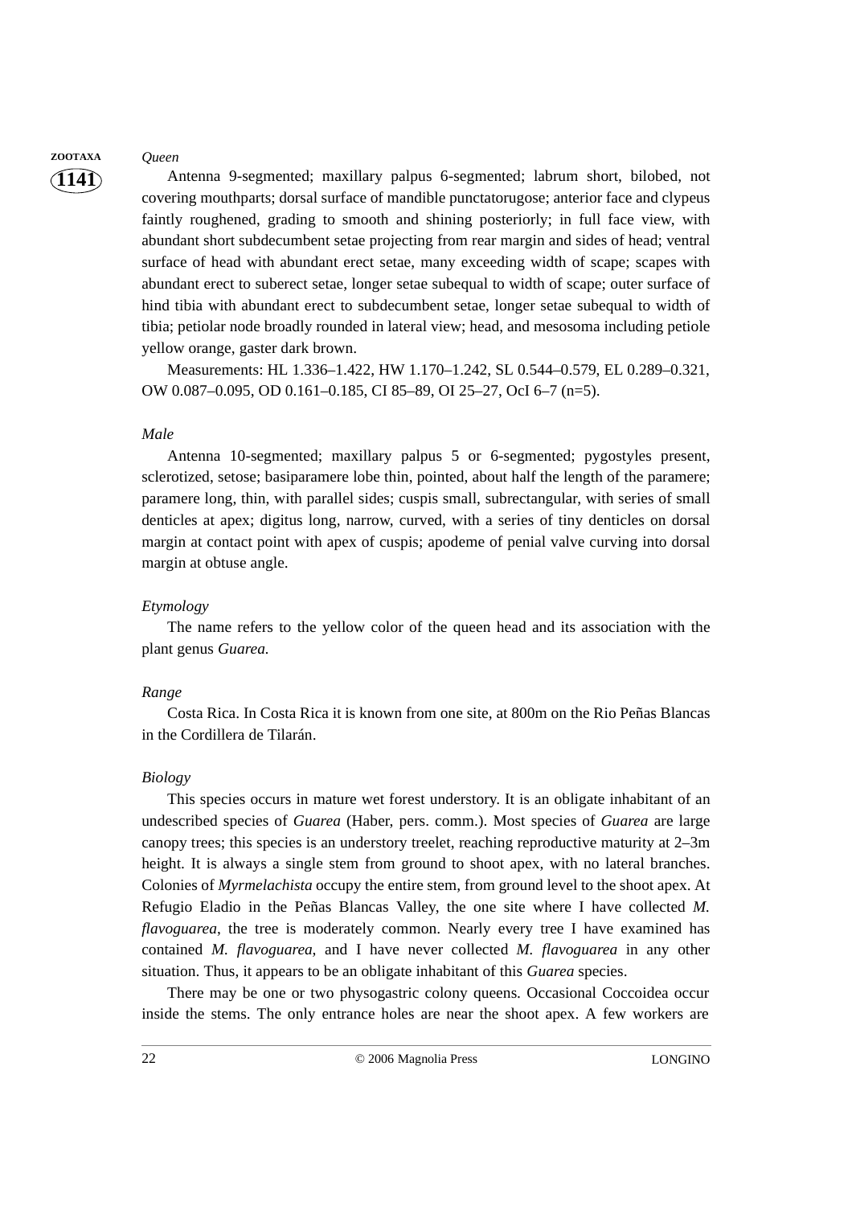*Queen*

Antenna 9-segmented; maxillary palpus 6-segmented; labrum short, bilobed, not covering mouthparts; dorsal surface of mandible punctatorugose; anterior face and clypeus faintly roughened, grading to smooth and shining posteriorly; in full face view, with abundant short subdecumbent setae projecting from rear margin and sides of head; ventral surface of head with abundant erect setae, many exceeding width of scape; scapes with abundant erect to suberect setae, longer setae subequal to width of scape; outer surface of hind tibia with abundant erect to subdecumbent setae, longer setae subequal to width of tibia; petiolar node broadly rounded in lateral view; head, and mesosoma including petiole yellow orange, gaster dark brown.

Measurements: HL 1.336–1.422, HW 1.170–1.242, SL 0.544–0.579, EL 0.289–0.321, OW 0.087–0.095, OD 0.161–0.185, CI 85–89, OI 25–27, OcI 6–7 (n=5).

*Male*

Antenna 10-segmented; maxillary palpus 5 or 6-segmented; pygostyles present, sclerotized, setose; basiparamere lobe thin, pointed, about half the length of the paramere; paramere long, thin, with parallel sides; cuspis small, subrectangular, with series of small denticles at apex; digitus long, narrow, curved, with a series of tiny denticles on dorsal margin at contact point with apex of cuspis; apodeme of penial valve curving into dorsal margin at obtuse angle.

*Etymology*

The name refers to the yellow color of the queen head and its association with the plant genus *Guarea.*

*Range*

Costa Rica. In Costa Rica it is known from one site, at 800m on the Rio Peñas Blancas in the Cordillera de Tilarán.

*Biology*

This species occurs in mature wet forest understory. It is an obligate inhabitant of an undescribed species of *Guarea* (Haber, pers. comm.). Most species of *Guarea* are large canopy trees; this species is an understory treelet, reaching reproductive maturity at 2–3m height. It is always a single stem from ground to shoot apex, with no lateral branches. Colonies of *Myrmelachista* occupy the entire stem, from ground level to the shoot apex. At Refugio Eladio in the Peñas Blancas Valley, the one site where I have collected *M. flavoguarea*, the tree is moderately common. Nearly every tree I have examined has contained *M. flavoguarea*, and I have never collected *M. flavoguarea* in any other situation. Thus, it appears to be an obligate inhabitant of this *Guarea* species.

There may be one or two physogastric colony queens. Occasional Coccoidea occur inside the stems. The only entrance holes are near the shoot apex. A few workers are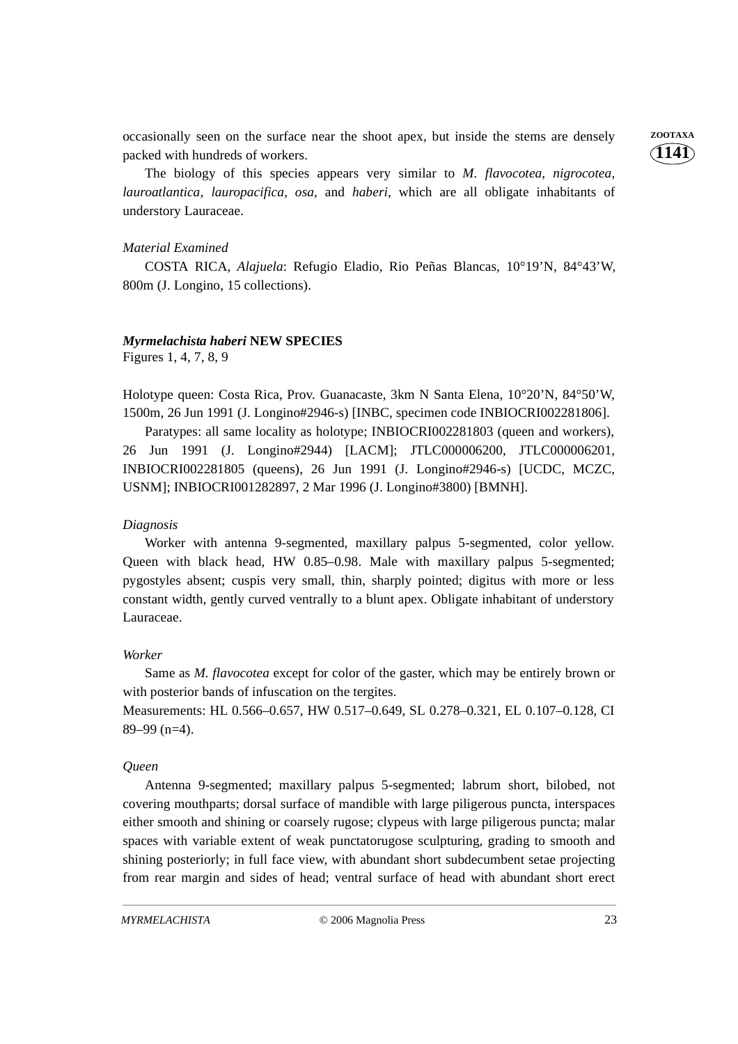occasionally seen on the surface near the shoot apex, but inside the stems are densely packed with hundreds of workers.

The biology of this species appears very similar to *M. flavocotea*, *nigrocotea*, *lauroatlantica*, *lauropacifica*, *osa*, and *haberi*, which are all obligate inhabitants of understory Lauraceae.

*Material Examined*

COSTA RICA, *Alajuela*: Refugio Eladio, Rio Peñas Blancas, 10°19'N, 84°43'W, 800m (J. Longino, 15 collections).

***Myrmelachista haberi*** **NEW SPECIES**

Figures 1, 4, 7, 8, 9

Holotype queen: Costa Rica, Prov. Guanacaste, 3km N Santa Elena, 10°20'N, 84°50'W, 1500m, 26 Jun 1991 (J. Longino#2946-s) [INBC, specimen code INBIOCRI002281806].

Paratypes: all same locality as holotype; INBIOCRI002281803 (queen and workers), 26 Jun 1991 (J. Longino#2944) [LACM]; JTLC000006200, JTLC000006201, INBIOCRI002281805 (queens), 26 Jun 1991 (J. Longino#2946-s) [UCDC, MCZC, USNM]; INBIOCRI001282897, 2 Mar 1996 (J. Longino#3800) [BMNH].

*Diagnosis*

Worker with antenna 9-segmented, maxillary palpus 5-segmented, color yellow. Queen with black head, HW 0.85–0.98. Male with maxillary palpus 5-segmented; pygostyles absent; cuspis very small, thin, sharply pointed; digitus with more or less constant width, gently curved ventrally to a blunt apex. Obligate inhabitant of understory Lauraceae.

*Worker*

Same as *M. flavocotea* except for color of the gaster, which may be entirely brown or with posterior bands of infuscation on the tergites.

Measurements: HL 0.566–0.657, HW 0.517–0.649, SL 0.278–0.321, EL 0.107–0.128, CI 89–99 (n=4).

*Queen*

Antenna 9-segmented; maxillary palpus 5-segmented; labrum short, bilobed, not covering mouthparts; dorsal surface of mandible with large piligerous puncta, interspaces either smooth and shining or coarsely rugose; clypeus with large piligerous puncta; malar spaces with variable extent of weak punctatorugose sculpturing, grading to smooth and shining posteriorly; in full face view, with abundant short subdecumbent setae projecting from rear margin and sides of head; ventral surface of head with abundant short erect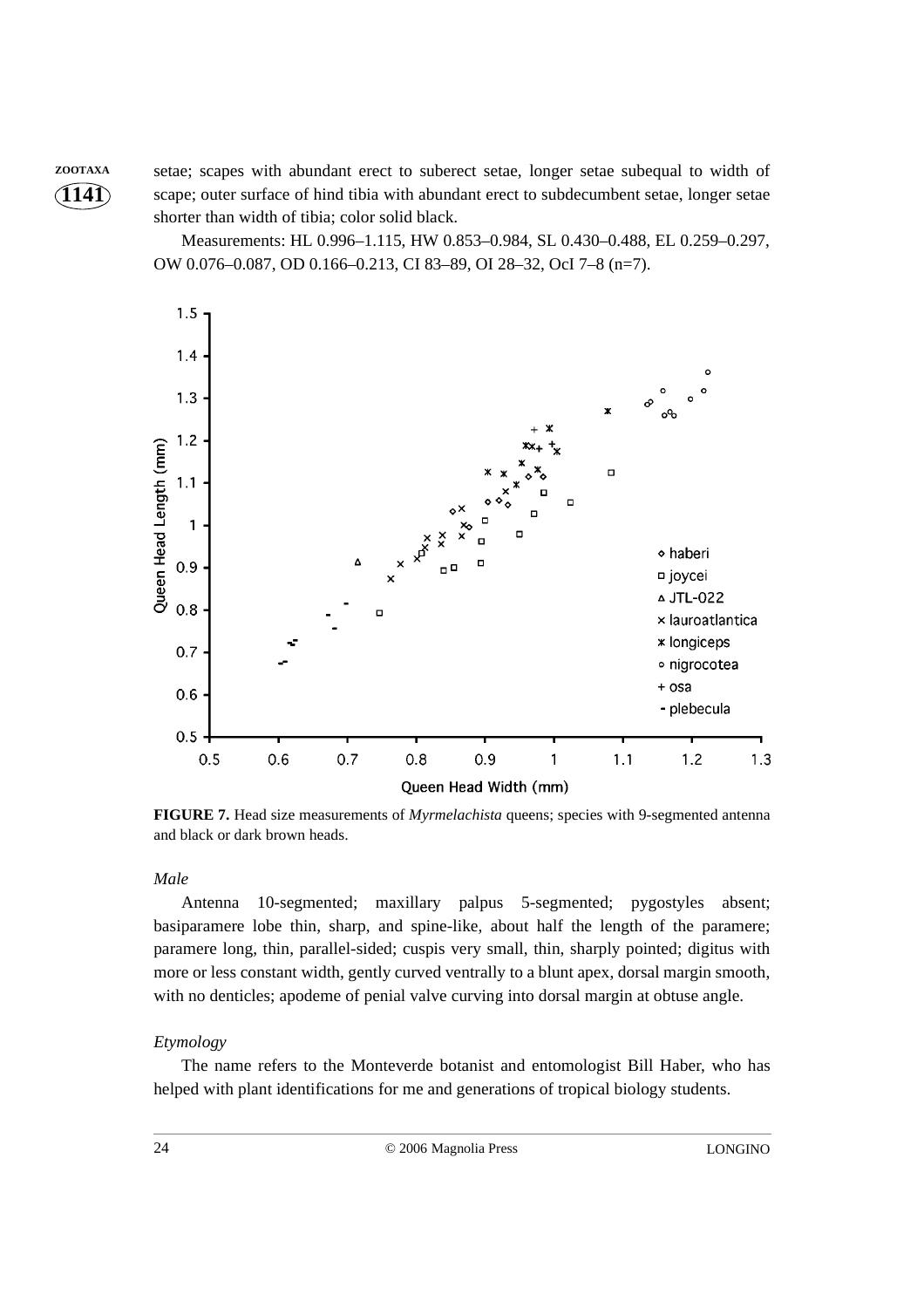setae; scapes with abundant erect to suberect setae, longer setae subequal to width of scape; outer surface of hind tibia with abundant erect to subdecumbent setae, longer setae shorter than width of tibia; color solid black.

Measurements: HL 0.996–1.115, HW 0.853–0.984, SL 0.430–0.488, EL 0.259–0.297, OW 0.076–0.087, OD 0.166–0.213, CI 83–89, OI 28–32, OcI 7–8 (n=7).

**FIGURE 7.** Head size measurements of *Myrmelachista* queens; species with 9-segmented antenna and black or dark brown heads.

*Male*

Antenna 10-segmented; maxillary palpus 5-segmented; pygostyles absent; basiparamere lobe thin, sharp, and spine-like, about half the length of the paramere; paramere long, thin, parallel-sided; cuspis very small, thin, sharply pointed; digitus with more or less constant width, gently curved ventrally to a blunt apex, dorsal margin smooth, with no denticles; apodeme of penial valve curving into dorsal margin at obtuse angle.

*Etymology*

The name refers to the Monteverde botanist and entomologist Bill Haber, who has helped with plant identifications for me and generations of tropical biology students.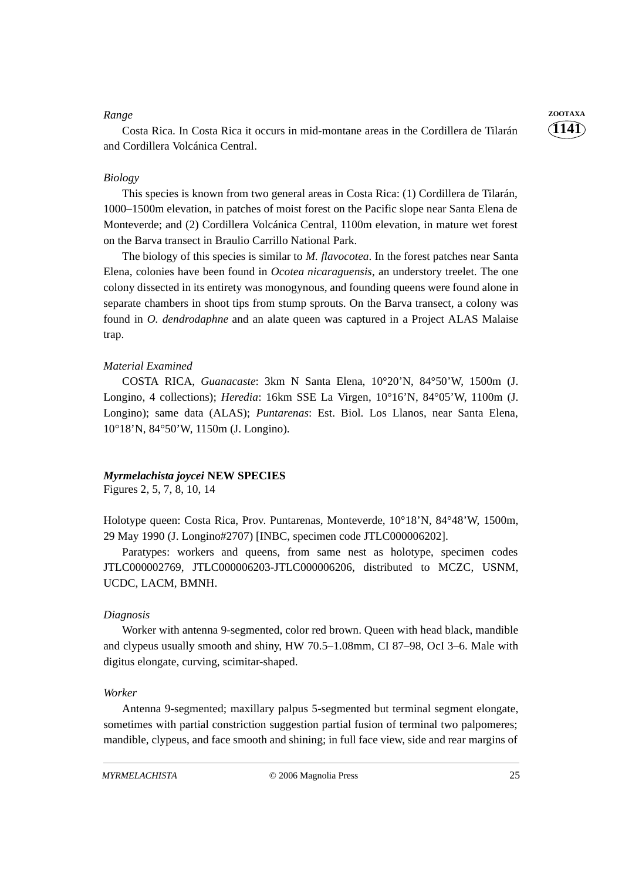*Range*

Costa Rica. In Costa Rica it occurs in mid-montane areas in the Cordillera de Tilarán and Cordillera Volcánica Central.

*Biology*

This species is known from two general areas in Costa Rica: (1) Cordillera de Tilarán, 1000–1500m elevation, in patches of moist forest on the Pacific slope near Santa Elena de Monteverde; and (2) Cordillera Volcánica Central, 1100m elevation, in mature wet forest on the Barva transect in Braulio Carrillo National Park.

The biology of this species is similar to *M. flavocotea*. In the forest patches near Santa Elena, colonies have been found in *Ocotea nicaraguensis*, an understory treelet. The one colony dissected in its entirety was monogynous, and founding queens were found alone in separate chambers in shoot tips from stump sprouts. On the Barva transect, a colony was found in *O. dendrodaphne* and an alate queen was captured in a Project ALAS Malaise trap.

*Material Examined*

COSTA RICA, *Guanacaste*: 3km N Santa Elena, 10°20'N, 84°50'W, 1500m (J. Longino, 4 collections); *Heredia*: 16km SSE La Virgen, 10°16'N, 84°05'W, 1100m (J. Longino); same data (ALAS); *Puntarenas*: Est. Biol. Los Llanos, near Santa Elena, 10°18'N, 84°50'W, 1150m (J. Longino).

***Myrmelachista joycei* NEW SPECIES**
Figures 2, 5, 7, 8, 10, 14

Holotype queen: Costa Rica, Prov. Puntarenas, Monteverde, 10°18'N, 84°48'W, 1500m, 29 May 1990 (J. Longino#2707) [INBC, specimen code JTLC000006202].

Paratypes: workers and queens, from same nest as holotype, specimen codes JTLC000002769, JTLC000006203-JTLC000006206, distributed to MCZC, USNM, UCDC, LACM, BMNH.

*Diagnosis*

Worker with antenna 9-segmented, color red brown. Queen with head black, mandible and clypeus usually smooth and shiny, HW 70.5–1.08mm, CI 87–98, OcI 3–6. Male with digitus elongate, curving, scimitar-shaped.

*Worker*

Antenna 9-segmented; maxillary palpus 5-segmented but terminal segment elongate, sometimes with partial constriction suggestion partial fusion of terminal two palpomeres; mandible, clypeus, and face smooth and shining; in full face view, side and rear margins of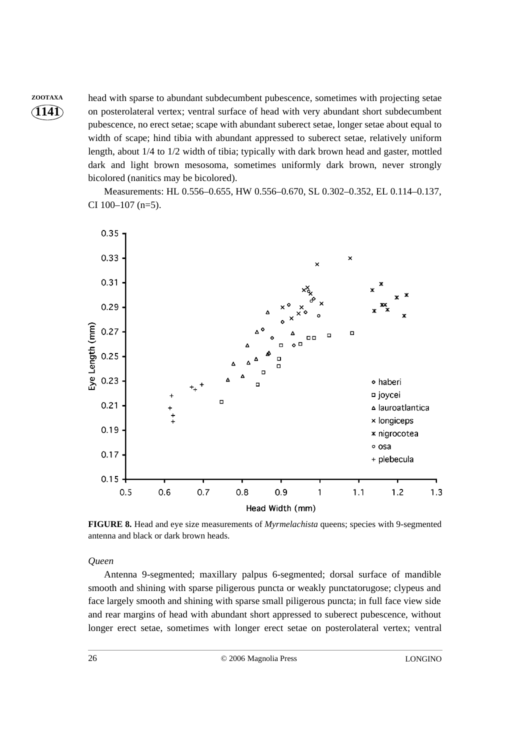head with sparse to abundant subdecumbent pubescence, sometimes with projecting setae on posterolateral vertex; ventral surface of head with very abundant short subdecumbent pubescence, no erect setae; scape with abundant suberect setae, longer setae about equal to width of scape; hind tibia with abundant appressed to suberect setae, relatively uniform length, about 1/4 to 1/2 width of tibia; typically with dark brown head and gaster, mottled dark and light brown mesosoma, sometimes uniformly dark brown, never strongly bicolored (nanitics may be bicolored).

Measurements: HL 0.556–0.655, HW 0.556–0.670, SL 0.302–0.352, EL 0.114–0.137, CI 100–107 (n=5).

**FIGURE 8.** Head and eye size measurements of *Myrmelachista* queens; species with 9-segmented antenna and black or dark brown heads.

*Queen*

Antenna 9-segmented; maxillary palpus 6-segmented; dorsal surface of mandible smooth and shining with sparse piligerous puncta or weakly punctatorugose; clypeus and face largely smooth and shining with sparse small piligerous puncta; in full face view side and rear margins of head with abundant short appressed to suberect pubescence, without longer erect setae, sometimes with longer erect setae on posterolateral vertex; ventral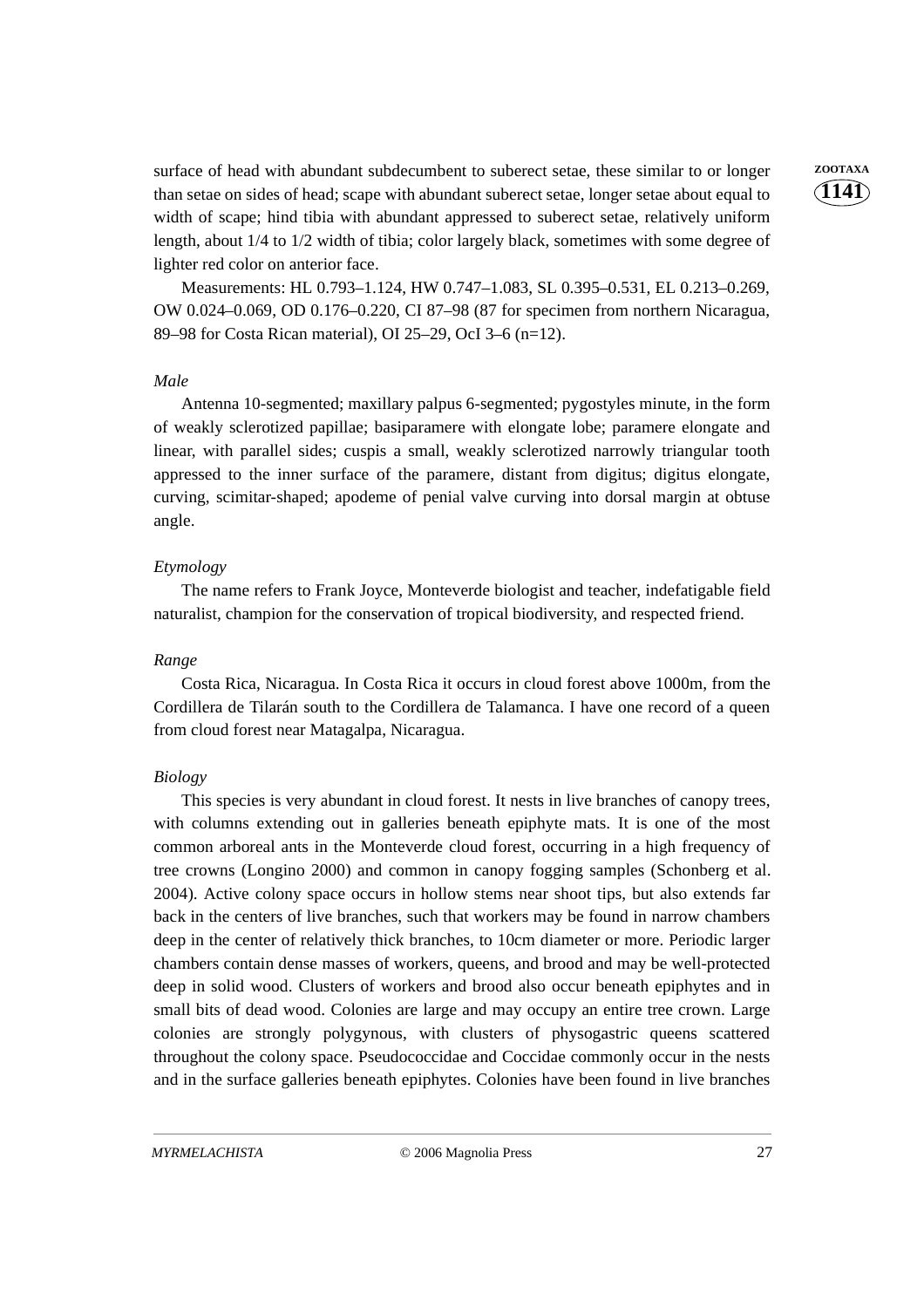surface of head with abundant subdecumbent to suberect setae, these similar to or longer than setae on sides of head; scape with abundant suberect setae, longer setae about equal to width of scape; hind tibia with abundant appressed to suberect setae, relatively uniform length, about 1/4 to 1/2 width of tibia; color largely black, sometimes with some degree of lighter red color on anterior face.

Measurements: HL 0.793–1.124, HW 0.747–1.083, SL 0.395–0.531, EL 0.213–0.269, OW 0.024–0.069, OD 0.176–0.220, CI 87–98 (87 for specimen from northern Nicaragua, 89–98 for Costa Rican material), OI 25–29, OcI 3–6 (n=12).

*Male*

Antenna 10-segmented; maxillary palpus 6-segmented; pygostyles minute, in the form of weakly sclerotized papillae; basiparamere with elongate lobe; paramere elongate and linear, with parallel sides; cuspis a small, weakly sclerotized narrowly triangular tooth appressed to the inner surface of the paramere, distant from digitus; digitus elongate, curving, scimitar-shaped; apodeme of penial valve curving into dorsal margin at obtuse angle.

*Etymology*

The name refers to Frank Joyce, Monteverde biologist and teacher, indefatigable field naturalist, champion for the conservation of tropical biodiversity, and respected friend.

*Range*

Costa Rica, Nicaragua. In Costa Rica it occurs in cloud forest above 1000m, from the Cordillera de Tilarán south to the Cordillera de Talamanca. I have one record of a queen from cloud forest near Matagalpa, Nicaragua.

*Biology*

This species is very abundant in cloud forest. It nests in live branches of canopy trees, with columns extending out in galleries beneath epiphyte mats. It is one of the most common arboreal ants in the Monteverde cloud forest, occurring in a high frequency of tree crowns (Longino 2000) and common in canopy fogging samples (Schonberg et al. 2004). Active colony space occurs in hollow stems near shoot tips, but also extends far back in the centers of live branches, such that workers may be found in narrow chambers deep in the center of relatively thick branches, to 10cm diameter or more. Periodic larger chambers contain dense masses of workers, queens, and brood and may be well-protected deep in solid wood. Clusters of workers and brood also occur beneath epiphytes and in small bits of dead wood. Colonies are large and may occupy an entire tree crown. Large colonies are strongly polygynous, with clusters of physogastric queens scattered throughout the colony space. Pseudococcidae and Coccidae commonly occur in the nests and in the surface galleries beneath epiphytes. Colonies have been found in live branches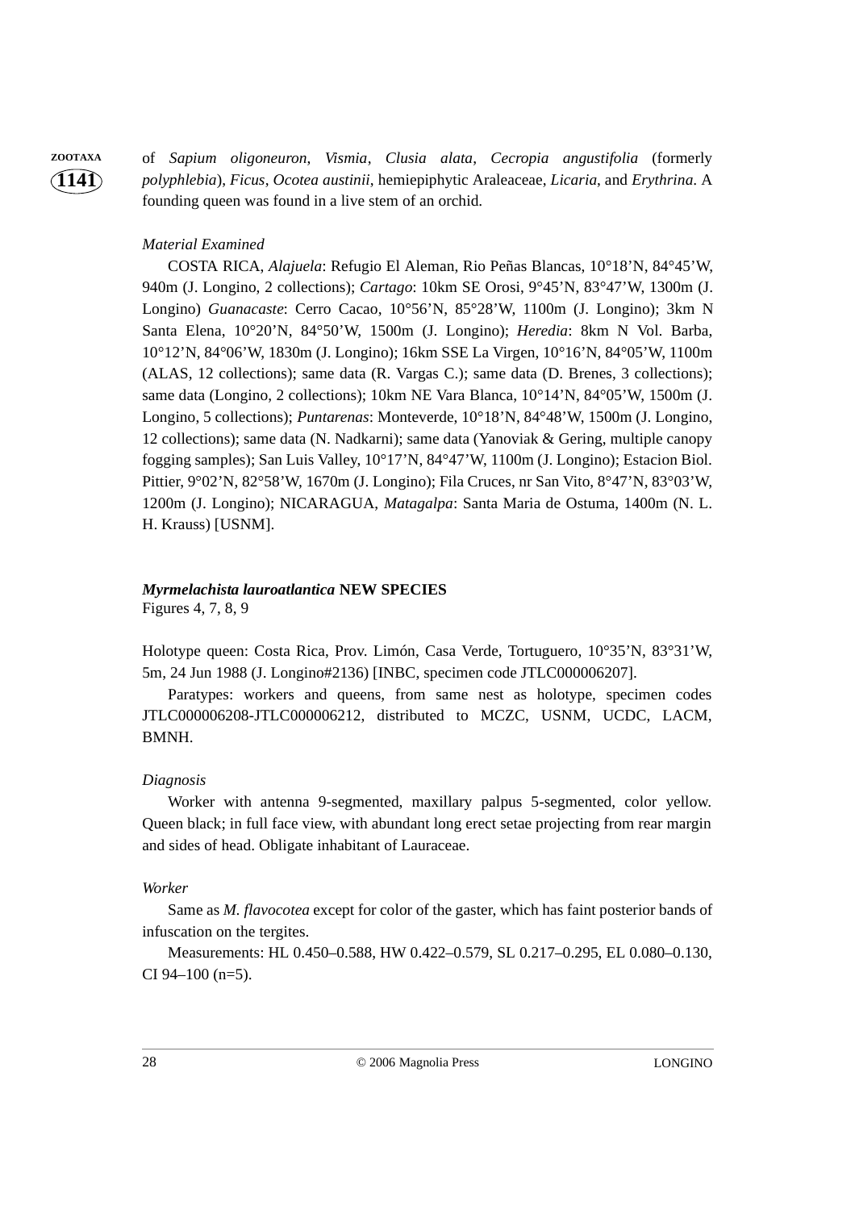of *Sapium oligoneuron*, *Vismia*, *Clusia alata*, *Cecropia angustifolia* (formerly *polyphlebia*), *Ficus*, *Ocotea austinii*, hemiepiphytic Araleaceae, *Licaria*, and *Erythrina*. A founding queen was found in a live stem of an orchid.

*Material Examined*

COSTA RICA, *Alajuela*: Refugio El Aleman, Rio Peñas Blancas, 10°18'N, 84°45'W, 940m (J. Longino, 2 collections); *Cartago*: 10km SE Orosi, 9°45'N, 83°47'W, 1300m (J. Longino) *Guanacaste*: Cerro Cacao, 10°56'N, 85°28'W, 1100m (J. Longino); 3km N Santa Elena, 10°20'N, 84°50'W, 1500m (J. Longino); *Heredia*: 8km N Vol. Barba, 10°12'N, 84°06'W, 1830m (J. Longino); 16km SSE La Virgen, 10°16'N, 84°05'W, 1100m (ALAS, 12 collections); same data (R. Vargas C.); same data (D. Brenes, 3 collections); same data (Longino, 2 collections); 10km NE Vara Blanca, 10°14'N, 84°05'W, 1500m (J. Longino, 5 collections); *Puntarenas*: Monteverde, 10°18'N, 84°48'W, 1500m (J. Longino, 12 collections); same data (N. Nadkarni); same data (Yanoviak & Gering, multiple canopy fogging samples); San Luis Valley, 10°17'N, 84°47'W, 1100m (J. Longino); Estacion Biol. Pittier, 9°02'N, 82°58'W, 1670m (J. Longino); Fila Cruces, nr San Vito, 8°47'N, 83°03'W, 1200m (J. Longino); NICARAGUA, *Matagalpa*: Santa Maria de Ostuma, 1400m (N. L. H. Krauss) [USNM].

## ***Myrmelachista lauroatlantica* NEW SPECIES**

Figures 4, 7, 8, 9

Holotype queen: Costa Rica, Prov. Limón, Casa Verde, Tortuguero, 10°35'N, 83°31'W, 5m, 24 Jun 1988 (J. Longino#2136) [INBC, specimen code JTLC000006207].

Paratypes: workers and queens, from same nest as holotype, specimen codes JTLC000006208-JTLC000006212, distributed to MCZC, USNM, UCDC, LACM, BMNH.

*Diagnosis*

Worker with antenna 9-segmented, maxillary palpus 5-segmented, color yellow. Queen black; in full face view, with abundant long erect setae projecting from rear margin and sides of head. Obligate inhabitant of Lauraceae.

*Worker*

Same as *M. flavocotea* except for color of the gaster, which has faint posterior bands of infuscation on the tergites.

Measurements: HL 0.450–0.588, HW 0.422–0.579, SL 0.217–0.295, EL 0.080–0.130, CI 94–100 (n=5).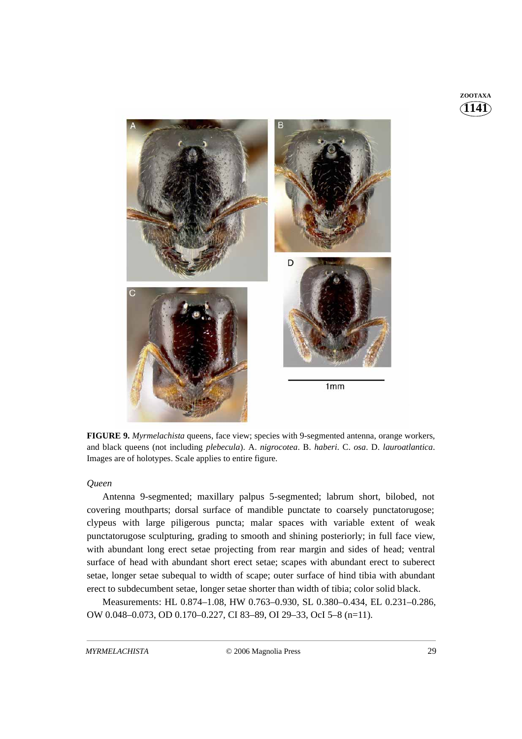**FIGURE 9.** *Myrmelachista* queens, face view; species with 9-segmented antenna, orange workers, and black queens (not including *plebecula*). A. *nigrocotea*. B. *haberi*. C. *osa*. D. *lauroatlantica*. Images are of holotypes. Scale applies to entire figure.

*Queen*

Antenna 9-segmented; maxillary palpus 5-segmented; labrum short, bilobed, not covering mouthparts; dorsal surface of mandible punctate to coarsely punctatorugose; clypeus with large piligerous puncta; malar spaces with variable extent of weak punctatorugose sculpturing, grading to smooth and shining posteriorly; in full face view, with abundant long erect setae projecting from rear margin and sides of head; ventral surface of head with abundant short erect setae; scapes with abundant erect to suberect setae, longer setae subequal to width of scape; outer surface of hind tibia with abundant erect to subdecumbent setae, longer setae shorter than width of tibia; color solid black.

Measurements: HL 0.874–1.08, HW 0.763–0.930, SL 0.380–0.434, EL 0.231–0.286, OW 0.048–0.073, OD 0.170–0.227, CI 83–89, OI 29–33, OcI 5–8 (n=11).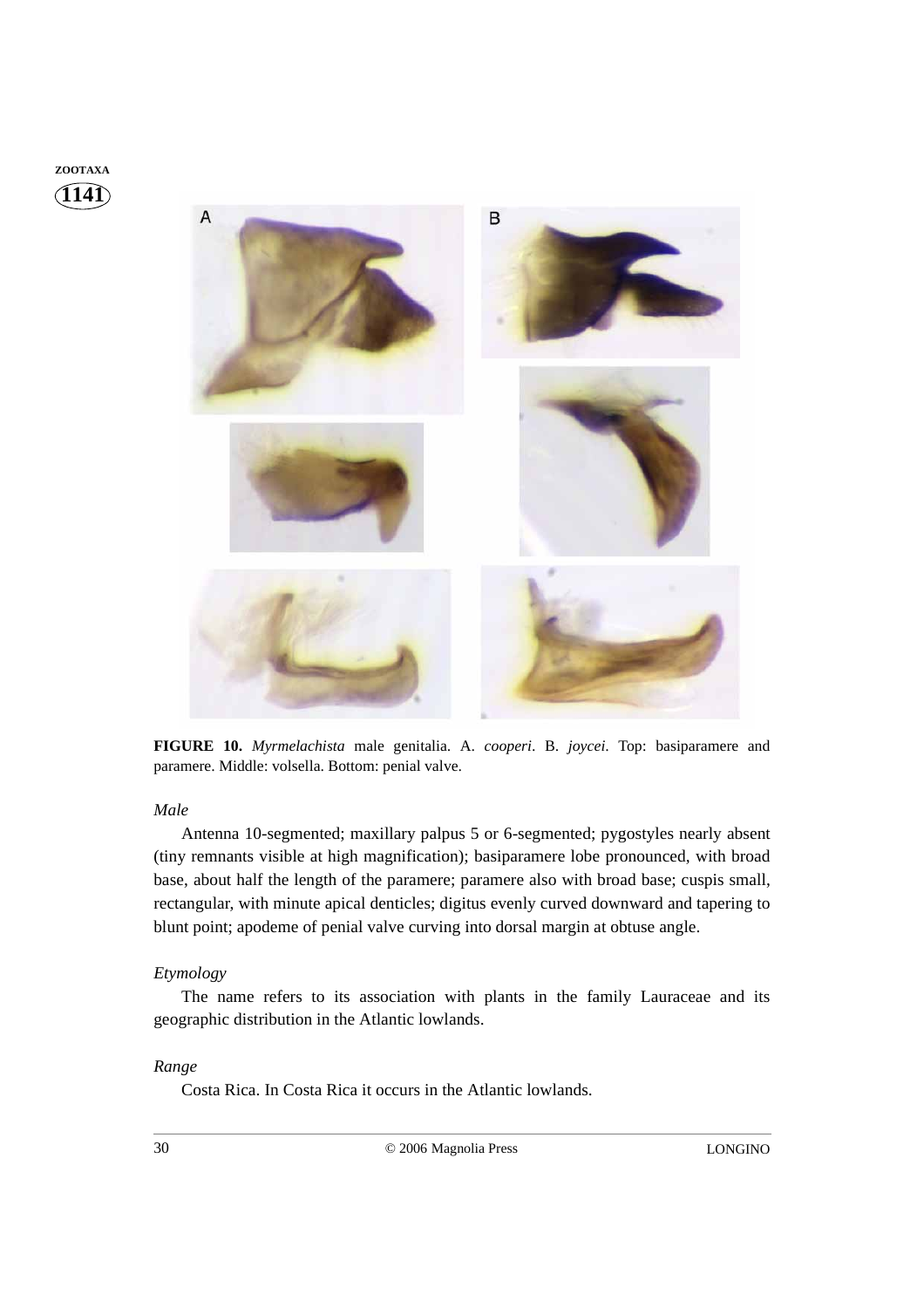**FIGURE 10.** *Myrmelachista* male genitalia. A. *cooperi*. B. *joycei*. Top: basiparamere and paramere. Middle: volsella. Bottom: penial valve.

*Male*

Antenna 10-segmented; maxillary palpus 5 or 6-segmented; pygostyles nearly absent (tiny remnants visible at high magnification); basiparamere lobe pronounced, with broad base, about half the length of the paramere; paramere also with broad base; cuspis small, rectangular, with minute apical denticles; digitus evenly curved downward and tapering to blunt point; apodeme of penial valve curving into dorsal margin at obtuse angle.

*Etymology*

The name refers to its association with plants in the family Lauraceae and its geographic distribution in the Atlantic lowlands.

*Range*

Costa Rica. In Costa Rica it occurs in the Atlantic lowlands.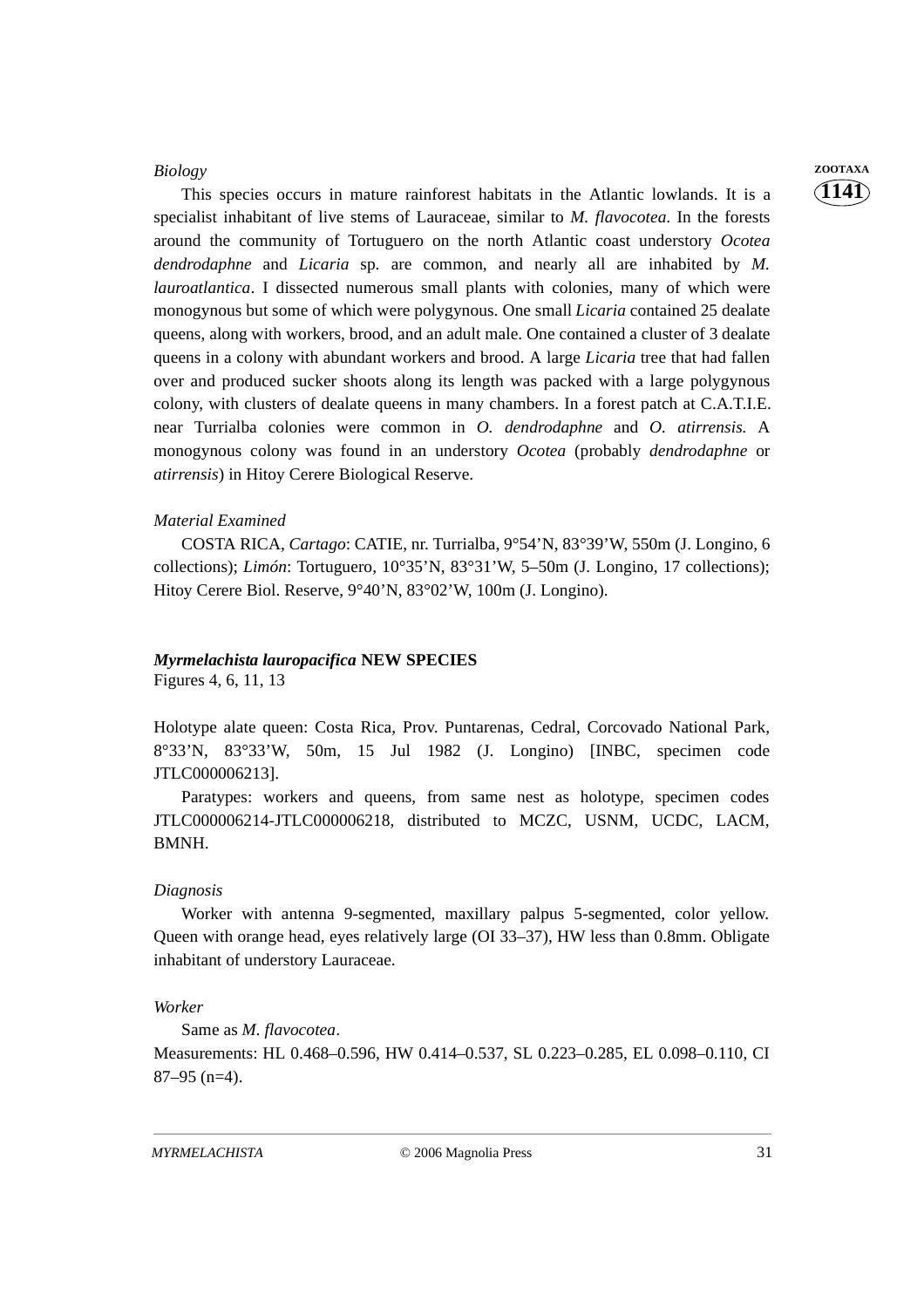*Biology*

This species occurs in mature rainforest habitats in the Atlantic lowlands. It is a specialist inhabitant of live stems of Lauraceae, similar to *M. flavocotea*. In the forests around the community of Tortuguero on the north Atlantic coast understory *Ocotea dendrodaphne* and *Licaria* sp. are common, and nearly all are inhabited by *M. lauroatlantica*. I dissected numerous small plants with colonies, many of which were monogynous but some of which were polygynous. One small *Licaria* contained 25 dealate queens, along with workers, brood, and an adult male. One contained a cluster of 3 dealate queens in a colony with abundant workers and brood. A large *Licaria* tree that had fallen over and produced sucker shoots along its length was packed with a large polygynous colony, with clusters of dealate queens in many chambers. In a forest patch at C.A.T.I.E. near Turrialba colonies were common in *O. dendrodaphne* and *O. atirrensis.* A monogynous colony was found in an understory *Ocotea* (probably *dendrodaphne* or *atirrensis*) in Hitoy Cerere Biological Reserve.

*Material Examined*

COSTA RICA, *Cartago*: CATIE, nr. Turrialba, 9°54'N, 83°39'W, 550m (J. Longino, 6 collections); *Limón*: Tortuguero, 10°35'N, 83°31'W, 5–50m (J. Longino, 17 collections); Hitoy Cerere Biol. Reserve, 9°40'N, 83°02'W, 100m (J. Longino).

## ***Myrmelachista lauropacifica* NEW SPECIES**

Figures 4, 6, 11, 13

Holotype alate queen: Costa Rica, Prov. Puntarenas, Cedral, Corcovado National Park, 8°33'N, 83°33'W, 50m, 15 Jul 1982 (J. Longino) [INBC, specimen code JTLC000006213].

Paratypes: workers and queens, from same nest as holotype, specimen codes JTLC000006214-JTLC000006218, distributed to MCZC, USNM, UCDC, LACM, BMNH.

*Diagnosis*

Worker with antenna 9-segmented, maxillary palpus 5-segmented, color yellow. Queen with orange head, eyes relatively large (OI 33–37), HW less than 0.8mm. Obligate inhabitant of understory Lauraceae.

*Worker*

Same as *M. flavocotea*.

Measurements: HL 0.468–0.596, HW 0.414–0.537, SL 0.223–0.285, EL 0.098–0.110, CI 87–95 (n=4).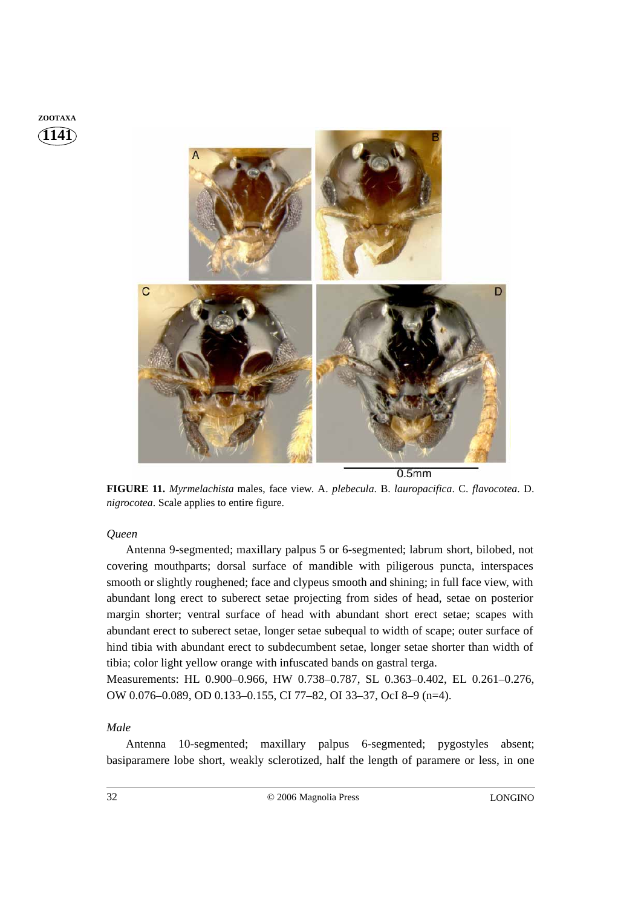**FIGURE 11.** *Myrmelachista* males, face view. A. *plebecula*. B. *lauropacifica*. C. *flavocotea*. D. *nigrocotea*. Scale applies to entire figure.

*Queen*

Antenna 9-segmented; maxillary palpus 5 or 6-segmented; labrum short, bilobed, not covering mouthparts; dorsal surface of mandible with piligerous puncta, interspaces smooth or slightly roughened; face and clypeus smooth and shining; in full face view, with abundant long erect to suberect setae projecting from sides of head, setae on posterior margin shorter; ventral surface of head with abundant short erect setae; scapes with abundant erect to suberect setae, longer setae subequal to width of scape; outer surface of hind tibia with abundant erect to subdecumbent setae, longer setae shorter than width of tibia; color light yellow orange with infuscated bands on gastral terga.
Measurements: HL 0.900–0.966, HW 0.738–0.787, SL 0.363–0.402, EL 0.261–0.276, OW 0.076–0.089, OD 0.133–0.155, CI 77–82, OI 33–37, OcI 8–9 (n=4).

*Male*

Antenna 10-segmented; maxillary palpus 6-segmented; pygostyles absent; basiparamere lobe short, weakly sclerotized, half the length of paramere or less, in one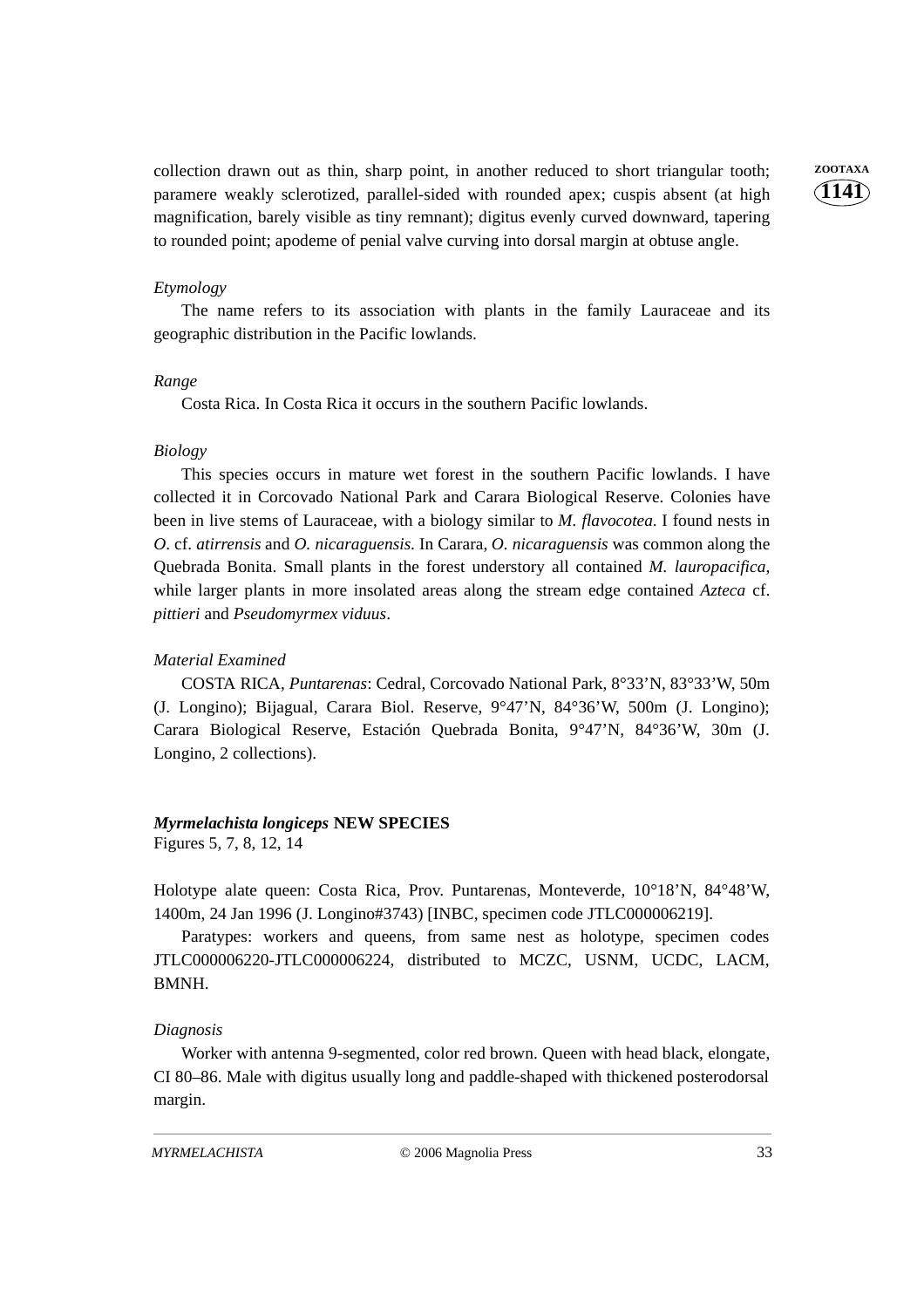collection drawn out as thin, sharp point, in another reduced to short triangular tooth; paramere weakly sclerotized, parallel-sided with rounded apex; cuspis absent (at high magnification, barely visible as tiny remnant); digitus evenly curved downward, tapering to rounded point; apodeme of penial valve curving into dorsal margin at obtuse angle.

*Etymology*

The name refers to its association with plants in the family Lauraceae and its geographic distribution in the Pacific lowlands.

*Range*

Costa Rica. In Costa Rica it occurs in the southern Pacific lowlands.

*Biology*

This species occurs in mature wet forest in the southern Pacific lowlands. I have collected it in Corcovado National Park and Carara Biological Reserve. Colonies have been in live stems of Lauraceae, with a biology similar to *M. flavocotea*. I found nests in *O*. cf. *atirrensis* and *O. nicaraguensis*. In Carara, *O. nicaraguensis* was common along the Quebrada Bonita. Small plants in the forest understory all contained *M. lauropacifica*, while larger plants in more insolated areas along the stream edge contained *Azteca* cf. *pittieri* and *Pseudomyrmex viduus*.

*Material Examined*

COSTA RICA, *Puntarenas*: Cedral, Corcovado National Park, 8°33'N, 83°33'W, 50m (J. Longino); Bijagual, Carara Biol. Reserve, 9°47'N, 84°36'W, 500m (J. Longino); Carara Biological Reserve, Estación Quebrada Bonita, 9°47'N, 84°36'W, 30m (J. Longino, 2 collections).

## ***Myrmelachista longiceps* NEW SPECIES**

Figures 5, 7, 8, 12, 14

Holotype alate queen: Costa Rica, Prov. Puntarenas, Monteverde, 10°18'N, 84°48'W, 1400m, 24 Jan 1996 (J. Longino#3743) [INBC, specimen code JTLC000006219].

Paratypes: workers and queens, from same nest as holotype, specimen codes JTLC000006220-JTLC000006224, distributed to MCZC, USNM, UCDC, LACM, BMNH.

*Diagnosis*

Worker with antenna 9-segmented, color red brown. Queen with head black, elongate, CI 80–86. Male with digitus usually long and paddle-shaped with thickened posterodorsal margin.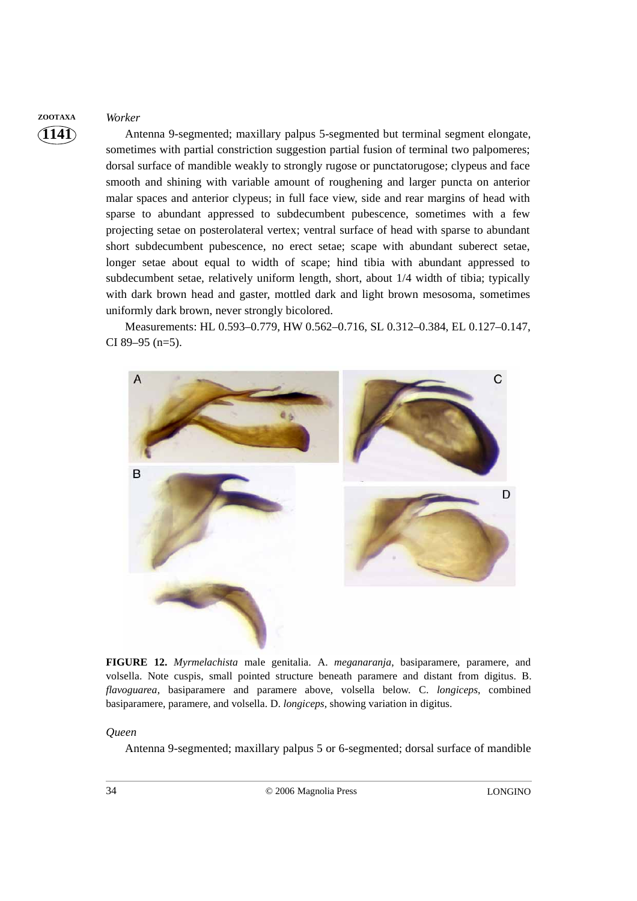*Worker*

Antenna 9-segmented; maxillary palpus 5-segmented but terminal segment elongate, sometimes with partial constriction suggestion partial fusion of terminal two palpomeres; dorsal surface of mandible weakly to strongly rugose or punctatorugose; clypeus and face smooth and shining with variable amount of roughening and larger puncta on anterior malar spaces and anterior clypeus; in full face view, side and rear margins of head with sparse to abundant appressed to subdecumbent pubescence, sometimes with a few projecting setae on posterolateral vertex; ventral surface of head with sparse to abundant short subdecumbent pubescence, no erect setae; scape with abundant suberect setae, longer setae about equal to width of scape; hind tibia with abundant appressed to subdecumbent setae, relatively uniform length, short, about 1/4 width of tibia; typically with dark brown head and gaster, mottled dark and light brown mesosoma, sometimes uniformly dark brown, never strongly bicolored.

Measurements: HL 0.593–0.779, HW 0.562–0.716, SL 0.312–0.384, EL 0.127–0.147, CI 89–95 (n=5).

**FIGURE 12.** *Myrmelachista* male genitalia. A. *meganaranja*, basiparamere, paramere, and volsella. Note cuspis, small pointed structure beneath paramere and distant from digitus. B. *flavoguarea*, basiparamere and paramere above, volsella below. C. *longiceps*, combined basiparamere, paramere, and volsella. D. *longiceps*, showing variation in digitus.

*Queen*

Antenna 9-segmented; maxillary palpus 5 or 6-segmented; dorsal surface of mandible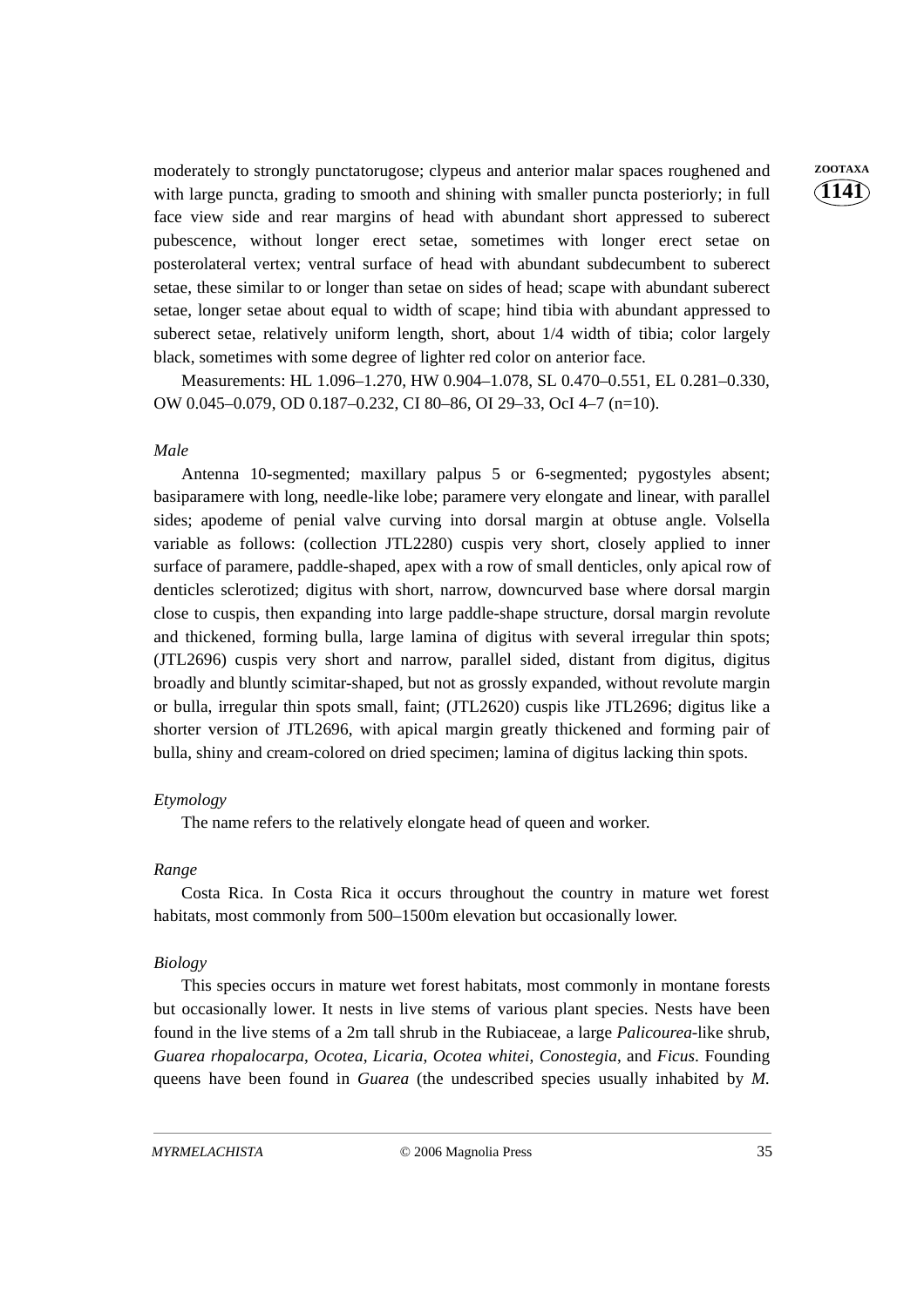moderately to strongly punctatorugose; clypeus and anterior malar spaces roughened and with large puncta, grading to smooth and shining with smaller puncta posteriorly; in full face view side and rear margins of head with abundant short appressed to suberect pubescence, without longer erect setae, sometimes with longer erect setae on posterolateral vertex; ventral surface of head with abundant subdecumbent to suberect setae, these similar to or longer than setae on sides of head; scape with abundant suberect setae, longer setae about equal to width of scape; hind tibia with abundant appressed to suberect setae, relatively uniform length, short, about 1/4 width of tibia; color largely black, sometimes with some degree of lighter red color on anterior face.

Measurements: HL 1.096–1.270, HW 0.904–1.078, SL 0.470–0.551, EL 0.281–0.330, OW 0.045–0.079, OD 0.187–0.232, CI 80–86, OI 29–33, OcI 4–7 (n=10).

*Male*

Antenna 10-segmented; maxillary palpus 5 or 6-segmented; pygostyles absent; basiparamere with long, needle-like lobe; paramere very elongate and linear, with parallel sides; apodeme of penial valve curving into dorsal margin at obtuse angle. Volsella variable as follows: (collection JTL2280) cuspis very short, closely applied to inner surface of paramere, paddle-shaped, apex with a row of small denticles, only apical row of denticles sclerotized; digitus with short, narrow, downcurved base where dorsal margin close to cuspis, then expanding into large paddle-shape structure, dorsal margin revolute and thickened, forming bulla, large lamina of digitus with several irregular thin spots; (JTL2696) cuspis very short and narrow, parallel sided, distant from digitus, digitus broadly and bluntly scimitar-shaped, but not as grossly expanded, without revolute margin or bulla, irregular thin spots small, faint; (JTL2620) cuspis like JTL2696; digitus like a shorter version of JTL2696, with apical margin greatly thickened and forming pair of bulla, shiny and cream-colored on dried specimen; lamina of digitus lacking thin spots.

*Etymology*

The name refers to the relatively elongate head of queen and worker.

*Range*

Costa Rica. In Costa Rica it occurs throughout the country in mature wet forest habitats, most commonly from 500–1500m elevation but occasionally lower.

*Biology*

This species occurs in mature wet forest habitats, most commonly in montane forests but occasionally lower. It nests in live stems of various plant species. Nests have been found in the live stems of a 2m tall shrub in the Rubiaceae, a large *Palicourea*-like shrub, *Guarea rhopalocarpa*, *Ocotea*, *Licaria*, *Ocotea whitei*, *Conostegia*, and *Ficus*. Founding queens have been found in *Guarea* (the undescribed species usually inhabited by *M.*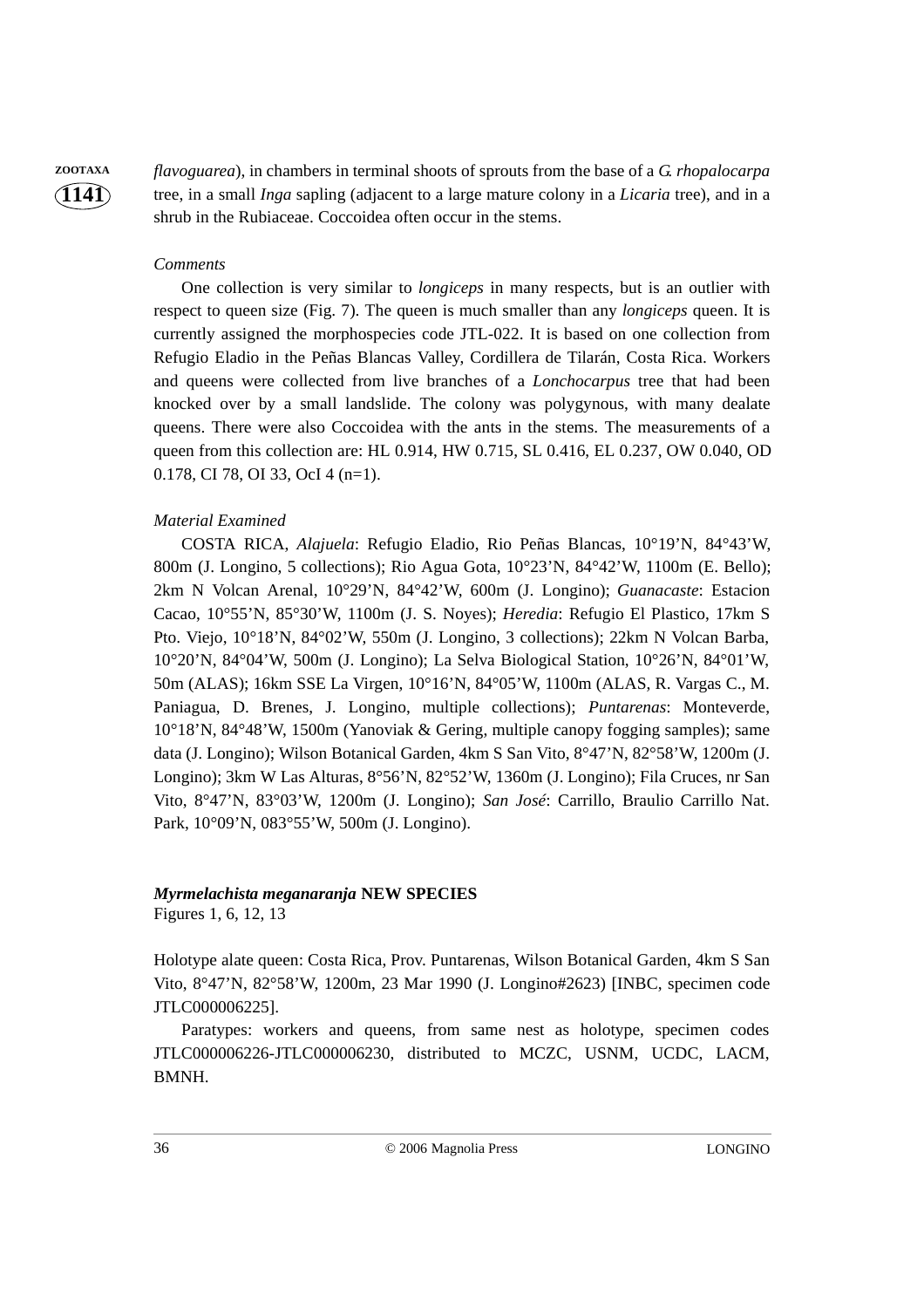*flavoguarea*), in chambers in terminal shoots of sprouts from the base of a *G. rhopalocarpa* tree, in a small *Inga* sapling (adjacent to a large mature colony in a *Licaria* tree), and in a shrub in the Rubiaceae. Coccoidea often occur in the stems.

*Comments*

One collection is very similar to *longiceps* in many respects, but is an outlier with respect to queen size (Fig. 7). The queen is much smaller than any *longiceps* queen. It is currently assigned the morphospecies code JTL-022. It is based on one collection from Refugio Eladio in the Peñas Blancas Valley, Cordillera de Tilarán, Costa Rica. Workers and queens were collected from live branches of a *Lonchocarpus* tree that had been knocked over by a small landslide. The colony was polygynous, with many dealate queens. There were also Coccoidea with the ants in the stems. The measurements of a queen from this collection are: HL 0.914, HW 0.715, SL 0.416, EL 0.237, OW 0.040, OD 0.178, CI 78, OI 33, OcI 4 (n=1).

*Material Examined*

COSTA RICA, *Alajuela*: Refugio Eladio, Rio Peñas Blancas, 10°19'N, 84°43'W, 800m (J. Longino, 5 collections); Rio Agua Gota, 10°23'N, 84°42'W, 1100m (E. Bello); 2km N Volcan Arenal, 10°29'N, 84°42'W, 600m (J. Longino); *Guanacaste*: Estacion Cacao, 10°55'N, 85°30'W, 1100m (J. S. Noyes); *Heredia*: Refugio El Plastico, 17km S Pto. Viejo, 10°18'N, 84°02'W, 550m (J. Longino, 3 collections); 22km N Volcan Barba, 10°20'N, 84°04'W, 500m (J. Longino); La Selva Biological Station, 10°26'N, 84°01'W, 50m (ALAS); 16km SSE La Virgen, 10°16'N, 84°05'W, 1100m (ALAS, R. Vargas C., M. Paniagua, D. Brenes, J. Longino, multiple collections); *Puntarenas*: Monteverde, 10°18'N, 84°48'W, 1500m (Yanoviak & Gering, multiple canopy fogging samples); same data (J. Longino); Wilson Botanical Garden, 4km S San Vito, 8°47'N, 82°58'W, 1200m (J. Longino); 3km W Las Alturas, 8°56'N, 82°52'W, 1360m (J. Longino); Fila Cruces, nr San Vito, 8°47'N, 83°03'W, 1200m (J. Longino); *San José*: Carrillo, Braulio Carrillo Nat. Park, 10°09'N, 083°55'W, 500m (J. Longino).

## *Myrmelachista meganaranja* NEW SPECIES

Figures 1, 6, 12, 13

Holotype alate queen: Costa Rica, Prov. Puntarenas, Wilson Botanical Garden, 4km S San Vito, 8°47'N, 82°58'W, 1200m, 23 Mar 1990 (J. Longino#2623) [INBC, specimen code JTLC000006225].

Paratypes: workers and queens, from same nest as holotype, specimen codes JTLC000006226-JTLC000006230, distributed to MCZC, USNM, UCDC, LACM, BMNH.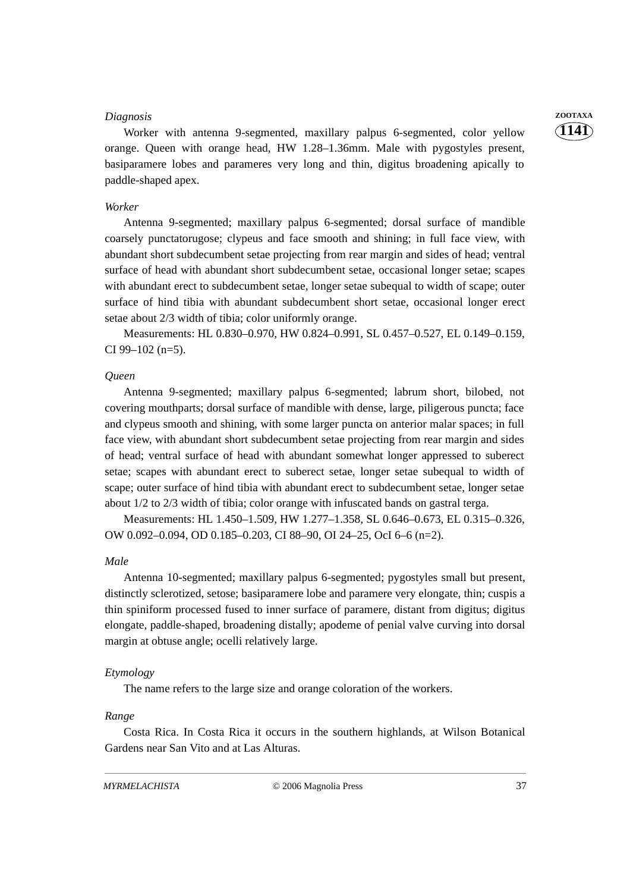*Diagnosis*

Worker with antenna 9-segmented, maxillary palpus 6-segmented, color yellow orange. Queen with orange head, HW 1.28–1.36mm. Male with pygostyles present, basiparamere lobes and parameres very long and thin, digitus broadening apically to paddle-shaped apex.

*Worker*

Antenna 9-segmented; maxillary palpus 6-segmented; dorsal surface of mandible coarsely punctatorugose; clypeus and face smooth and shining; in full face view, with abundant short subdecumbent setae projecting from rear margin and sides of head; ventral surface of head with abundant short subdecumbent setae, occasional longer setae; scapes with abundant erect to subdecumbent setae, longer setae subequal to width of scape; outer surface of hind tibia with abundant subdecumbent short setae, occasional longer erect setae about 2/3 width of tibia; color uniformly orange.

Measurements: HL 0.830–0.970, HW 0.824–0.991, SL 0.457–0.527, EL 0.149–0.159, CI 99–102 (n=5).

*Queen*

Antenna 9-segmented; maxillary palpus 6-segmented; labrum short, bilobed, not covering mouthparts; dorsal surface of mandible with dense, large, piligerous puncta; face and clypeus smooth and shining, with some larger puncta on anterior malar spaces; in full face view, with abundant short subdecumbent setae projecting from rear margin and sides of head; ventral surface of head with abundant somewhat longer appressed to suberect setae; scapes with abundant erect to suberect setae, longer setae subequal to width of scape; outer surface of hind tibia with abundant erect to subdecumbent setae, longer setae about 1/2 to 2/3 width of tibia; color orange with infuscated bands on gastral terga.

Measurements: HL 1.450–1.509, HW 1.277–1.358, SL 0.646–0.673, EL 0.315–0.326, OW 0.092–0.094, OD 0.185–0.203, CI 88–90, OI 24–25, OcI 6–6 (n=2).

*Male*

Antenna 10-segmented; maxillary palpus 6-segmented; pygostyles small but present, distinctly sclerotized, setose; basiparamere lobe and paramere very elongate, thin; cuspis a thin spiniform processed fused to inner surface of paramere, distant from digitus; digitus elongate, paddle-shaped, broadening distally; apodeme of penial valve curving into dorsal margin at obtuse angle; ocelli relatively large.

*Etymology*

The name refers to the large size and orange coloration of the workers.

*Range*

Costa Rica. In Costa Rica it occurs in the southern highlands, at Wilson Botanical Gardens near San Vito and at Las Alturas.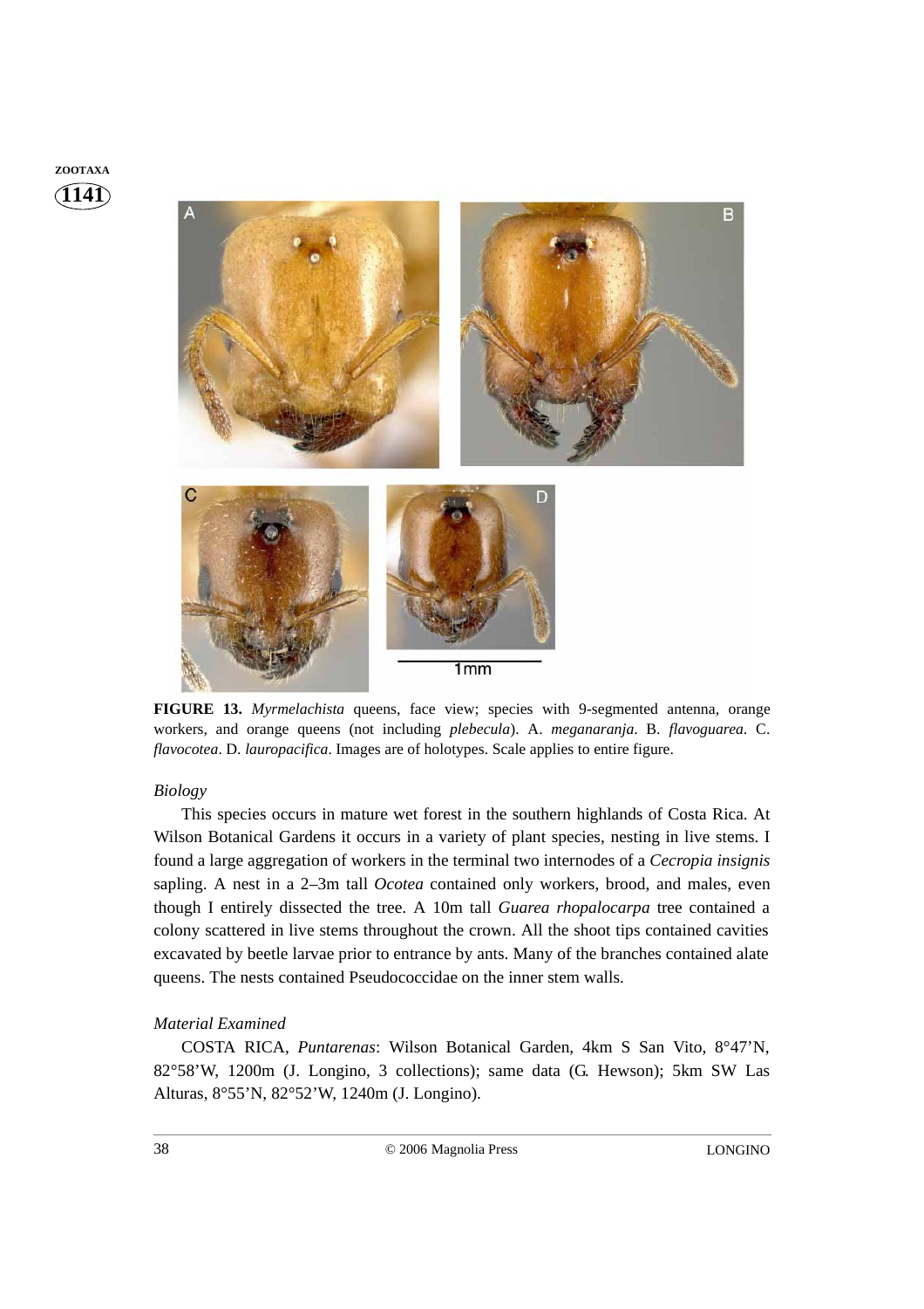**FIGURE 13.** *Myrmelachista* queens, face view; species with 9-segmented antenna, orange workers, and orange queens (not including *plebecula*). A. *meganaranja*. B. *flavoguarea*. C. *flavocotea*. D. *lauropacifica*. Images are of holotypes. Scale applies to entire figure.

### *Biology*

This species occurs in mature wet forest in the southern highlands of Costa Rica. At Wilson Botanical Gardens it occurs in a variety of plant species, nesting in live stems. I found a large aggregation of workers in the terminal two internodes of a *Cecropia insignis* sapling. A nest in a 2–3m tall *Ocotea* contained only workers, brood, and males, even though I entirely dissected the tree. A 10m tall *Guarea rhopalocarpa* tree contained a colony scattered in live stems throughout the crown. All the shoot tips contained cavities excavated by beetle larvae prior to entrance by ants. Many of the branches contained alate queens. The nests contained Pseudococcidae on the inner stem walls.

### *Material Examined*

COSTA RICA, *Puntarenas*: Wilson Botanical Garden, 4km S San Vito, 8°47'N, 82°58'W, 1200m (J. Longino, 3 collections); same data (G. Hewson); 5km SW Las Alturas, 8°55'N, 82°52'W, 1240m (J. Longino).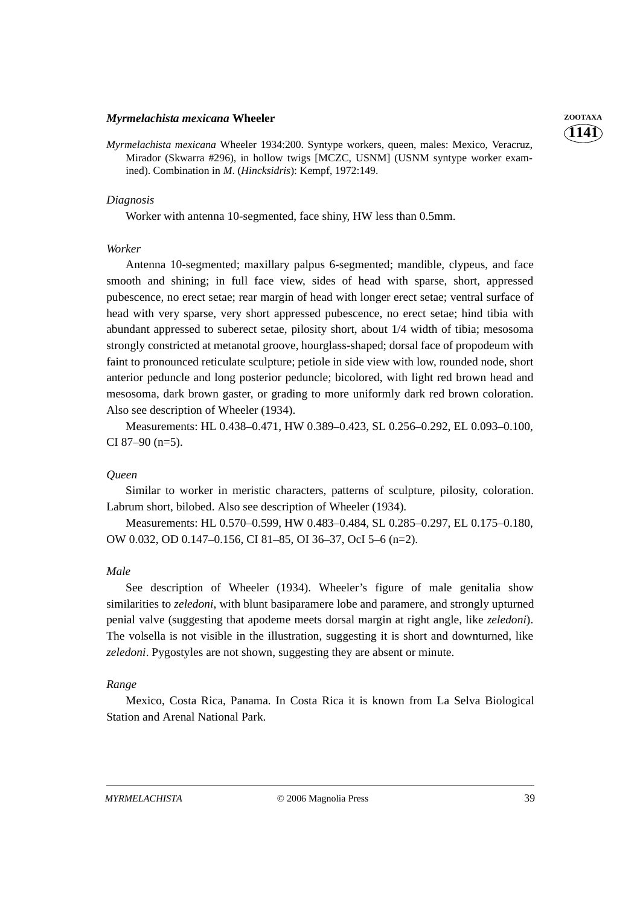### *Myrmelachista mexicana* Wheeler

*Myrmelachista mexicana* Wheeler 1934:200. Syntype workers, queen, males: Mexico, Veracruz, Mirador (Skwarra #296), in hollow twigs [MCZC, USNM] (USNM syntype worker examined). Combination in *M*. (*Hincksidris*): Kempf, 1972:149.

*Diagnosis*

Worker with antenna 10-segmented, face shiny, HW less than 0.5mm.

*Worker*

Antenna 10-segmented; maxillary palpus 6-segmented; mandible, clypeus, and face smooth and shining; in full face view, sides of head with sparse, short, appressed pubescence, no erect setae; rear margin of head with longer erect setae; ventral surface of head with very sparse, very short appressed pubescence, no erect setae; hind tibia with abundant appressed to suberect setae, pilosity short, about 1/4 width of tibia; mesosoma strongly constricted at metanotal groove, hourglass-shaped; dorsal face of propodeum with faint to pronounced reticulate sculpture; petiole in side view with low, rounded node, short anterior peduncle and long posterior peduncle; bicolored, with light red brown head and mesosoma, dark brown gaster, or grading to more uniformly dark red brown coloration. Also see description of Wheeler (1934).

Measurements: HL 0.438–0.471, HW 0.389–0.423, SL 0.256–0.292, EL 0.093–0.100, CI 87–90 (n=5).

*Queen*

Similar to worker in meristic characters, patterns of sculpture, pilosity, coloration. Labrum short, bilobed. Also see description of Wheeler (1934).

Measurements: HL 0.570–0.599, HW 0.483–0.484, SL 0.285–0.297, EL 0.175–0.180, OW 0.032, OD 0.147–0.156, CI 81–85, OI 36–37, OcI 5–6 (n=2).

*Male*

See description of Wheeler (1934). Wheeler's figure of male genitalia show similarities to *zeledoni*, with blunt basiparamere lobe and paramere, and strongly upturned penial valve (suggesting that apodeme meets dorsal margin at right angle, like *zeledoni*). The volsella is not visible in the illustration, suggesting it is short and downturned, like *zeledoni*. Pygostyles are not shown, suggesting they are absent or minute.

*Range*

Mexico, Costa Rica, Panama. In Costa Rica it is known from La Selva Biological Station and Arenal National Park.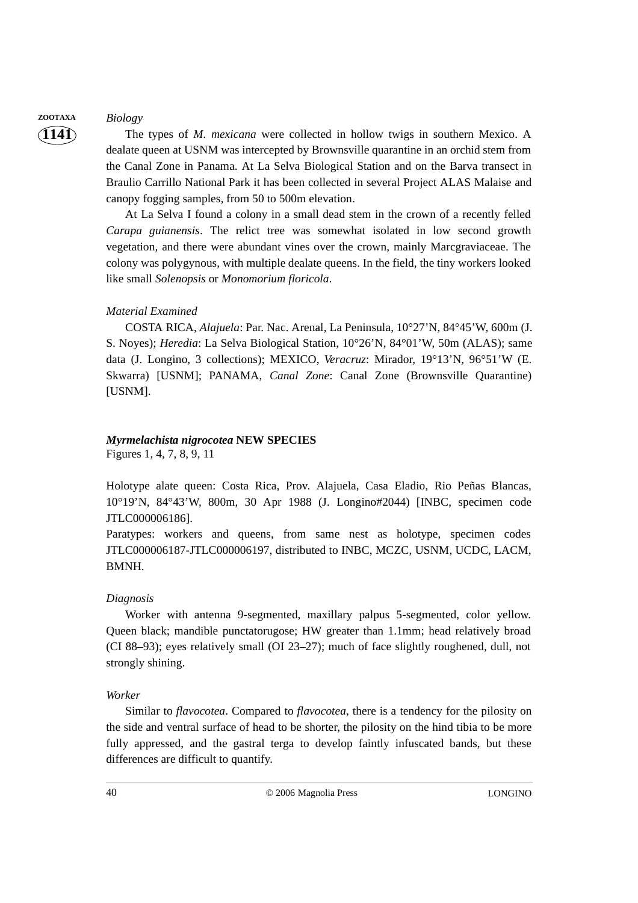*Biology*

The types of *M. mexicana* were collected in hollow twigs in southern Mexico. A dealate queen at USNM was intercepted by Brownsville quarantine in an orchid stem from the Canal Zone in Panama. At La Selva Biological Station and on the Barva transect in Braulio Carrillo National Park it has been collected in several Project ALAS Malaise and canopy fogging samples, from 50 to 500m elevation.

At La Selva I found a colony in a small dead stem in the crown of a recently felled *Carapa guianensis*. The relict tree was somewhat isolated in low second growth vegetation, and there were abundant vines over the crown, mainly Marcgraviaceae. The colony was polygynous, with multiple dealate queens. In the field, the tiny workers looked like small *Solenopsis* or *Monomorium floricola*.

*Material Examined*

COSTA RICA, *Alajuela*: Par. Nac. Arenal, La Peninsula, 10°27'N, 84°45'W, 600m (J. S. Noyes); *Heredia*: La Selva Biological Station, 10°26'N, 84°01'W, 50m (ALAS); same data (J. Longino, 3 collections); MEXICO, *Veracruz*: Mirador, 19°13'N, 96°51'W (E. Skwarra) [USNM]; PANAMA, *Canal Zone*: Canal Zone (Brownsville Quarantine) [USNM].

***Myrmelachista nigrocotea* NEW SPECIES**

Figures 1, 4, 7, 8, 9, 11

Holotype alate queen: Costa Rica, Prov. Alajuela, Casa Eladio, Rio Peñas Blancas, 10°19'N, 84°43'W, 800m, 30 Apr 1988 (J. Longino#2044) [INBC, specimen code JTLC000006186].

Paratypes: workers and queens, from same nest as holotype, specimen codes JTLC000006187-JTLC000006197, distributed to INBC, MCZC, USNM, UCDC, LACM, BMNH.

*Diagnosis*

Worker with antenna 9-segmented, maxillary palpus 5-segmented, color yellow. Queen black; mandible punctatorugose; HW greater than 1.1mm; head relatively broad (CI 88–93); eyes relatively small (OI 23–27); much of face slightly roughened, dull, not strongly shining.

*Worker*

Similar to *flavocotea*. Compared to *flavocotea*, there is a tendency for the pilosity on the side and ventral surface of head to be shorter, the pilosity on the hind tibia to be more fully appressed, and the gastral terga to develop faintly infuscated bands, but these differences are difficult to quantify.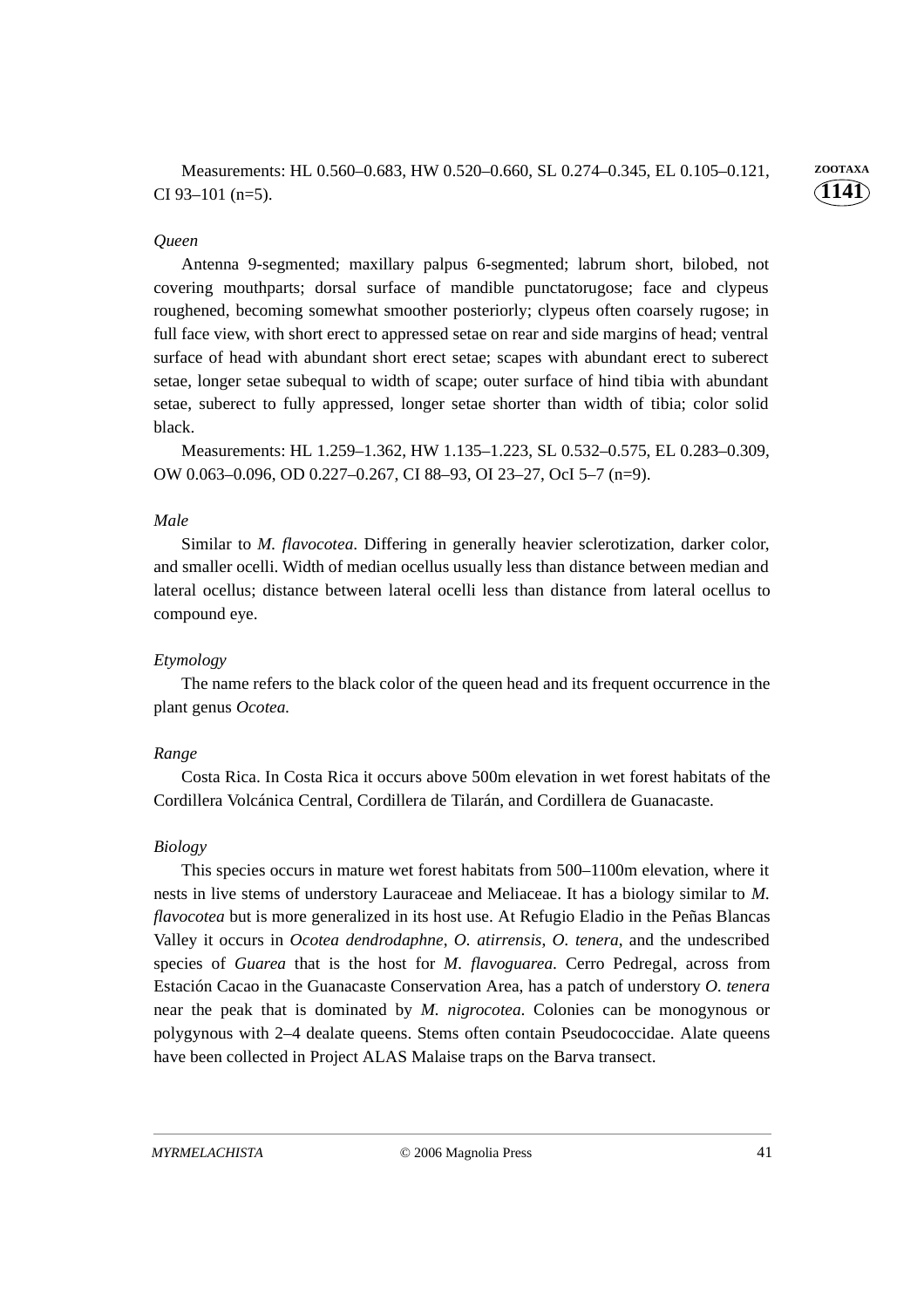Measurements: HL 0.560–0.683, HW 0.520–0.660, SL 0.274–0.345, EL 0.105–0.121, CI 93–101 (n=5).

*Queen*

Antenna 9-segmented; maxillary palpus 6-segmented; labrum short, bilobed, not covering mouthparts; dorsal surface of mandible punctatorugose; face and clypeus roughened, becoming somewhat smoother posteriorly; clypeus often coarsely rugose; in full face view, with short erect to appressed setae on rear and side margins of head; ventral surface of head with abundant short erect setae; scapes with abundant erect to suberect setae, longer setae subequal to width of scape; outer surface of hind tibia with abundant setae, suberect to fully appressed, longer setae shorter than width of tibia; color solid black.

Measurements: HL 1.259–1.362, HW 1.135–1.223, SL 0.532–0.575, EL 0.283–0.309, OW 0.063–0.096, OD 0.227–0.267, CI 88–93, OI 23–27, OcI 5–7 (n=9).

*Male*

Similar to *M. flavocotea*. Differing in generally heavier sclerotization, darker color, and smaller ocelli. Width of median ocellus usually less than distance between median and lateral ocellus; distance between lateral ocelli less than distance from lateral ocellus to compound eye.

*Etymology*

The name refers to the black color of the queen head and its frequent occurrence in the plant genus *Ocotea.*

*Range*

Costa Rica. In Costa Rica it occurs above 500m elevation in wet forest habitats of the Cordillera Volcánica Central, Cordillera de Tilarán, and Cordillera de Guanacaste.

*Biology*

This species occurs in mature wet forest habitats from 500–1100m elevation, where it nests in live stems of understory Lauraceae and Meliaceae. It has a biology similar to *M. flavocotea* but is more generalized in its host use. At Refugio Eladio in the Peñas Blancas Valley it occurs in *Ocotea dendrodaphne*, *O. atirrensis*, *O. tenera*, and the undescribed species of *Guarea* that is the host for *M. flavoguarea.* Cerro Pedregal, across from Estación Cacao in the Guanacaste Conservation Area, has a patch of understory *O. tenera* near the peak that is dominated by *M. nigrocotea.* Colonies can be monogynous or polygynous with 2–4 dealate queens. Stems often contain Pseudococcidae. Alate queens have been collected in Project ALAS Malaise traps on the Barva transect.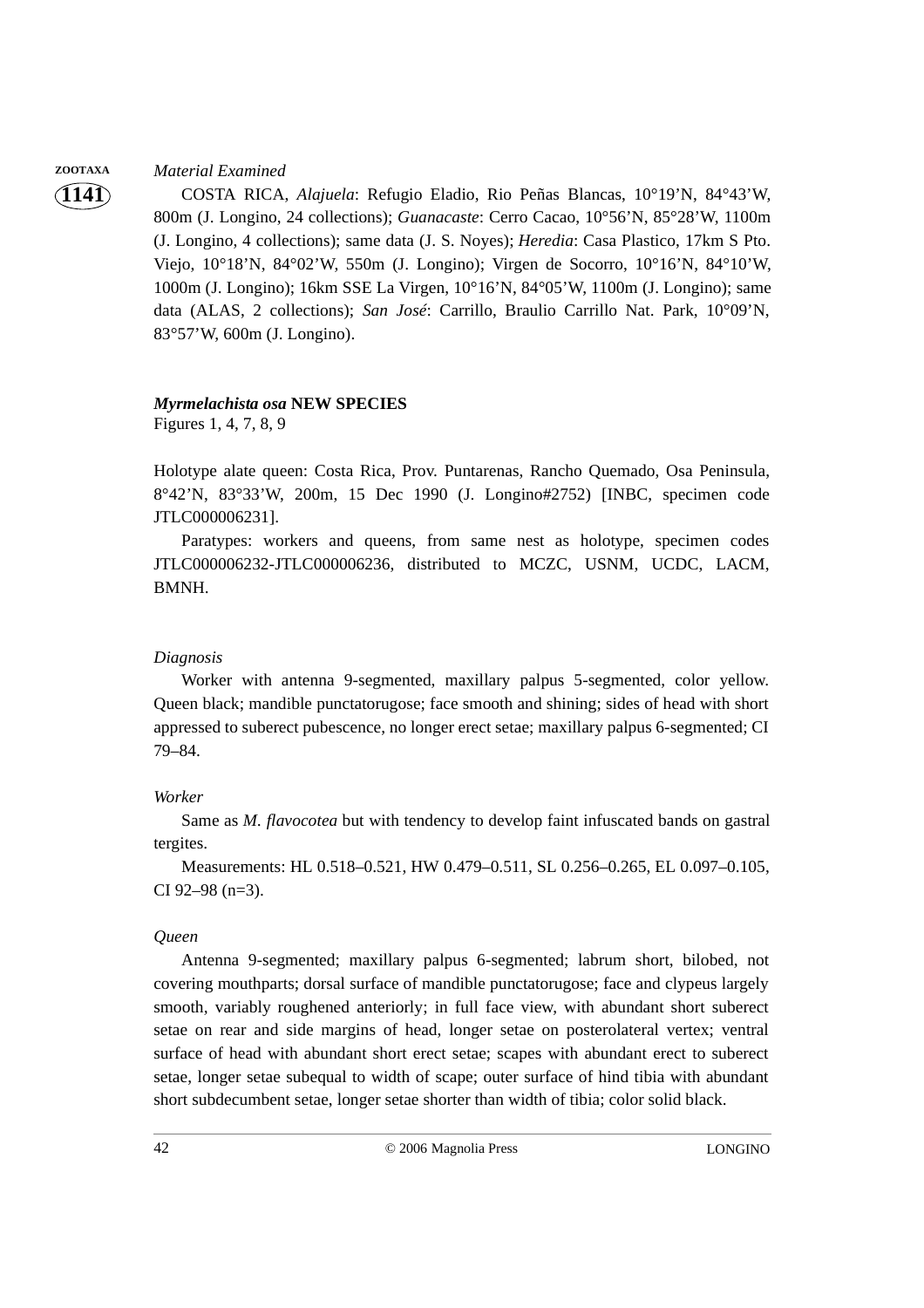*Material Examined*

COSTA RICA, *Alajuela*: Refugio Eladio, Rio Peñas Blancas, 10°19’N, 84°43’W, 800m (J. Longino, 24 collections); *Guanacaste*: Cerro Cacao, 10°56’N, 85°28’W, 1100m (J. Longino, 4 collections); same data (J. S. Noyes); *Heredia*: Casa Plastico, 17km S Pto. Viejo, 10°18’N, 84°02’W, 550m (J. Longino); Virgen de Socorro, 10°16’N, 84°10’W, 1000m (J. Longino); 16km SSE La Virgen, 10°16’N, 84°05’W, 1100m (J. Longino); same data (ALAS, 2 collections); *San José*: Carrillo, Braulio Carrillo Nat. Park, 10°09’N, 83°57’W, 600m (J. Longino).

## ***Myrmelachista osa*** **NEW SPECIES**

Figures 1, 4, 7, 8, 9

Holotype alate queen: Costa Rica, Prov. Puntarenas, Rancho Quemado, Osa Peninsula, 8°42’N, 83°33’W, 200m, 15 Dec 1990 (J. Longino#2752) [INBC, specimen code JTLC000006231].

Paratypes: workers and queens, from same nest as holotype, specimen codes JTLC000006232-JTLC000006236, distributed to MCZC, USNM, UCDC, LACM, BMNH.

*Diagnosis*

Worker with antenna 9-segmented, maxillary palpus 5-segmented, color yellow. Queen black; mandible punctatorugose; face smooth and shining; sides of head with short appressed to suberect pubescence, no longer erect setae; maxillary palpus 6-segmented; CI 79–84.

*Worker*

Same as *M. flavocotea* but with tendency to develop faint infuscated bands on gastral tergites.

Measurements: HL 0.518–0.521, HW 0.479–0.511, SL 0.256–0.265, EL 0.097–0.105, CI 92–98 (n=3).

*Queen*

Antenna 9-segmented; maxillary palpus 6-segmented; labrum short, bilobed, not covering mouthparts; dorsal surface of mandible punctatorugose; face and clypeus largely smooth, variably roughened anteriorly; in full face view, with abundant short suberect setae on rear and side margins of head, longer setae on posterolateral vertex; ventral surface of head with abundant short erect setae; scapes with abundant erect to suberect setae, longer setae subequal to width of scape; outer surface of hind tibia with abundant short subdecumbent setae, longer setae shorter than width of tibia; color solid black.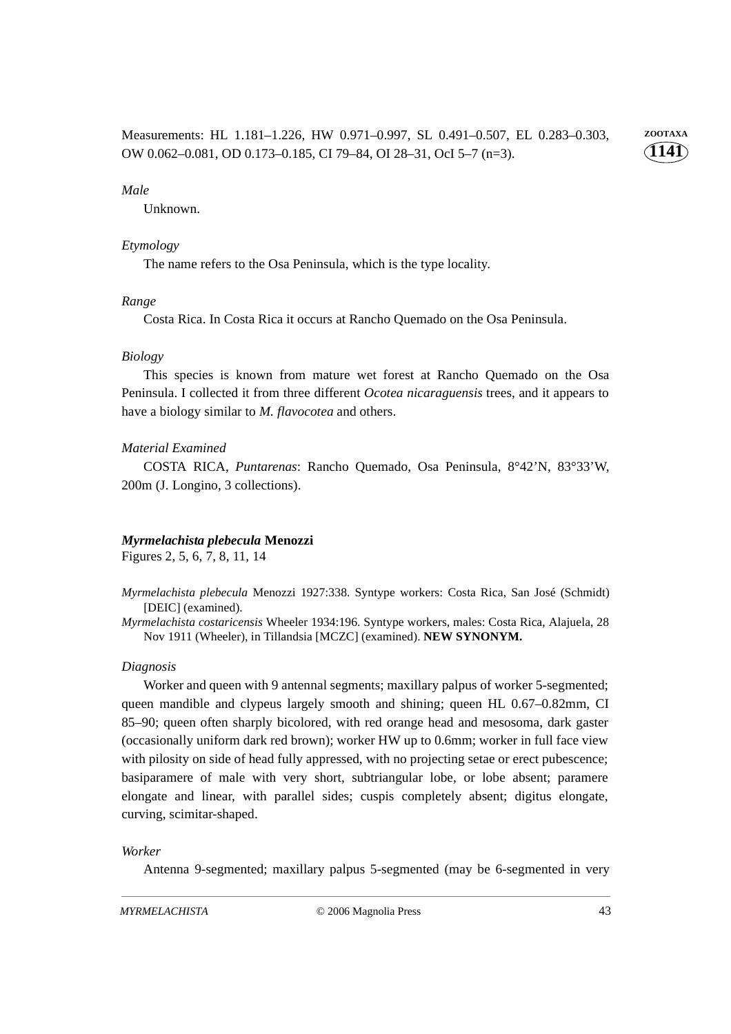Measurements: HL 1.181–1.226, HW 0.971–0.997, SL 0.491–0.507, EL 0.283–0.303, OW 0.062–0.081, OD 0.173–0.185, CI 79–84, OI 28–31, OcI 5–7 (n=3).

*Male*

Unknown.

*Etymology*

The name refers to the Osa Peninsula, which is the type locality.

*Range*

Costa Rica. In Costa Rica it occurs at Rancho Quemado on the Osa Peninsula.

*Biology*

This species is known from mature wet forest at Rancho Quemado on the Osa Peninsula. I collected it from three different *Ocotea nicaraguensis* trees, and it appears to have a biology similar to *M. flavocotea* and others.

*Material Examined*

COSTA RICA, *Puntarenas*: Rancho Quemado, Osa Peninsula, 8°42'N, 83°33'W, 200m (J. Longino, 3 collections).

### *Myrmelachista plebecula* Menozzi

Figures 2, 5, 6, 7, 8, 11, 14

*Myrmelachista plebecula* Menozzi 1927:338. Syntype workers: Costa Rica, San José (Schmidt) [DEIC] (examined).

*Myrmelachista costaricensis* Wheeler 1934:196. Syntype workers, males: Costa Rica, Alajuela, 28 Nov 1911 (Wheeler), in Tillandsia [MCZC] (examined). **NEW SYNONYM.**

*Diagnosis*

Worker and queen with 9 antennal segments; maxillary palpus of worker 5-segmented; queen mandible and clypeus largely smooth and shining; queen HL 0.67–0.82mm, CI 85–90; queen often sharply bicolored, with red orange head and mesosoma, dark gaster (occasionally uniform dark red brown); worker HW up to 0.6mm; worker in full face view with pilosity on side of head fully appressed, with no projecting setae or erect pubescence; basiparamere of male with very short, subtriangular lobe, or lobe absent; paramere elongate and linear, with parallel sides; cuspis completely absent; digitus elongate, curving, scimitar-shaped.

*Worker*

Antenna 9-segmented; maxillary palpus 5-segmented (may be 6-segmented in very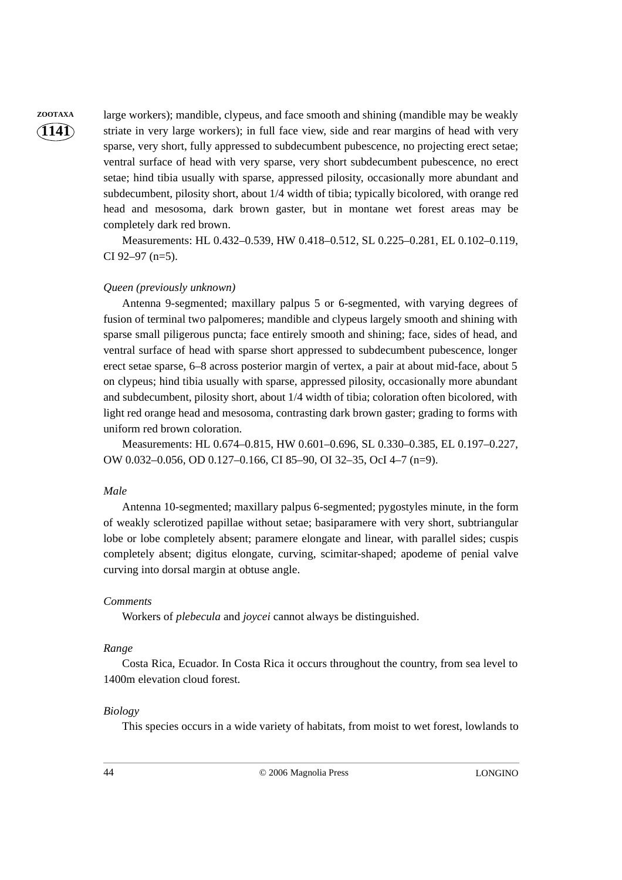large workers); mandible, clypeus, and face smooth and shining (mandible may be weakly striate in very large workers); in full face view, side and rear margins of head with very sparse, very short, fully appressed to subdecumbent pubescence, no projecting erect setae; ventral surface of head with very sparse, very short subdecumbent pubescence, no erect setae; hind tibia usually with sparse, appressed pilosity, occasionally more abundant and subdecumbent, pilosity short, about 1/4 width of tibia; typically bicolored, with orange red head and mesosoma, dark brown gaster, but in montane wet forest areas may be completely dark red brown.

Measurements: HL 0.432–0.539, HW 0.418–0.512, SL 0.225–0.281, EL 0.102–0.119, CI 92–97 (n=5).

*Queen (previously unknown)*

Antenna 9-segmented; maxillary palpus 5 or 6-segmented, with varying degrees of fusion of terminal two palpomeres; mandible and clypeus largely smooth and shining with sparse small piligerous puncta; face entirely smooth and shining; face, sides of head, and ventral surface of head with sparse short appressed to subdecumbent pubescence, longer erect setae sparse, 6–8 across posterior margin of vertex, a pair at about mid-face, about 5 on clypeus; hind tibia usually with sparse, appressed pilosity, occasionally more abundant and subdecumbent, pilosity short, about 1/4 width of tibia; coloration often bicolored, with light red orange head and mesosoma, contrasting dark brown gaster; grading to forms with uniform red brown coloration.

Measurements: HL 0.674–0.815, HW 0.601–0.696, SL 0.330–0.385, EL 0.197–0.227, OW 0.032–0.056, OD 0.127–0.166, CI 85–90, OI 32–35, OcI 4–7 (n=9).

*Male*

Antenna 10-segmented; maxillary palpus 6-segmented; pygostyles minute, in the form of weakly sclerotized papillae without setae; basiparamere with very short, subtriangular lobe or lobe completely absent; paramere elongate and linear, with parallel sides; cuspis completely absent; digitus elongate, curving, scimitar-shaped; apodeme of penial valve curving into dorsal margin at obtuse angle.

*Comments*

Workers of *plebecula* and *joycei* cannot always be distinguished.

*Range*

Costa Rica, Ecuador. In Costa Rica it occurs throughout the country, from sea level to 1400m elevation cloud forest.

*Biology*

This species occurs in a wide variety of habitats, from moist to wet forest, lowlands to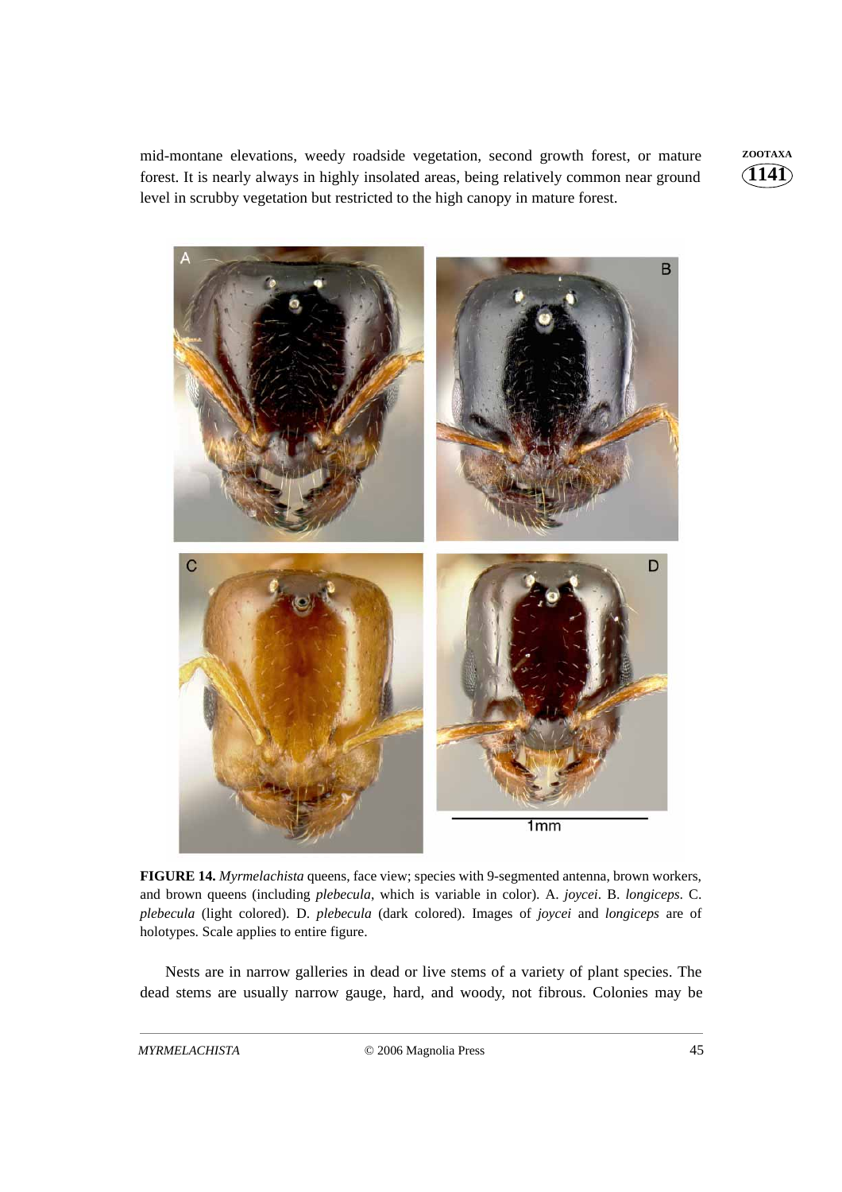mid-montane elevations, weedy roadside vegetation, second growth forest, or mature forest. It is nearly always in highly insolated areas, being relatively common near ground level in scrubby vegetation but restricted to the high canopy in mature forest.

**FIGURE 14.** *Myrmelachista* queens, face view; species with 9-segmented antenna, brown workers, and brown queens (including *plebecula*, which is variable in color). A. *joycei*. B. *longiceps*. C. *plebecula* (light colored). D. *plebecula* (dark colored). Images of *joycei* and *longiceps* are of holotypes. Scale applies to entire figure.

Nests are in narrow galleries in dead or live stems of a variety of plant species. The dead stems are usually narrow gauge, hard, and woody, not fibrous. Colonies may be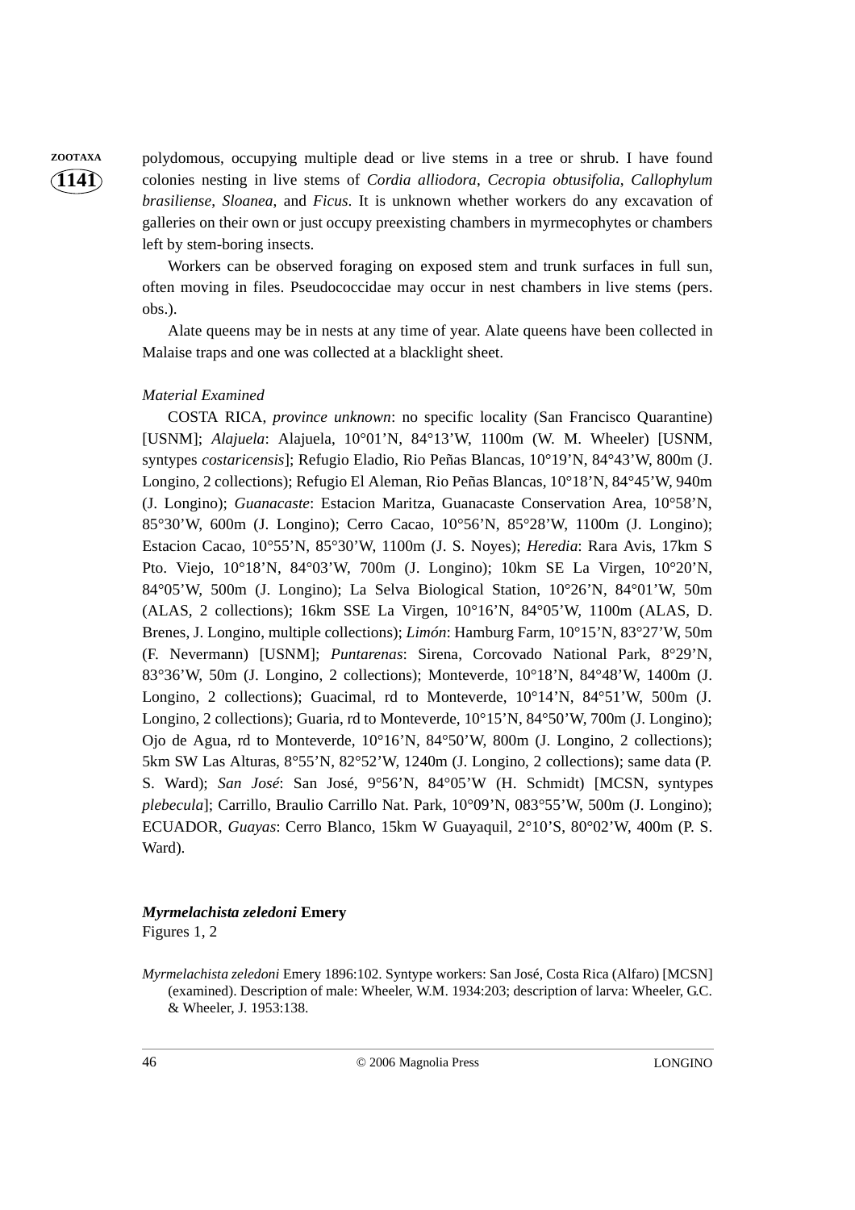polydomous, occupying multiple dead or live stems in a tree or shrub. I have found colonies nesting in live stems of *Cordia alliodora*, *Cecropia obtusifolia*, *Callophylum brasiliense*, *Sloanea*, and *Ficus*. It is unknown whether workers do any excavation of galleries on their own or just occupy preexisting chambers in myrmecophytes or chambers left by stem-boring insects.

Workers can be observed foraging on exposed stem and trunk surfaces in full sun, often moving in files. Pseudococcidae may occur in nest chambers in live stems (pers. obs.).

Alate queens may be in nests at any time of year. Alate queens have been collected in Malaise traps and one was collected at a blacklight sheet.

*Material Examined*

COSTA RICA, *province unknown*: no specific locality (San Francisco Quarantine) [USNM]; *Alajuela*: Alajuela, 10°01'N, 84°13'W, 1100m (W. M. Wheeler) [USNM, syntypes *costaricensis*]; Refugio Eladio, Rio Peñas Blancas, 10°19'N, 84°43'W, 800m (J. Longino, 2 collections); Refugio El Aleman, Rio Peñas Blancas, 10°18'N, 84°45'W, 940m (J. Longino); *Guanacaste*: Estacion Maritza, Guanacaste Conservation Area, 10°58'N, 85°30'W, 600m (J. Longino); Cerro Cacao, 10°56'N, 85°28'W, 1100m (J. Longino); Estacion Cacao, 10°55'N, 85°30'W, 1100m (J. S. Noyes); *Heredia*: Rara Avis, 17km S Pto. Viejo, 10°18'N, 84°03'W, 700m (J. Longino); 10km SE La Virgen, 10°20'N, 84°05'W, 500m (J. Longino); La Selva Biological Station, 10°26'N, 84°01'W, 50m (ALAS, 2 collections); 16km SSE La Virgen, 10°16'N, 84°05'W, 1100m (ALAS, D. Brenes, J. Longino, multiple collections); *Limón*: Hamburg Farm, 10°15'N, 83°27'W, 50m (F. Nevermann) [USNM]; *Puntarenas*: Sirena, Corcovado National Park, 8°29'N, 83°36'W, 50m (J. Longino, 2 collections); Monteverde, 10°18'N, 84°48'W, 1400m (J. Longino, 2 collections); Guacimal, rd to Monteverde, 10°14'N, 84°51'W, 500m (J. Longino, 2 collections); Guaria, rd to Monteverde, 10°15'N, 84°50'W, 700m (J. Longino); Ojo de Agua, rd to Monteverde, 10°16'N, 84°50'W, 800m (J. Longino, 2 collections); 5km SW Las Alturas, 8°55'N, 82°52'W, 1240m (J. Longino, 2 collections); same data (P. S. Ward); *San José*: San José, 9°56'N, 84°05'W (H. Schmidt) [MCSN, syntypes *plebecula*]; Carrillo, Braulio Carrillo Nat. Park, 10°09'N, 083°55'W, 500m (J. Longino); ECUADOR, *Guayas*: Cerro Blanco, 15km W Guayaquil, 2°10'S, 80°02'W, 400m (P. S. Ward).

### ***Myrmelachista zeledoni*** **Emery**

Figures 1, 2

*Myrmelachista zeledoni* Emery 1896:102. Syntype workers: San José, Costa Rica (Alfaro) [MCSN] (examined). Description of male: Wheeler, W.M. 1934:203; description of larva: Wheeler, G.C. & Wheeler, J. 1953:138.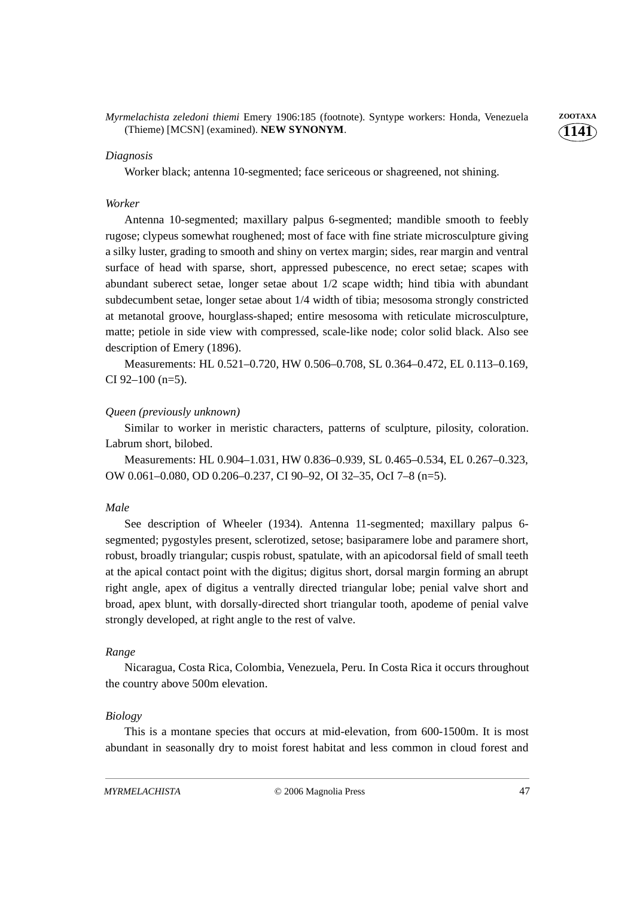*Myrmelachista zeledoni thiemi* Emery 1906:185 (footnote). Syntype workers: Honda, Venezuela (Thieme) [MCSN] (examined). **NEW SYNONYM**.

*Diagnosis*

Worker black; antenna 10-segmented; face sericeous or shagreened, not shining.

*Worker*

Antenna 10-segmented; maxillary palpus 6-segmented; mandible smooth to feebly rugose; clypeus somewhat roughened; most of face with fine striate microsculpture giving a silky luster, grading to smooth and shiny on vertex margin; sides, rear margin and ventral surface of head with sparse, short, appressed pubescence, no erect setae; scapes with abundant suberect setae, longer setae about 1/2 scape width; hind tibia with abundant subdecumbent setae, longer setae about 1/4 width of tibia; mesosoma strongly constricted at metanotal groove, hourglass-shaped; entire mesosoma with reticulate microsculpture, matte; petiole in side view with compressed, scale-like node; color solid black. Also see description of Emery (1896).

Measurements: HL 0.521–0.720, HW 0.506–0.708, SL 0.364–0.472, EL 0.113–0.169, CI 92–100 (n=5).

*Queen (previously unknown)*

Similar to worker in meristic characters, patterns of sculpture, pilosity, coloration. Labrum short, bilobed.

Measurements: HL 0.904–1.031, HW 0.836–0.939, SL 0.465–0.534, EL 0.267–0.323, OW 0.061–0.080, OD 0.206–0.237, CI 90–92, OI 32–35, OcI 7–8 (n=5).

*Male*

See description of Wheeler (1934). Antenna 11-segmented; maxillary palpus 6-segmented; pygostyles present, sclerotized, setose; basiparamere lobe and paramere short, robust, broadly triangular; cuspis robust, spatulate, with an apicodorsal field of small teeth at the apical contact point with the digitus; digitus short, dorsal margin forming an abrupt right angle, apex of digitus a ventrally directed triangular lobe; penial valve short and broad, apex blunt, with dorsally-directed short triangular tooth, apodeme of penial valve strongly developed, at right angle to the rest of valve.

*Range*

Nicaragua, Costa Rica, Colombia, Venezuela, Peru. In Costa Rica it occurs throughout the country above 500m elevation.

*Biology*

This is a montane species that occurs at mid-elevation, from 600-1500m. It is most abundant in seasonally dry to moist forest habitat and less common in cloud forest and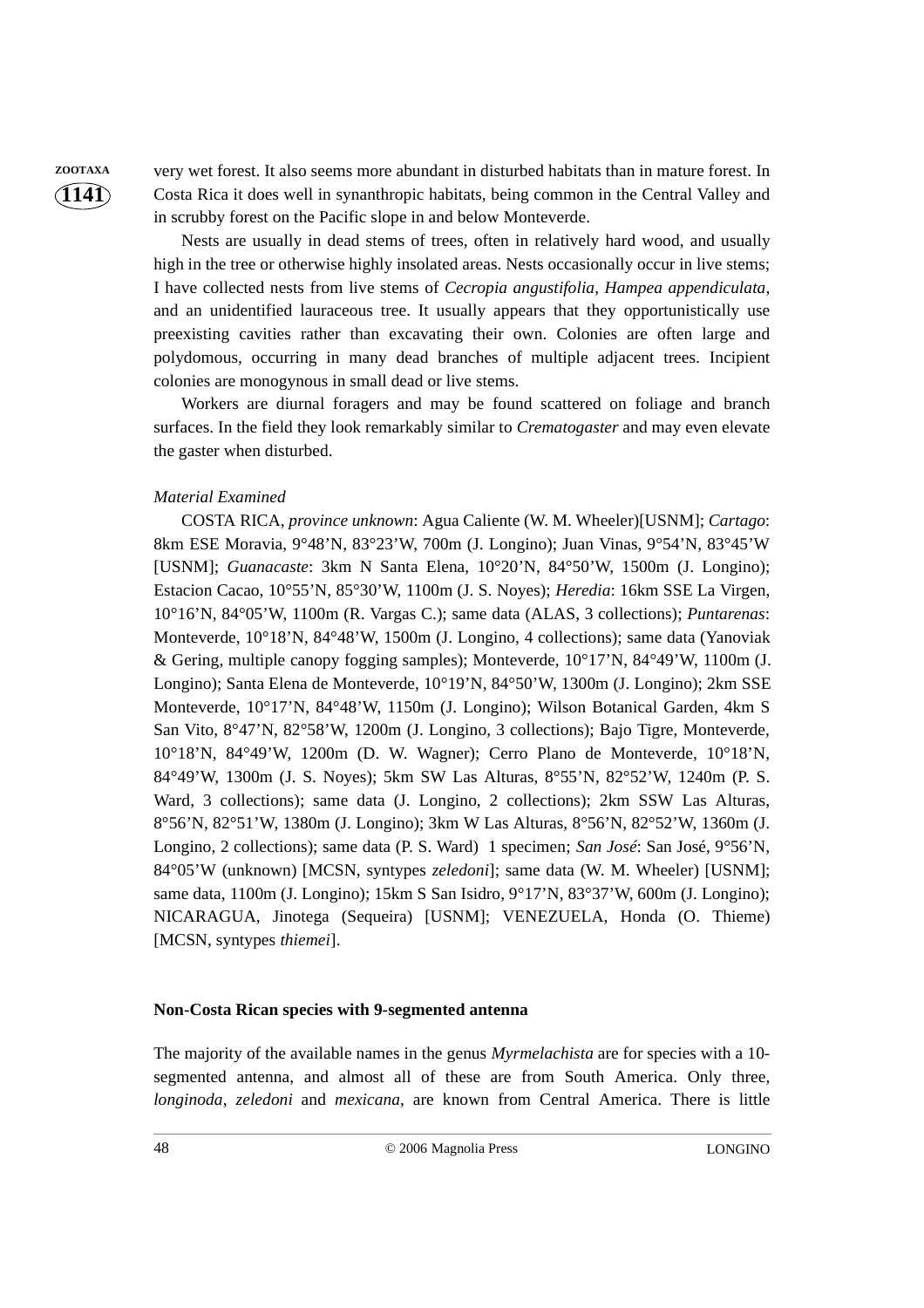very wet forest. It also seems more abundant in disturbed habitats than in mature forest. In Costa Rica it does well in synanthropic habitats, being common in the Central Valley and in scrubby forest on the Pacific slope in and below Monteverde.

Nests are usually in dead stems of trees, often in relatively hard wood, and usually high in the tree or otherwise highly insolated areas. Nests occasionally occur in live stems; I have collected nests from live stems of *Cecropia angustifolia*, *Hampea appendiculata*, and an unidentified lauraceous tree. It usually appears that they opportunistically use preexisting cavities rather than excavating their own. Colonies are often large and polydomous, occurring in many dead branches of multiple adjacent trees. Incipient colonies are monogynous in small dead or live stems.

Workers are diurnal foragers and may be found scattered on foliage and branch surfaces. In the field they look remarkably similar to *Crematogaster* and may even elevate the gaster when disturbed.

*Material Examined*

COSTA RICA, *province unknown*: Agua Caliente (W. M. Wheeler)[USNM]; *Cartago*: 8km ESE Moravia, 9°48'N, 83°23'W, 700m (J. Longino); Juan Vinas, 9°54'N, 83°45'W [USNM]; *Guanacaste*: 3km N Santa Elena, 10°20'N, 84°50'W, 1500m (J. Longino); Estacion Cacao, 10°55'N, 85°30'W, 1100m (J. S. Noyes); *Heredia*: 16km SSE La Virgen, 10°16'N, 84°05'W, 1100m (R. Vargas C.); same data (ALAS, 3 collections); *Puntarenas*: Monteverde, 10°18'N, 84°48'W, 1500m (J. Longino, 4 collections); same data (Yanoviak & Gering, multiple canopy fogging samples); Monteverde, 10°17'N, 84°49'W, 1100m (J. Longino); Santa Elena de Monteverde, 10°19'N, 84°50'W, 1300m (J. Longino); 2km SSE Monteverde, 10°17'N, 84°48'W, 1150m (J. Longino); Wilson Botanical Garden, 4km S San Vito, 8°47'N, 82°58'W, 1200m (J. Longino, 3 collections); Bajo Tigre, Monteverde, 10°18'N, 84°49'W, 1200m (D. W. Wagner); Cerro Plano de Monteverde, 10°18'N, 84°49'W, 1300m (J. S. Noyes); 5km SW Las Alturas, 8°55'N, 82°52'W, 1240m (P. S. Ward, 3 collections); same data (J. Longino, 2 collections); 2km SSW Las Alturas, 8°56'N, 82°51'W, 1380m (J. Longino); 3km W Las Alturas, 8°56'N, 82°52'W, 1360m (J. Longino, 2 collections); same data (P. S. Ward) 1 specimen; *San José*: San José, 9°56'N, 84°05'W (unknown) [MCSN, syntypes *zeledoni*]; same data (W. M. Wheeler) [USNM]; same data, 1100m (J. Longino); 15km S San Isidro, 9°17'N, 83°37'W, 600m (J. Longino); NICARAGUA, Jinotega (Sequeira) [USNM]; VENEZUELA, Honda (O. Thieme) [MCSN, syntypes *thiemei*].

**Non-Costa Rican species with 9-segmented antenna**

The majority of the available names in the genus *Myrmelachista* are for species with a 10-segmented antenna, and almost all of these are from South America. Only three, *longinoda*, *zeledoni* and *mexicana*, are known from Central America. There is little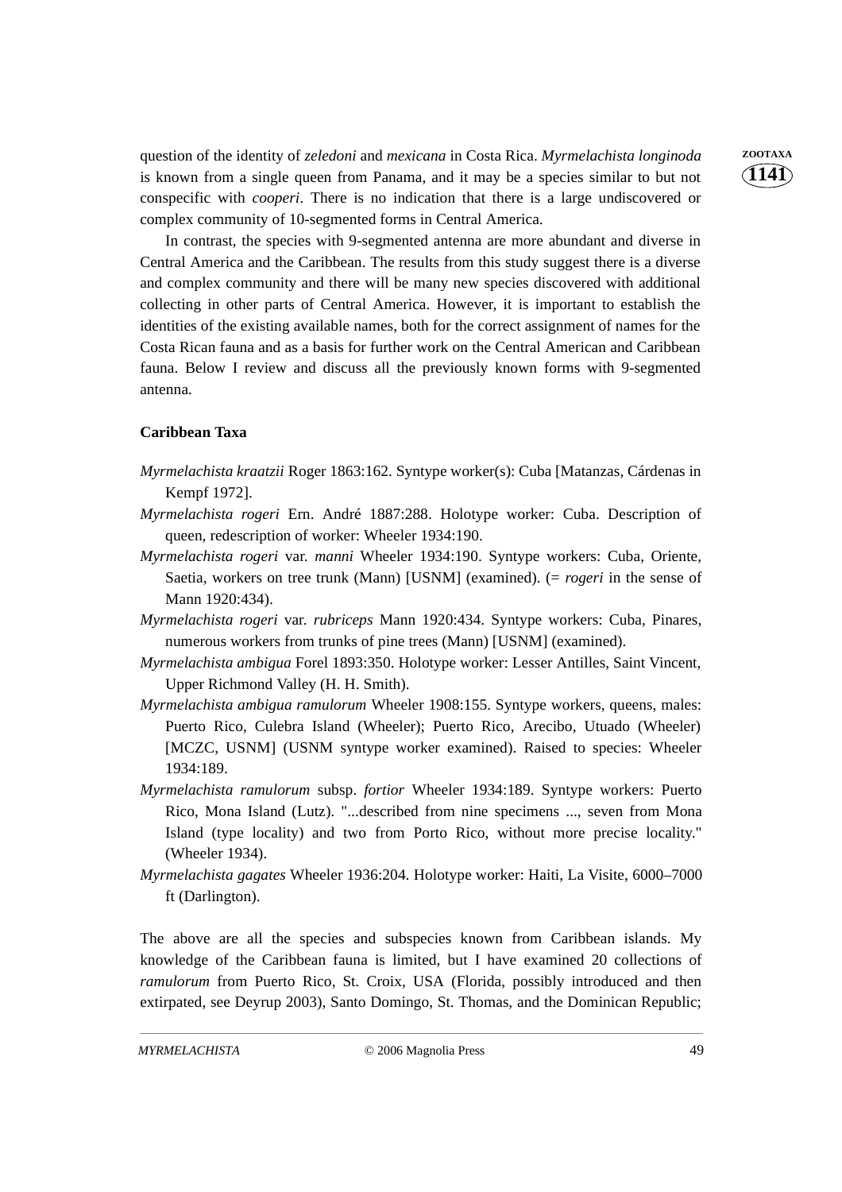question of the identity of *zeledoni* and *mexicana* in Costa Rica. *Myrmelachista longinoda* is known from a single queen from Panama, and it may be a species similar to but not conspecific with *cooperi*. There is no indication that there is a large undiscovered or complex community of 10-segmented forms in Central America.

In contrast, the species with 9-segmented antenna are more abundant and diverse in Central America and the Caribbean. The results from this study suggest there is a diverse and complex community and there will be many new species discovered with additional collecting in other parts of Central America. However, it is important to establish the identities of the existing available names, both for the correct assignment of names for the Costa Rican fauna and as a basis for further work on the Central American and Caribbean fauna. Below I review and discuss all the previously known forms with 9-segmented antenna.

**Caribbean Taxa**

*Myrmelachista kraatzii* Roger 1863:162. Syntype worker(s): Cuba [Matanzas, Cárdenas in Kempf 1972].

*Myrmelachista rogeri* Ern. André 1887:288. Holotype worker: Cuba. Description of queen, redescription of worker: Wheeler 1934:190.

*Myrmelachista rogeri* var. *manni* Wheeler 1934:190. Syntype workers: Cuba, Oriente, Saetia, workers on tree trunk (Mann) [USNM] (examined). (= *rogeri* in the sense of Mann 1920:434).

*Myrmelachista rogeri* var. *rubriceps* Mann 1920:434. Syntype workers: Cuba, Pinares, numerous workers from trunks of pine trees (Mann) [USNM] (examined).

*Myrmelachista ambigua* Forel 1893:350. Holotype worker: Lesser Antilles, Saint Vincent, Upper Richmond Valley (H. H. Smith).

*Myrmelachista ambigua ramulorum* Wheeler 1908:155. Syntype workers, queens, males: Puerto Rico, Culebra Island (Wheeler); Puerto Rico, Arecibo, Utuado (Wheeler) [MCZC, USNM] (USNM syntype worker examined). Raised to species: Wheeler 1934:189.

*Myrmelachista ramulorum* subsp. *fortior* Wheeler 1934:189. Syntype workers: Puerto Rico, Mona Island (Lutz). "...described from nine specimens ..., seven from Mona Island (type locality) and two from Porto Rico, without more precise locality." (Wheeler 1934).

*Myrmelachista gagates* Wheeler 1936:204. Holotype worker: Haiti, La Visite, 6000–7000 ft (Darlington).

The above are all the species and subspecies known from Caribbean islands. My knowledge of the Caribbean fauna is limited, but I have examined 20 collections of *ramulorum* from Puerto Rico, St. Croix, USA (Florida, possibly introduced and then extirpated, see Deyrup 2003), Santo Domingo, St. Thomas, and the Dominican Republic;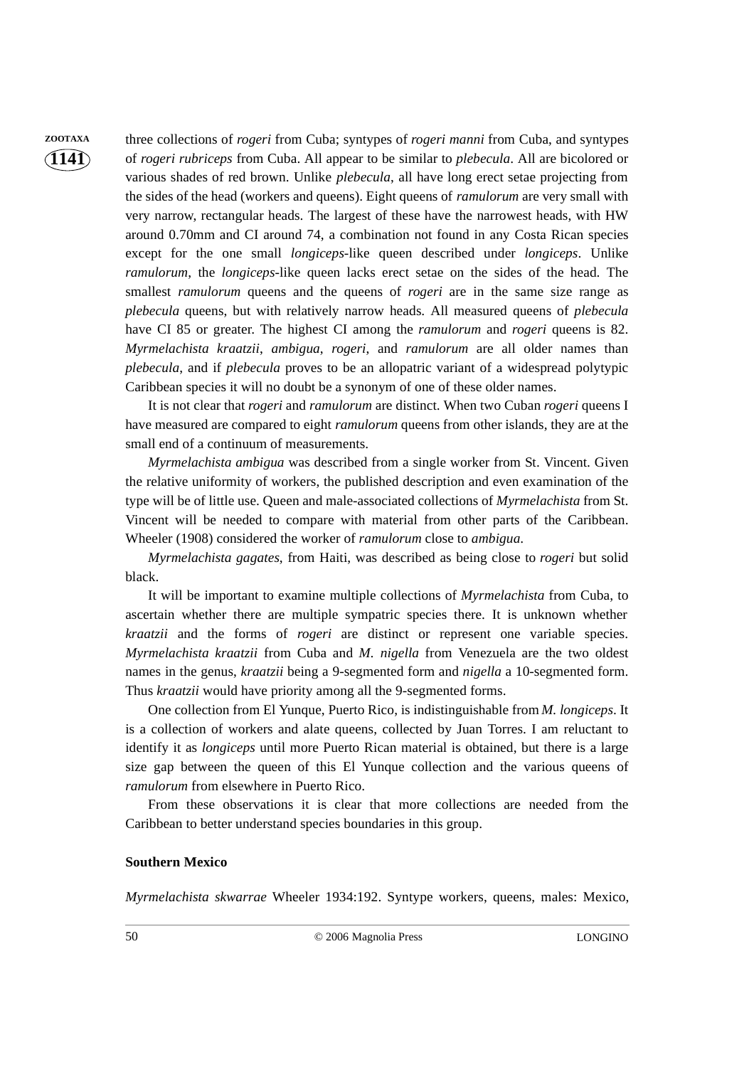three collections of *rogeri* from Cuba; syntypes of *rogeri manni* from Cuba, and syntypes of *rogeri rubriceps* from Cuba. All appear to be similar to *plebecula*. All are bicolored or various shades of red brown. Unlike *plebecula*, all have long erect setae projecting from the sides of the head (workers and queens). Eight queens of *ramulorum* are very small with very narrow, rectangular heads. The largest of these have the narrowest heads, with HW around 0.70mm and CI around 74, a combination not found in any Costa Rican species except for the one small *longiceps*-like queen described under *longiceps*. Unlike *ramulorum*, the *longiceps*-like queen lacks erect setae on the sides of the head. The smallest *ramulorum* queens and the queens of *rogeri* are in the same size range as *plebecula* queens, but with relatively narrow heads. All measured queens of *plebecula* have CI 85 or greater. The highest CI among the *ramulorum* and *rogeri* queens is 82. *Myrmelachista kraatzii*, *ambigua*, *rogeri*, and *ramulorum* are all older names than *plebecula*, and if *plebecula* proves to be an allopatric variant of a widespread polytypic Caribbean species it will no doubt be a synonym of one of these older names.

It is not clear that *rogeri* and *ramulorum* are distinct. When two Cuban *rogeri* queens I have measured are compared to eight *ramulorum* queens from other islands, they are at the small end of a continuum of measurements.

*Myrmelachista ambigua* was described from a single worker from St. Vincent. Given the relative uniformity of workers, the published description and even examination of the type will be of little use. Queen and male-associated collections of *Myrmelachista* from St. Vincent will be needed to compare with material from other parts of the Caribbean. Wheeler (1908) considered the worker of *ramulorum* close to *ambigua*.

*Myrmelachista gagates*, from Haiti, was described as being close to *rogeri* but solid black.

It will be important to examine multiple collections of *Myrmelachista* from Cuba, to ascertain whether there are multiple sympatric species there. It is unknown whether *kraatzii* and the forms of *rogeri* are distinct or represent one variable species. *Myrmelachista kraatzii* from Cuba and *M. nigella* from Venezuela are the two oldest names in the genus, *kraatzii* being a 9-segmented form and *nigella* a 10-segmented form. Thus *kraatzii* would have priority among all the 9-segmented forms.

One collection from El Yunque, Puerto Rico, is indistinguishable from *M. longiceps*. It is a collection of workers and alate queens, collected by Juan Torres. I am reluctant to identify it as *longiceps* until more Puerto Rican material is obtained, but there is a large size gap between the queen of this El Yunque collection and the various queens of *ramulorum* from elsewhere in Puerto Rico.

From these observations it is clear that more collections are needed from the Caribbean to better understand species boundaries in this group.

**Southern Mexico**

*Myrmelachista skwarrae* Wheeler 1934:192. Syntype workers, queens, males: Mexico,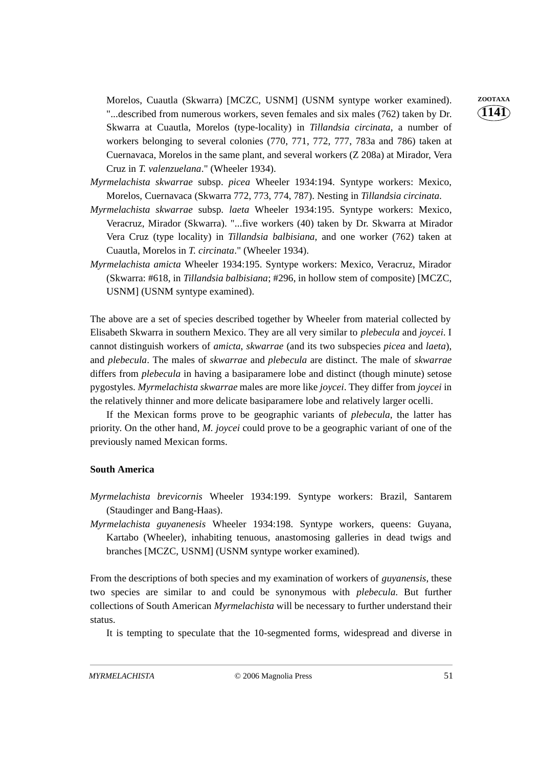Morelos, Cuautla (Skwarra) [MCZC, USNM] (USNM syntype worker examined). "...described from numerous workers, seven females and six males (762) taken by Dr. Skwarra at Cuautla, Morelos (type-locality) in *Tillandsia circinata*, a number of workers belonging to several colonies (770, 771, 772, 777, 783a and 786) taken at Cuernavaca, Morelos in the same plant, and several workers (Z 208a) at Mirador, Vera Cruz in *T. valenzuelana*." (Wheeler 1934).

*Myrmelachista skwarrae* subsp. *picea* Wheeler 1934:194. Syntype workers: Mexico, Morelos, Cuernavaca (Skwarra 772, 773, 774, 787). Nesting in *Tillandsia circinata*.

*Myrmelachista skwarrae* subsp. *laeta* Wheeler 1934:195. Syntype workers: Mexico, Veracruz, Mirador (Skwarra). "...five workers (40) taken by Dr. Skwarra at Mirador Vera Cruz (type locality) in *Tillandsia balbisiana*, and one worker (762) taken at Cuautla, Morelos in *T. circinata*." (Wheeler 1934).

*Myrmelachista amicta* Wheeler 1934:195. Syntype workers: Mexico, Veracruz, Mirador (Skwarra: #618, in *Tillandsia balbisiana*; #296, in hollow stem of composite) [MCZC, USNM] (USNM syntype examined).

The above are a set of species described together by Wheeler from material collected by Elisabeth Skwarra in southern Mexico. They are all very similar to *plebecula* and *joycei*. I cannot distinguish workers of *amicta*, *skwarrae* (and its two subspecies *picea* and *laeta*), and *plebecula*. The males of *skwarrae* and *plebecula* are distinct. The male of *skwarrae* differs from *plebecula* in having a basiparamere lobe and distinct (though minute) setose pygostyles. *Myrmelachista skwarrae* males are more like *joycei*. They differ from *joycei* in the relatively thinner and more delicate basiparamere lobe and relatively larger ocelli.

If the Mexican forms prove to be geographic variants of *plebecula*, the latter has priority. On the other hand, *M. joycei* could prove to be a geographic variant of one of the previously named Mexican forms.

**South America**

*Myrmelachista brevicornis* Wheeler 1934:199. Syntype workers: Brazil, Santarem (Staudinger and Bang-Haas).

*Myrmelachista guyanenesis* Wheeler 1934:198. Syntype workers, queens: Guyana, Kartabo (Wheeler), inhabiting tenuous, anastomosing galleries in dead twigs and branches [MCZC, USNM] (USNM syntype worker examined).

From the descriptions of both species and my examination of workers of *guyanensis*, these two species are similar to and could be synonymous with *plebecula*. But further collections of South American *Myrmelachista* will be necessary to further understand their status.

It is tempting to speculate that the 10-segmented forms, widespread and diverse in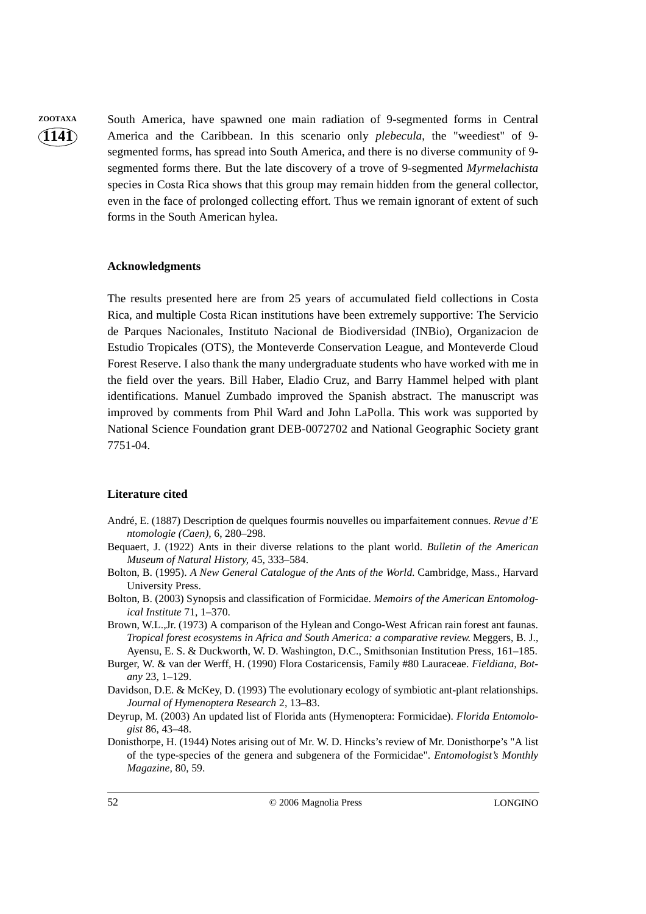South America, have spawned one main radiation of 9-segmented forms in Central America and the Caribbean. In this scenario only *plebecula*, the "weediest" of 9-segmented forms, has spread into South America, and there is no diverse community of 9-segmented forms there. But the late discovery of a trove of 9-segmented *Myrmelachista* species in Costa Rica shows that this group may remain hidden from the general collector, even in the face of prolonged collecting effort. Thus we remain ignorant of extent of such forms in the South American hylea.

## Acknowledgments

The results presented here are from 25 years of accumulated field collections in Costa Rica, and multiple Costa Rican institutions have been extremely supportive: The Servicio de Parques Nacionales, Instituto Nacional de Biodiversidad (INBio), Organizacion de Estudio Tropicales (OTS), the Monteverde Conservation League, and Monteverde Cloud Forest Reserve. I also thank the many undergraduate students who have worked with me in the field over the years. Bill Haber, Eladio Cruz, and Barry Hammel helped with plant identifications. Manuel Zumbado improved the Spanish abstract. The manuscript was improved by comments from Phil Ward and John LaPolla. This work was supported by National Science Foundation grant DEB-0072702 and National Geographic Society grant 7751-04.

## Literature cited

André, E. (1887) Description de quelques fourmis nouvelles ou imparfaitement connues. *Revue d'E ntomologie (Caen)*, 6, 280–298.

Bequaert, J. (1922) Ants in their diverse relations to the plant world. *Bulletin of the American Museum of Natural History*, 45, 333–584.

Bolton, B. (1995). *A New General Catalogue of the Ants of the World.* Cambridge, Mass., Harvard University Press.

Bolton, B. (2003) Synopsis and classification of Formicidae. *Memoirs of the American Entomological Institute* 71, 1–370.

Brown, W.L.,Jr. (1973) A comparison of the Hylean and Congo-West African rain forest ant faunas. *Tropical forest ecosystems in Africa and South America: a comparative review.* Meggers, B. J., Ayensu, E. S. & Duckworth, W. D. Washington, D.C., Smithsonian Institution Press, 161–185.

Burger, W. & van der Werff, H. (1990) Flora Costaricensis, Family #80 Lauraceae. *Fieldiana, Botany* 23, 1–129.

Davidson, D.E. & McKey, D. (1993) The evolutionary ecology of symbiotic ant-plant relationships. *Journal of Hymenoptera Research* 2, 13–83.

Deyrup, M. (2003) An updated list of Florida ants (Hymenoptera: Formicidae). *Florida Entomologist* 86, 43–48.

Donisthorpe, H. (1944) Notes arising out of Mr. W. D. Hincks's review of Mr. Donisthorpe's "A list of the type-species of the genera and subgenera of the Formicidae". *Entomologist's Monthly Magazine*, 80, 59.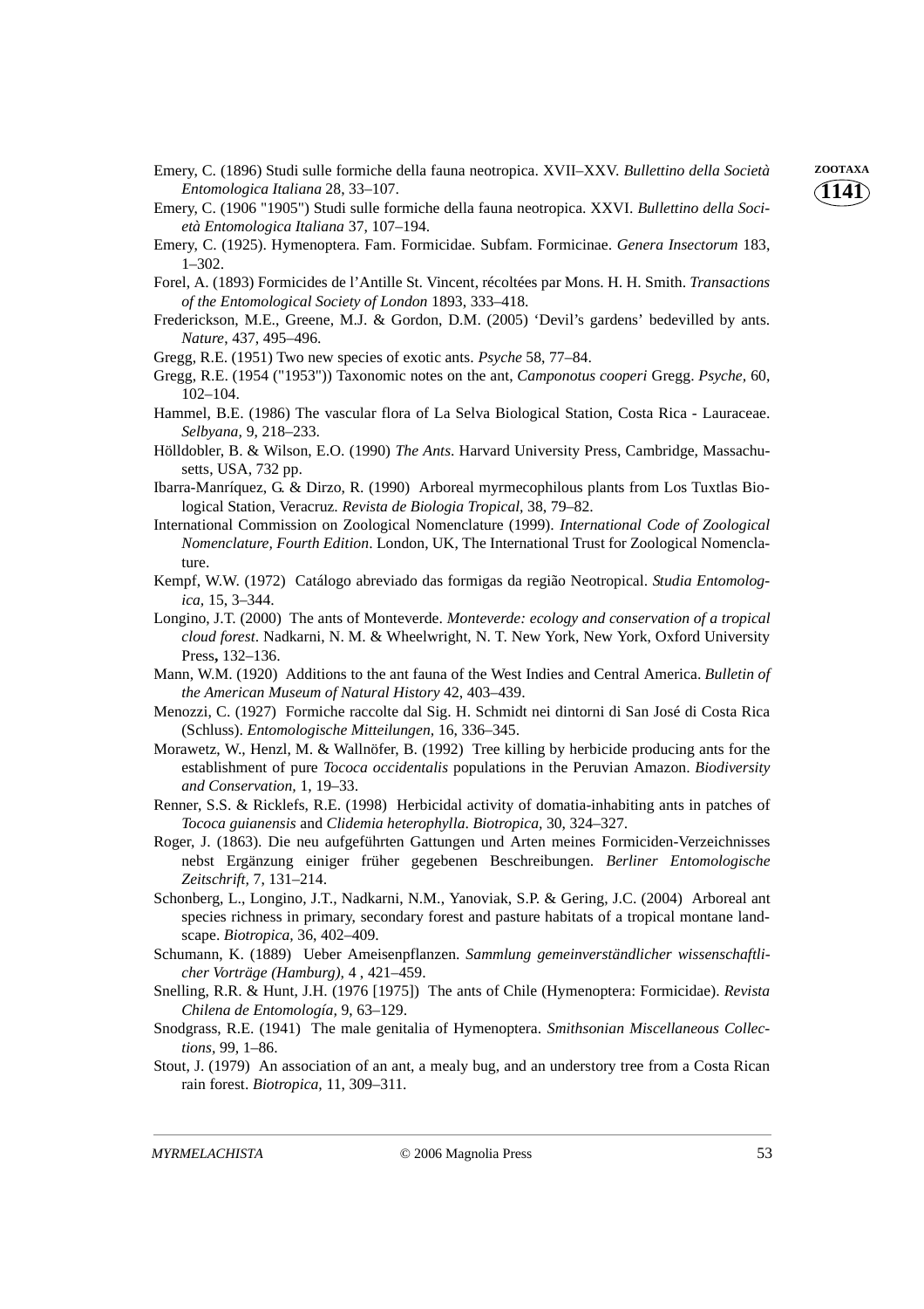Emery, C. (1896) Studi sulle formiche della fauna neotropica. XVII–XXV. *Bullettino della Società Entomologica Italiana* 28, 33–107.

Emery, C. (1906 "1905") Studi sulle formiche della fauna neotropica. XXVI. *Bullettino della Società Entomologica Italiana* 37, 107–194.

Emery, C. (1925). Hymenoptera. Fam. Formicidae. Subfam. Formicinae. *Genera Insectorum* 183, 1–302.

Forel, A. (1893) Formicides de l'Antille St. Vincent, récoltées par Mons. H. H. Smith. *Transactions of the Entomological Society of London* 1893, 333–418.

Frederickson, M.E., Greene, M.J. & Gordon, D.M. (2005) 'Devil's gardens' bedevilled by ants. *Nature*, 437, 495–496.

Gregg, R.E. (1951) Two new species of exotic ants. *Psyche* 58, 77–84.

Gregg, R.E. (1954 ("1953")) Taxonomic notes on the ant, *Camponotus cooperi* Gregg. *Psyche,* 60, 102–104.

Hammel, B.E. (1986) The vascular flora of La Selva Biological Station, Costa Rica - Lauraceae. *Selbyana,* 9, 218–233.

Hölldobler, B. & Wilson, E.O. (1990) *The Ants*. Harvard University Press, Cambridge, Massachusetts, USA, 732 pp.

Ibarra-Manríquez, G. & Dirzo, R. (1990) Arboreal myrmecophilous plants from Los Tuxtlas Biological Station, Veracruz. *Revista de Biologia Tropical,* 38, 79–82.

International Commission on Zoological Nomenclature (1999). *International Code of Zoological Nomenclature, Fourth Edition*. London, UK, The International Trust for Zoological Nomenclature.

Kempf, W.W. (1972) Catálogo abreviado das formigas da região Neotropical. *Studia Entomologica,* 15, 3–344.

Longino, J.T. (2000) The ants of Monteverde. *Monteverde: ecology and conservation of a tropical cloud forest*. Nadkarni, N. M. & Wheelwright, N. T. New York, New York, Oxford University Press**,** 132–136.

Mann, W.M. (1920) Additions to the ant fauna of the West Indies and Central America. *Bulletin of the American Museum of Natural History* 42, 403–439.

Menozzi, C. (1927) Formiche raccolte dal Sig. H. Schmidt nei dintorni di San José di Costa Rica (Schluss). *Entomologische Mitteilungen,* 16, 336–345.

Morawetz, W., Henzl, M. & Wallnöfer, B. (1992) Tree killing by herbicide producing ants for the establishment of pure *Tococa occidentalis* populations in the Peruvian Amazon. *Biodiversity and Conservation,* 1, 19–33.

Renner, S.S. & Ricklefs, R.E. (1998) Herbicidal activity of domatia-inhabiting ants in patches of *Tococa guianensis* and *Clidemia heterophylla*. *Biotropica,* 30, 324–327.

Roger, J. (1863). Die neu aufgeführten Gattungen und Arten meines Formiciden-Verzeichnisses nebst Ergänzung einiger früher gegebenen Beschreibungen. *Berliner Entomologische Zeitschrift,* 7, 131–214.

Schonberg, L., Longino, J.T., Nadkarni, N.M., Yanoviak, S.P. & Gering, J.C. (2004) Arboreal ant species richness in primary, secondary forest and pasture habitats of a tropical montane landscape. *Biotropica,* 36, 402–409.

Schumann, K. (1889) Ueber Ameisenpflanzen. *Sammlung gemeinverständlicher wissenschaftlicher Vorträge (Hamburg),* 4 , 421–459.

Snelling, R.R. & Hunt, J.H. (1976 [1975]) The ants of Chile (Hymenoptera: Formicidae). *Revista Chilena de Entomología,* 9, 63–129.

Snodgrass, R.E. (1941) The male genitalia of Hymenoptera. *Smithsonian Miscellaneous Collections,* 99, 1–86.

Stout, J. (1979) An association of an ant, a mealy bug, and an understory tree from a Costa Rican rain forest. *Biotropica,* 11, 309–311.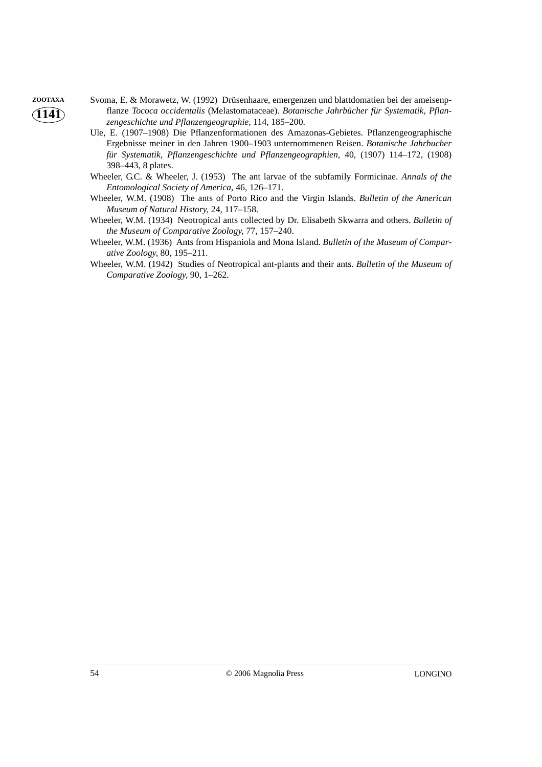Svoma, E. & Morawetz, W. (1992) Drüsenhaare, emergenzen und blattdomatien bei der ameisenpflanze *Tococa occidentalis* (Melastomataceae). *Botanische Jahrbücher für Systematik, Pflanzengeschichte und Pflanzengeographie*, 114, 185–200.

Ule, E. (1907–1908) Die Pflanzenformationen des Amazonas-Gebietes. Pflanzengeographische Ergebnisse meiner in den Jahren 1900–1903 unternommenen Reisen. *Botanische Jahrbucher für Systematik, Pflanzengeschichte und Pflanzengeographien*, 40, (1907) 114–172, (1908) 398–443, 8 plates.

Wheeler, G.C. & Wheeler, J. (1953) The ant larvae of the subfamily Formicinae. *Annals of the Entomological Society of America*, 46, 126–171.

Wheeler, W.M. (1908) The ants of Porto Rico and the Virgin Islands. *Bulletin of the American Museum of Natural History*, 24, 117–158.

Wheeler, W.M. (1934) Neotropical ants collected by Dr. Elisabeth Skwarra and others. *Bulletin of the Museum of Comparative Zoology*, 77, 157–240.

Wheeler, W.M. (1936) Ants from Hispaniola and Mona Island. *Bulletin of the Museum of Comparative Zoology*, 80, 195–211.

Wheeler, W.M. (1942) Studies of Neotropical ant-plants and their ants. *Bulletin of the Museum of Comparative Zoology*, 90, 1–262.